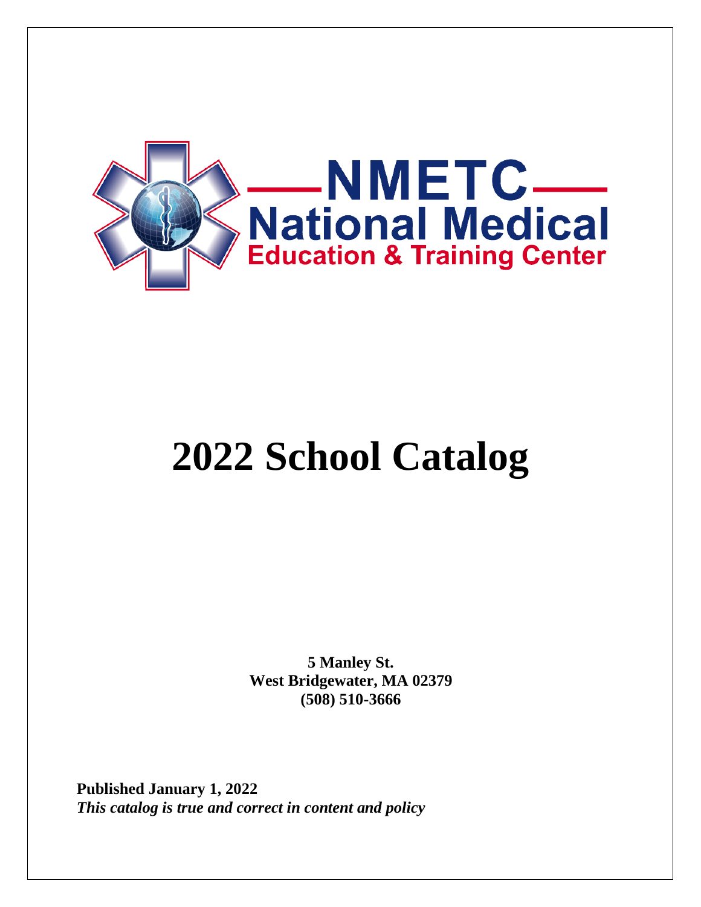NMETC
National Medical
Education & Training Center

# 2022 School Catalog

**5 Manley St.**
**West Bridgewater, MA 02379**
**(508) 510-3666**

**Published January 1, 2022**
***This catalog is true and correct in content and policy***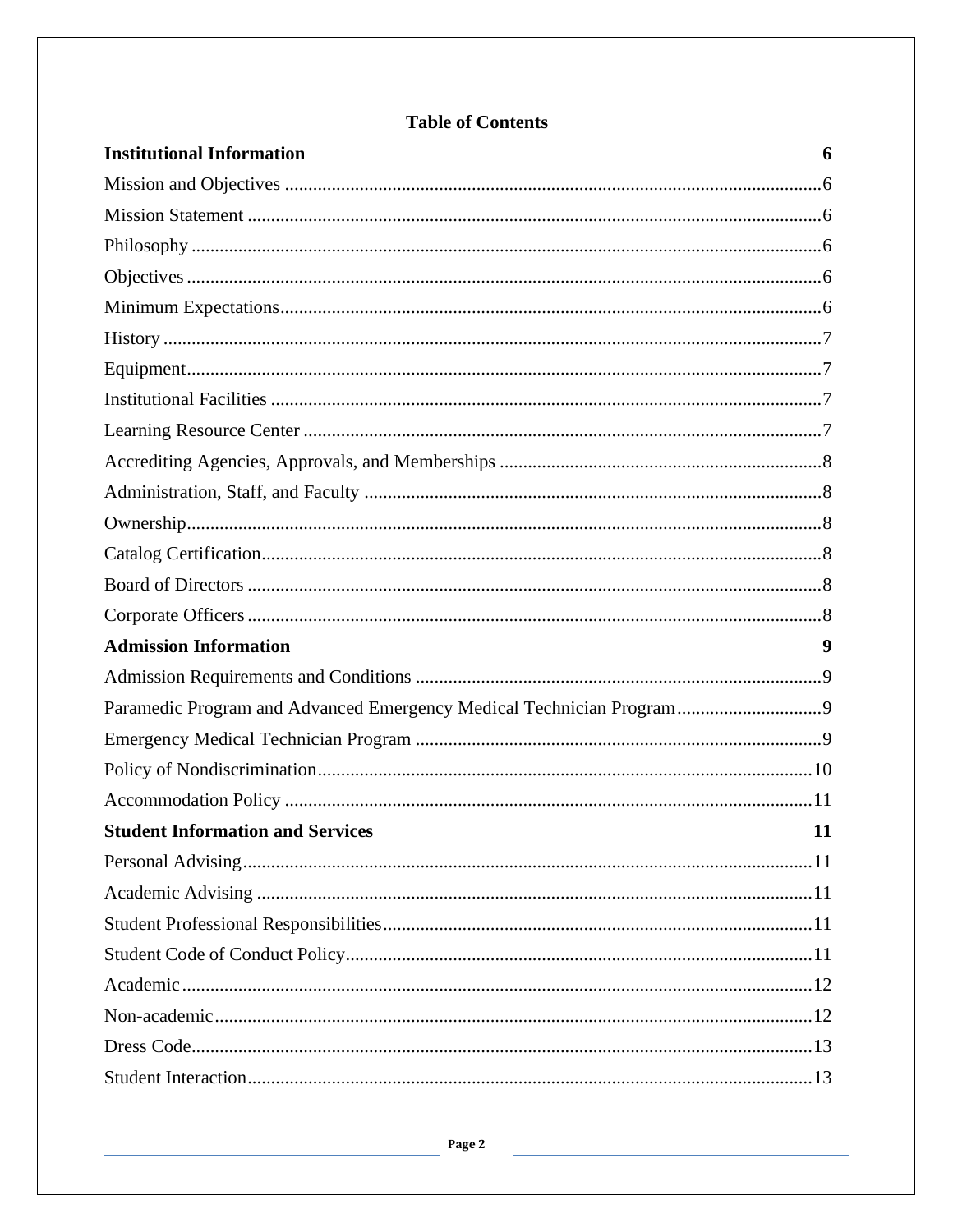# Table of Contents

**Institutional Information** **6**

Mission and Objectives ........................................................................................................6

Mission Statement ................................................................................................................6

Philosophy ............................................................................................................................6

Objectives .............................................................................................................................6

Minimum Expectations..........................................................................................................6

History ...................................................................................................................................7

Equipment..............................................................................................................................7

Institutional Facilities ............................................................................................................7

Learning Resource Center .....................................................................................................7

Accrediting Agencies, Approvals, and Memberships ............................................................8

Administration, Staff, and Faculty .........................................................................................8

Ownership..............................................................................................................................8

Catalog Certification..............................................................................................................8

Board of Directors .................................................................................................................8

Corporate Officers .................................................................................................................8

**Admission Information** **9**

Admission Requirements and Conditions ..............................................................................9

Paramedic Program and Advanced Emergency Medical Technician Program ......................9

Emergency Medical Technician Program ..............................................................................9

Policy of Nondiscrimination.................................................................................................10

Accommodation Policy ........................................................................................................11

**Student Information and Services** **11**

Personal Advising.................................................................................................................11

Academic Advising ..............................................................................................................11

Student Professional Responsibilities...................................................................................11

Student Code of Conduct Policy...........................................................................................11

Academic..............................................................................................................................12

Non-academic.......................................................................................................................12

Dress Code............................................................................................................................13

Student Interaction................................................................................................................13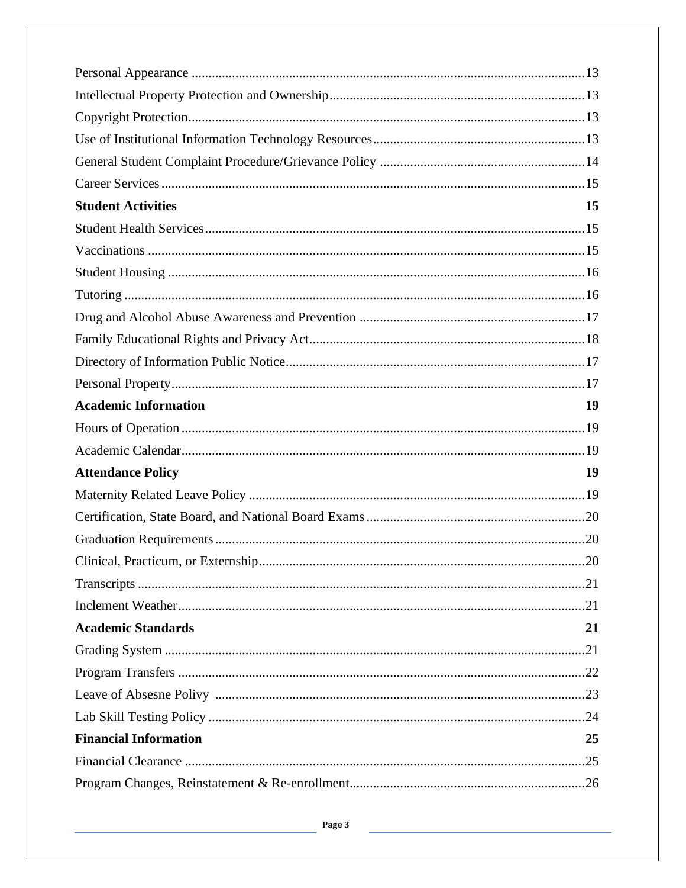Personal Appearance ....................................................................................................................13

Intellectual Property Protection and Ownership............................................................................13

Copyright Protection.....................................................................................................................13

Use of Institutional Information Technology Resources...............................................................13

General Student Complaint Procedure/Grievance Policy .............................................................14

Career Services.............................................................................................................................15

**Student Activities** **15**

Student Health Services................................................................................................................15

Vaccinations .................................................................................................................................15

Student Housing ...........................................................................................................................16

Tutoring ........................................................................................................................................16

Drug and Alcohol Abuse Awareness and Prevention ...................................................................17

Family Educational Rights and Privacy Act.................................................................................18

Directory of Information Public Notice........................................................................................17

Personal Property..........................................................................................................................17

**Academic Information** **19**

Hours of Operation .......................................................................................................................19

Academic Calendar.......................................................................................................................19

**Attendance Policy** **19**

Maternity Related Leave Policy ...................................................................................................19

Certification, State Board, and National Board Exams .................................................................20

Graduation Requirements .............................................................................................................20

Clinical, Practicum, or Externship................................................................................................20

Transcripts ....................................................................................................................................21

Inclement Weather........................................................................................................................21

**Academic Standards** **21**

Grading System ............................................................................................................................21

Program Transfers ........................................................................................................................22

Leave of Absesne Polivy .............................................................................................................23

Lab Skill Testing Policy ...............................................................................................................24

**Financial Information** **25**

Financial Clearance ......................................................................................................................25

Program Changes, Reinstatement & Re-enrollment.....................................................................26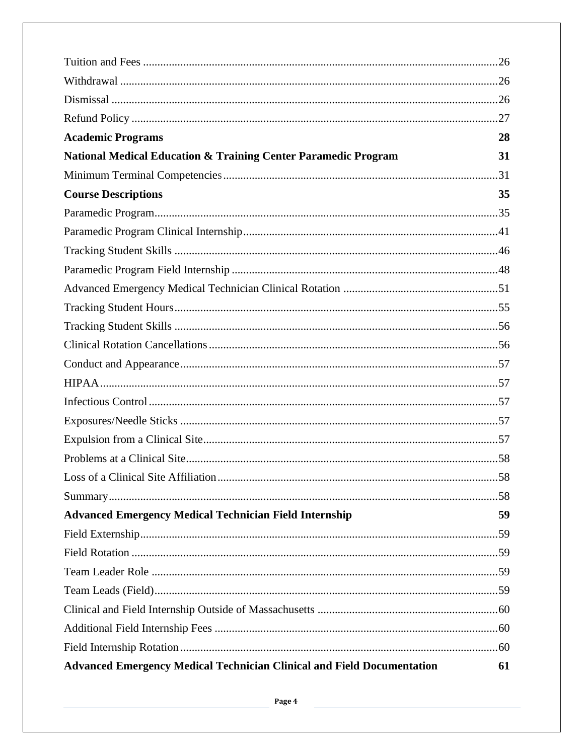Tuition and Fees ....................................................................................................................26

Withdrawal ............................................................................................................................26

Dismissal ...............................................................................................................................26

Refund Policy ........................................................................................................................27

**Academic Programs** **28**

**National Medical Education & Training Center Paramedic Program** **31**

Minimum Terminal Competencies.........................................................................................31

**Course Descriptions** **35**

Paramedic Program................................................................................................................35

Paramedic Program Clinical Internship..................................................................................41

Tracking Student Skills ..........................................................................................................46

Paramedic Program Field Internship ......................................................................................48

Advanced Emergency Medical Technician Clinical Rotation ...............................................51

Tracking Student Hours..........................................................................................................55

Tracking Student Skills ..........................................................................................................56

Clinical Rotation Cancellations..............................................................................................56

Conduct and Appearance........................................................................................................57

HIPAA....................................................................................................................................57

Infectious Control ..................................................................................................................57

Exposures/Needle Sticks ........................................................................................................57

Expulsion from a Clinical Site................................................................................................57

Problems at a Clinical Site......................................................................................................58

Loss of a Clinical Site Affiliation...........................................................................................58

Summary.................................................................................................................................58

**Advanced Emergency Medical Technician Field Internship** **59**

Field Externship......................................................................................................................59

Field Rotation .........................................................................................................................59

Team Leader Role ..................................................................................................................59

Team Leads (Field).................................................................................................................59

Clinical and Field Internship Outside of Massachusetts ........................................................60

Additional Field Internship Fees ............................................................................................60

Field Internship Rotation........................................................................................................60

**Advanced Emergency Medical Technician Clinical and Field Documentation** **61**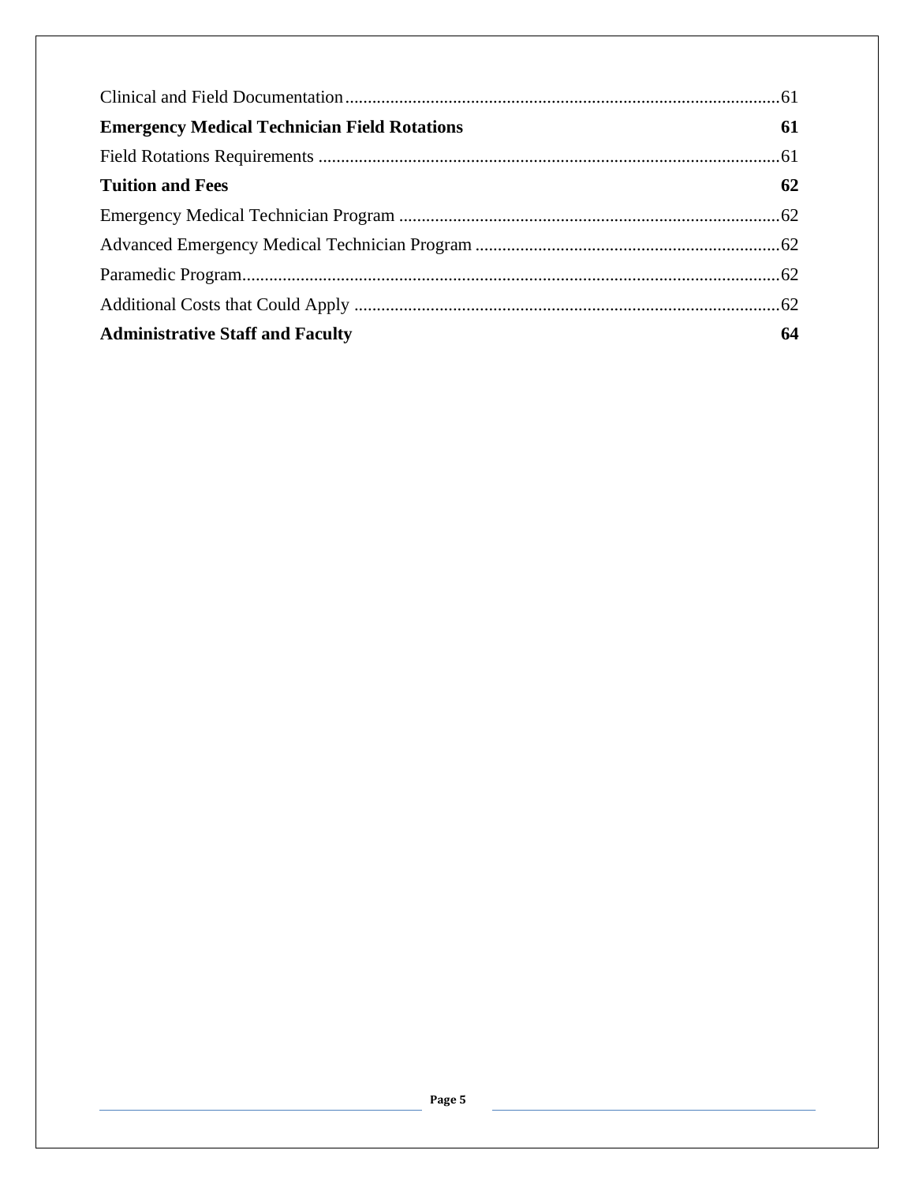Clinical and Field Documentation ........................................................................................ 61

**Emergency Medical Technician Field Rotations** **61**

Field Rotations Requirements ............................................................................................. 61

**Tuition and Fees** **62**

Emergency Medical Technician Program ............................................................................ 62

Advanced Emergency Medical Technician Program ............................................................ 62

Paramedic Program .............................................................................................................. 62

Additional Costs that Could Apply ....................................................................................... 62

**Administrative Staff and Faculty** **64**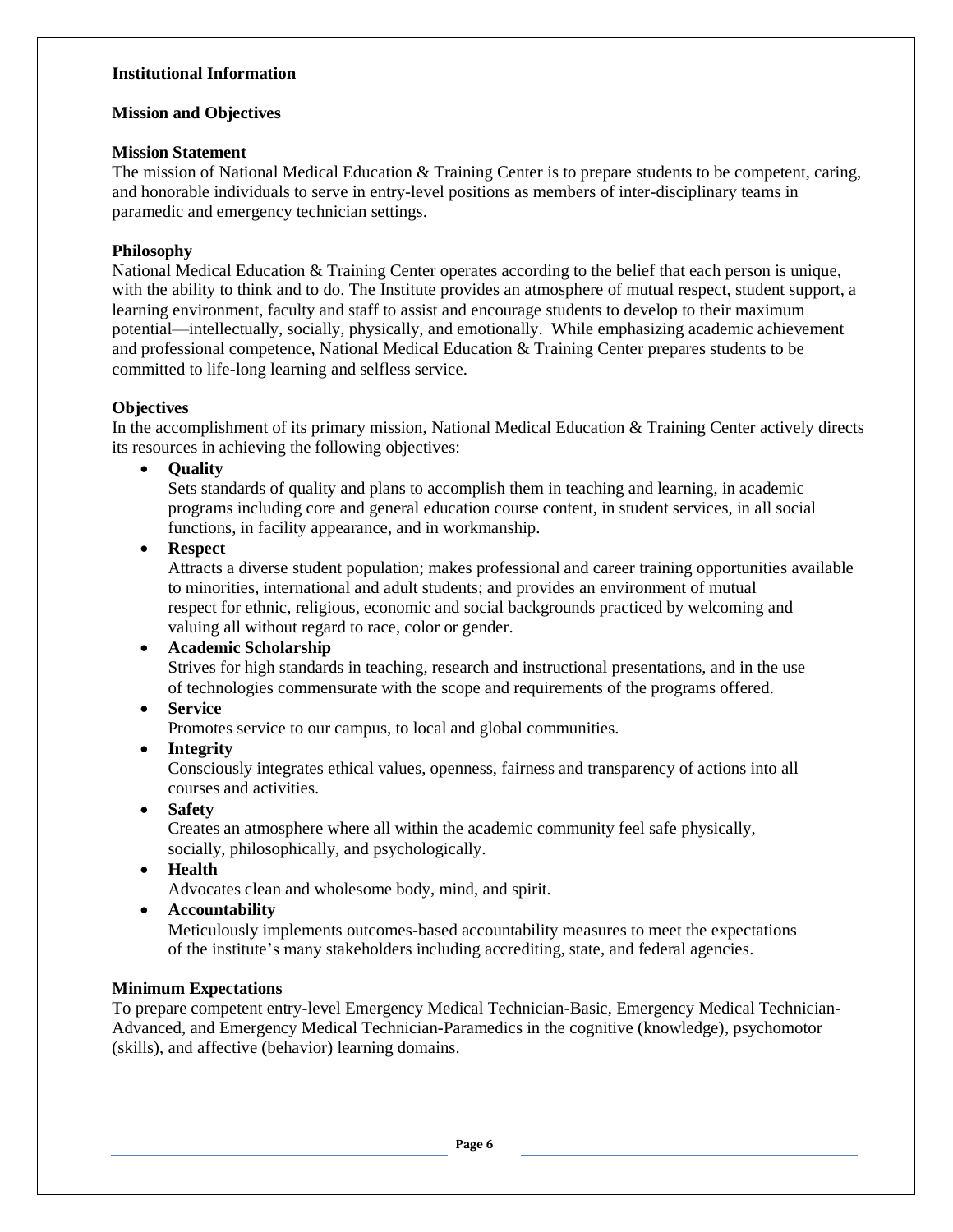## Institutional Information

### Mission and Objectives

**Mission Statement**

The mission of National Medical Education & Training Center is to prepare students to be competent, caring, and honorable individuals to serve in entry-level positions as members of inter-disciplinary teams in paramedic and emergency technician settings.

**Philosophy**

National Medical Education & Training Center operates according to the belief that each person is unique, with the ability to think and to do. The Institute provides an atmosphere of mutual respect, student support, a learning environment, faculty and staff to assist and encourage students to develop to their maximum potential—intellectually, socially, physically, and emotionally. While emphasizing academic achievement and professional competence, National Medical Education & Training Center prepares students to be committed to life-long learning and selfless service.

**Objectives**

In the accomplishment of its primary mission, National Medical Education & Training Center actively directs its resources in achieving the following objectives:

- **Quality**
  Sets standards of quality and plans to accomplish them in teaching and learning, in academic programs including core and general education course content, in student services, in all social functions, in facility appearance, and in workmanship.
- **Respect**
  Attracts a diverse student population; makes professional and career training opportunities available to minorities, international and adult students; and provides an environment of mutual respect for ethnic, religious, economic and social backgrounds practiced by welcoming and valuing all without regard to race, color or gender.
- **Academic Scholarship**
  Strives for high standards in teaching, research and instructional presentations, and in the use of technologies commensurate with the scope and requirements of the programs offered.
- **Service**
  Promotes service to our campus, to local and global communities.
- **Integrity**
  Consciously integrates ethical values, openness, fairness and transparency of actions into all courses and activities.
- **Safety**
  Creates an atmosphere where all within the academic community feel safe physically, socially, philosophically, and psychologically.
- **Health**
  Advocates clean and wholesome body, mind, and spirit.
- **Accountability**
  Meticulously implements outcomes-based accountability measures to meet the expectations of the institute's many stakeholders including accrediting, state, and federal agencies.

**Minimum Expectations**

To prepare competent entry-level Emergency Medical Technician-Basic, Emergency Medical Technician-Advanced, and Emergency Medical Technician-Paramedics in the cognitive (knowledge), psychomotor (skills), and affective (behavior) learning domains.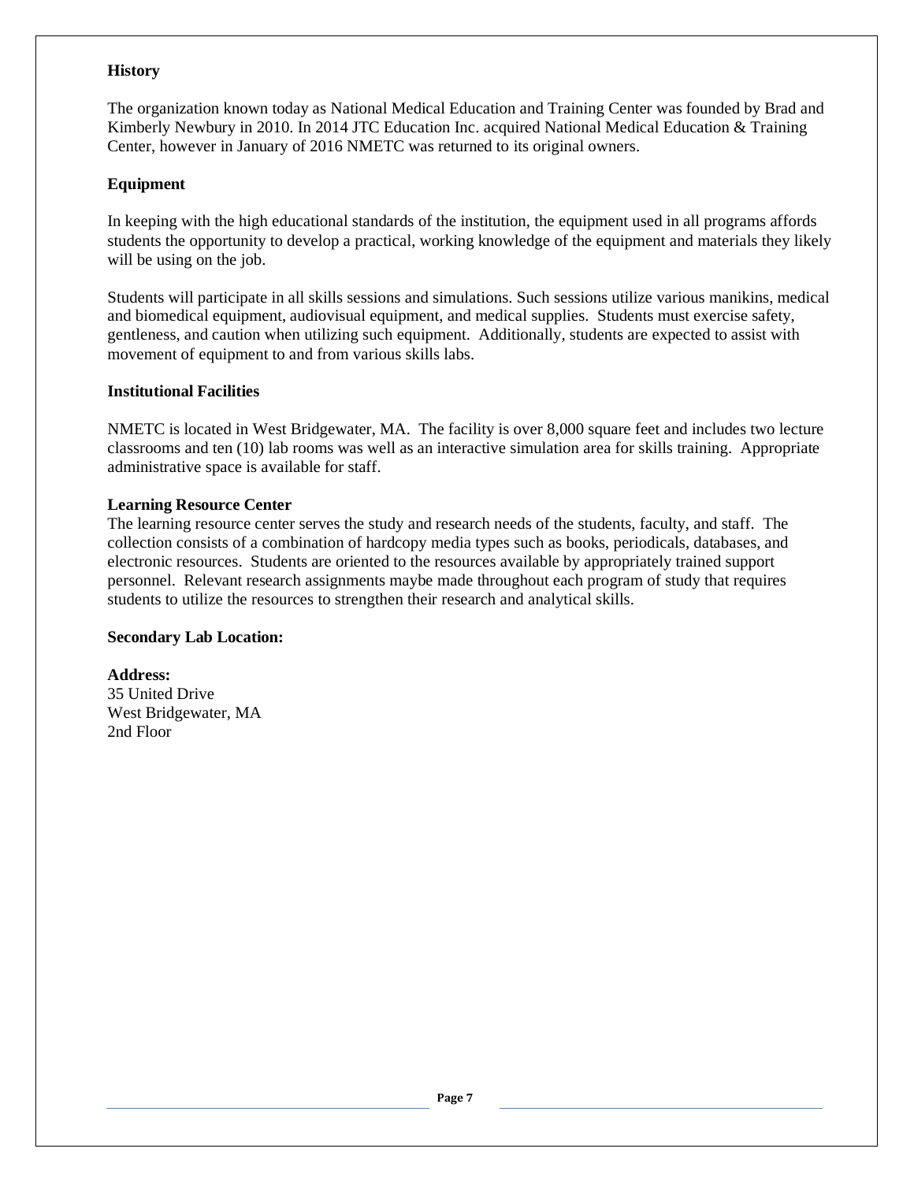**History**

The organization known today as National Medical Education and Training Center was founded by Brad and Kimberly Newbury in 2010. In 2014 JTC Education Inc. acquired National Medical Education & Training Center, however in January of 2016 NMETC was returned to its original owners.

**Equipment**

In keeping with the high educational standards of the institution, the equipment used in all programs affords students the opportunity to develop a practical, working knowledge of the equipment and materials they likely will be using on the job.

Students will participate in all skills sessions and simulations. Such sessions utilize various manikins, medical and biomedical equipment, audiovisual equipment, and medical supplies. Students must exercise safety, gentleness, and caution when utilizing such equipment. Additionally, students are expected to assist with movement of equipment to and from various skills labs.

**Institutional Facilities**

NMETC is located in West Bridgewater, MA. The facility is over 8,000 square feet and includes two lecture classrooms and ten (10) lab rooms was well as an interactive simulation area for skills training. Appropriate administrative space is available for staff.

**Learning Resource Center**

The learning resource center serves the study and research needs of the students, faculty, and staff. The collection consists of a combination of hardcopy media types such as books, periodicals, databases, and electronic resources. Students are oriented to the resources available by appropriately trained support personnel. Relevant research assignments maybe made throughout each program of study that requires students to utilize the resources to strengthen their research and analytical skills.

**Secondary Lab Location:**

**Address:**
35 United Drive
West Bridgewater, MA
2nd Floor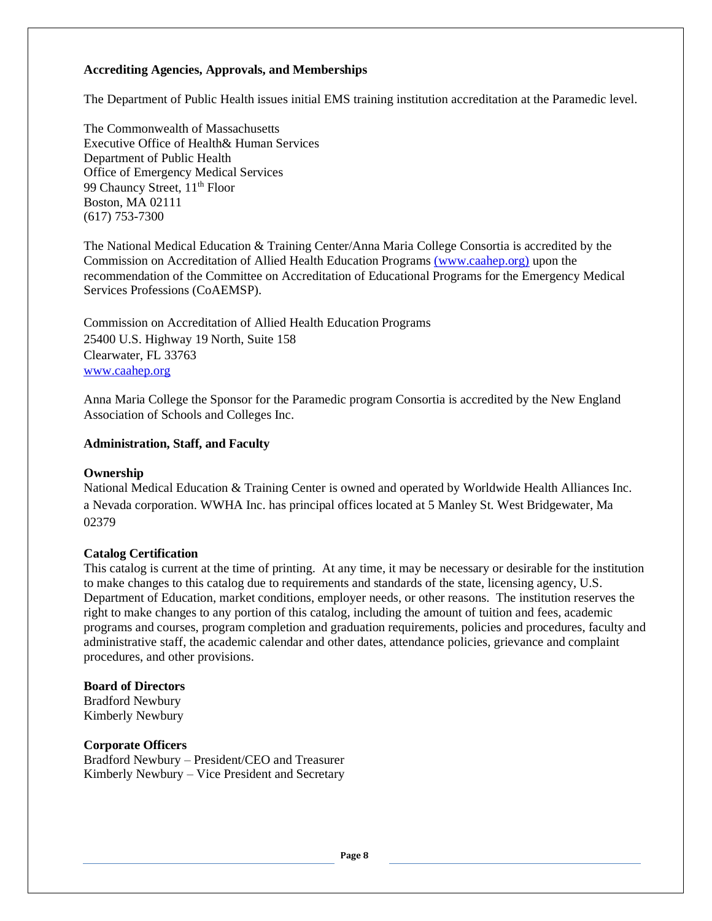**Accrediting Agencies, Approvals, and Memberships**

The Department of Public Health issues initial EMS training institution accreditation at the Paramedic level.

The Commonwealth of Massachusetts
Executive Office of Health& Human Services
Department of Public Health
Office of Emergency Medical Services
99 Chauncy Street, 11th Floor
Boston, MA 02111
(617) 753-7300

The National Medical Education & Training Center/Anna Maria College Consortia is accredited by the Commission on Accreditation of Allied Health Education Programs (www.caahep.org) upon the recommendation of the Committee on Accreditation of Educational Programs for the Emergency Medical Services Professions (CoAEMSP).

Commission on Accreditation of Allied Health Education Programs
25400 U.S. Highway 19 North, Suite 158
Clearwater, FL 33763
www.caahep.org

Anna Maria College the Sponsor for the Paramedic program Consortia is accredited by the New England Association of Schools and Colleges Inc.

**Administration, Staff, and Faculty**

**Ownership**
National Medical Education & Training Center is owned and operated by Worldwide Health Alliances Inc. a Nevada corporation. WWHA Inc. has principal offices located at 5 Manley St. West Bridgewater, Ma 02379

**Catalog Certification**
This catalog is current at the time of printing. At any time, it may be necessary or desirable for the institution to make changes to this catalog due to requirements and standards of the state, licensing agency, U.S. Department of Education, market conditions, employer needs, or other reasons. The institution reserves the right to make changes to any portion of this catalog, including the amount of tuition and fees, academic programs and courses, program completion and graduation requirements, policies and procedures, faculty and administrative staff, the academic calendar and other dates, attendance policies, grievance and complaint procedures, and other provisions.

**Board of Directors**
Bradford Newbury
Kimberly Newbury

**Corporate Officers**
Bradford Newbury – President/CEO and Treasurer
Kimberly Newbury – Vice President and Secretary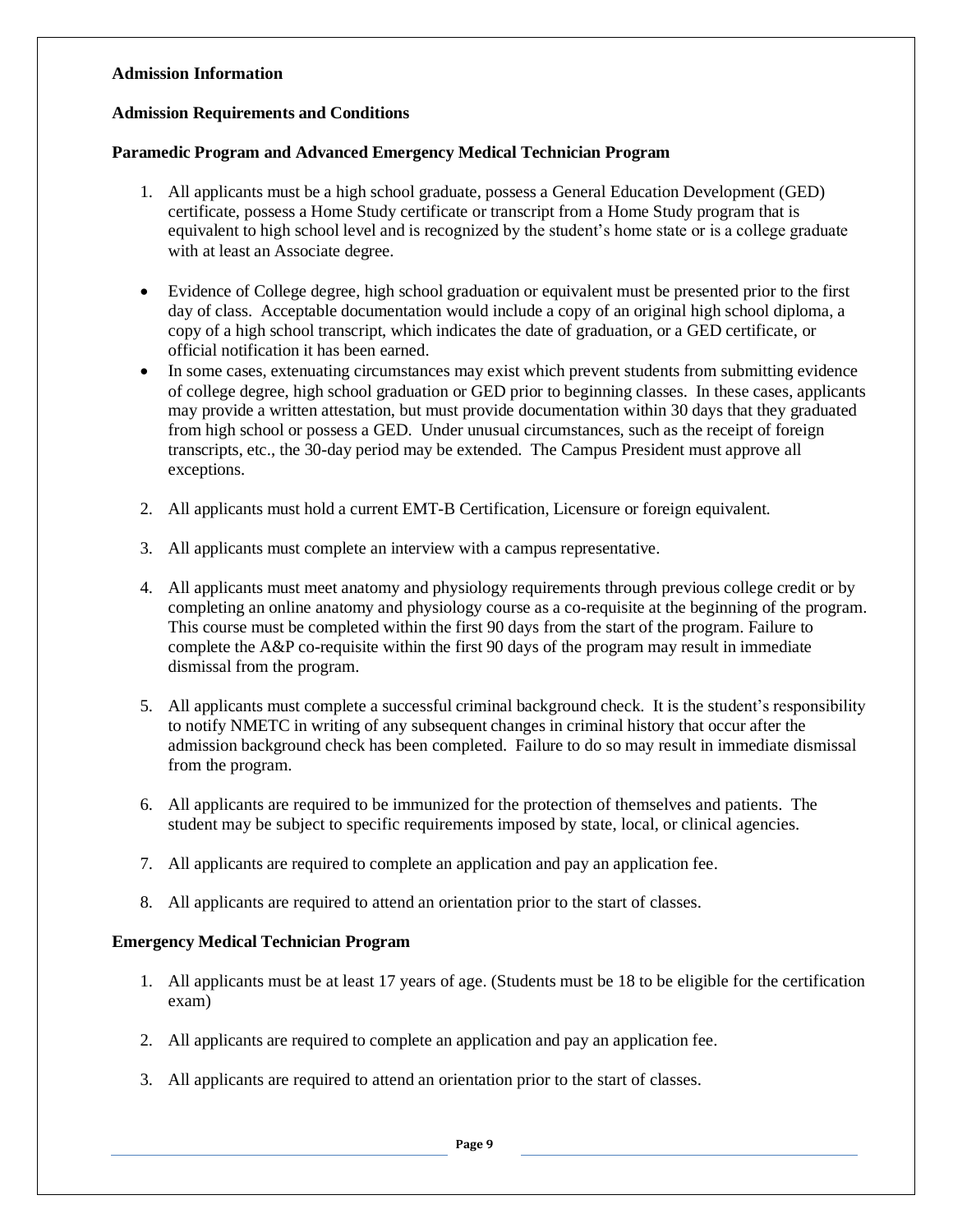**Admission Information**

**Admission Requirements and Conditions**

**Paramedic Program and Advanced Emergency Medical Technician Program**

1. All applicants must be a high school graduate, possess a General Education Development (GED) certificate, possess a Home Study certificate or transcript from a Home Study program that is equivalent to high school level and is recognized by the student's home state or is a college graduate with at least an Associate degree.

- Evidence of College degree, high school graduation or equivalent must be presented prior to the first day of class. Acceptable documentation would include a copy of an original high school diploma, a copy of a high school transcript, which indicates the date of graduation, or a GED certificate, or official notification it has been earned.
- In some cases, extenuating circumstances may exist which prevent students from submitting evidence of college degree, high school graduation or GED prior to beginning classes. In these cases, applicants may provide a written attestation, but must provide documentation within 30 days that they graduated from high school or possess a GED. Under unusual circumstances, such as the receipt of foreign transcripts, etc., the 30-day period may be extended. The Campus President must approve all exceptions.

2. All applicants must hold a current EMT-B Certification, Licensure or foreign equivalent.

3. All applicants must complete an interview with a campus representative.

4. All applicants must meet anatomy and physiology requirements through previous college credit or by completing an online anatomy and physiology course as a co-requisite at the beginning of the program. This course must be completed within the first 90 days from the start of the program. Failure to complete the A&P co-requisite within the first 90 days of the program may result in immediate dismissal from the program.

5. All applicants must complete a successful criminal background check. It is the student's responsibility to notify NMETC in writing of any subsequent changes in criminal history that occur after the admission background check has been completed. Failure to do so may result in immediate dismissal from the program.

6. All applicants are required to be immunized for the protection of themselves and patients. The student may be subject to specific requirements imposed by state, local, or clinical agencies.

7. All applicants are required to complete an application and pay an application fee.

8. All applicants are required to attend an orientation prior to the start of classes.

**Emergency Medical Technician Program**

1. All applicants must be at least 17 years of age. (Students must be 18 to be eligible for the certification exam)

2. All applicants are required to complete an application and pay an application fee.

3. All applicants are required to attend an orientation prior to the start of classes.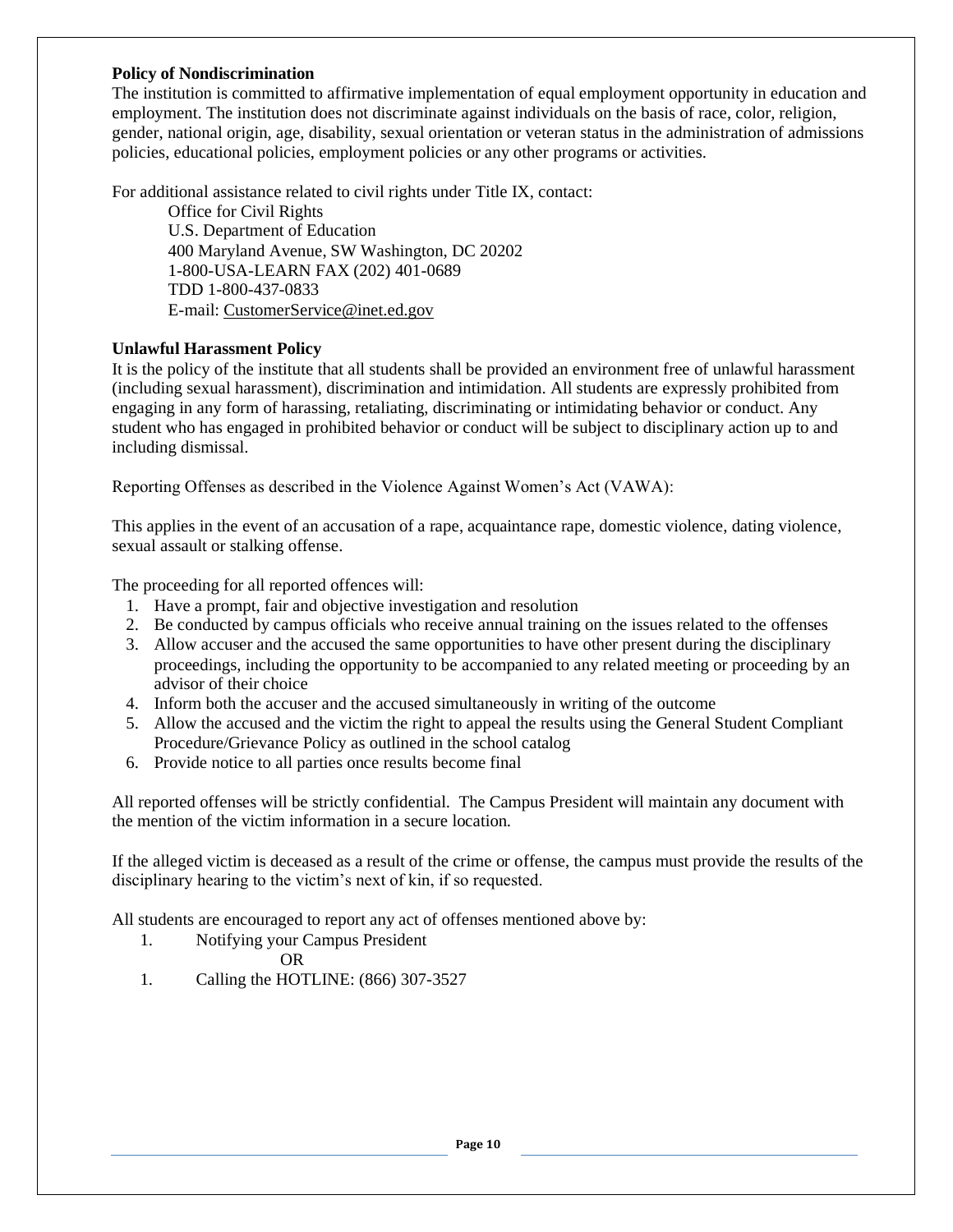**Policy of Nondiscrimination**

The institution is committed to affirmative implementation of equal employment opportunity in education and employment. The institution does not discriminate against individuals on the basis of race, color, religion, gender, national origin, age, disability, sexual orientation or veteran status in the administration of admissions policies, educational policies, employment policies or any other programs or activities.

For additional assistance related to civil rights under Title IX, contact:

Office for Civil Rights
U.S. Department of Education
400 Maryland Avenue, SW Washington, DC 20202
1-800-USA-LEARN FAX (202) 401-0689
TDD 1-800-437-0833
E-mail: CustomerService@inet.ed.gov

**Unlawful Harassment Policy**

It is the policy of the institute that all students shall be provided an environment free of unlawful harassment (including sexual harassment), discrimination and intimidation. All students are expressly prohibited from engaging in any form of harassing, retaliating, discriminating or intimidating behavior or conduct. Any student who has engaged in prohibited behavior or conduct will be subject to disciplinary action up to and including dismissal.

Reporting Offenses as described in the Violence Against Women's Act (VAWA):

This applies in the event of an accusation of a rape, acquaintance rape, domestic violence, dating violence, sexual assault or stalking offense.

The proceeding for all reported offences will:

1. Have a prompt, fair and objective investigation and resolution
2. Be conducted by campus officials who receive annual training on the issues related to the offenses
3. Allow accuser and the accused the same opportunities to have other present during the disciplinary proceedings, including the opportunity to be accompanied to any related meeting or proceeding by an advisor of their choice
4. Inform both the accuser and the accused simultaneously in writing of the outcome
5. Allow the accused and the victim the right to appeal the results using the General Student Compliant Procedure/Grievance Policy as outlined in the school catalog
6. Provide notice to all parties once results become final

All reported offenses will be strictly confidential. The Campus President will maintain any document with the mention of the victim information in a secure location.

If the alleged victim is deceased as a result of the crime or offense, the campus must provide the results of the disciplinary hearing to the victim's next of kin, if so requested.

All students are encouraged to report any act of offenses mentioned above by:

1. Notifying your Campus President

   OR

1. Calling the HOTLINE: (866) 307-3527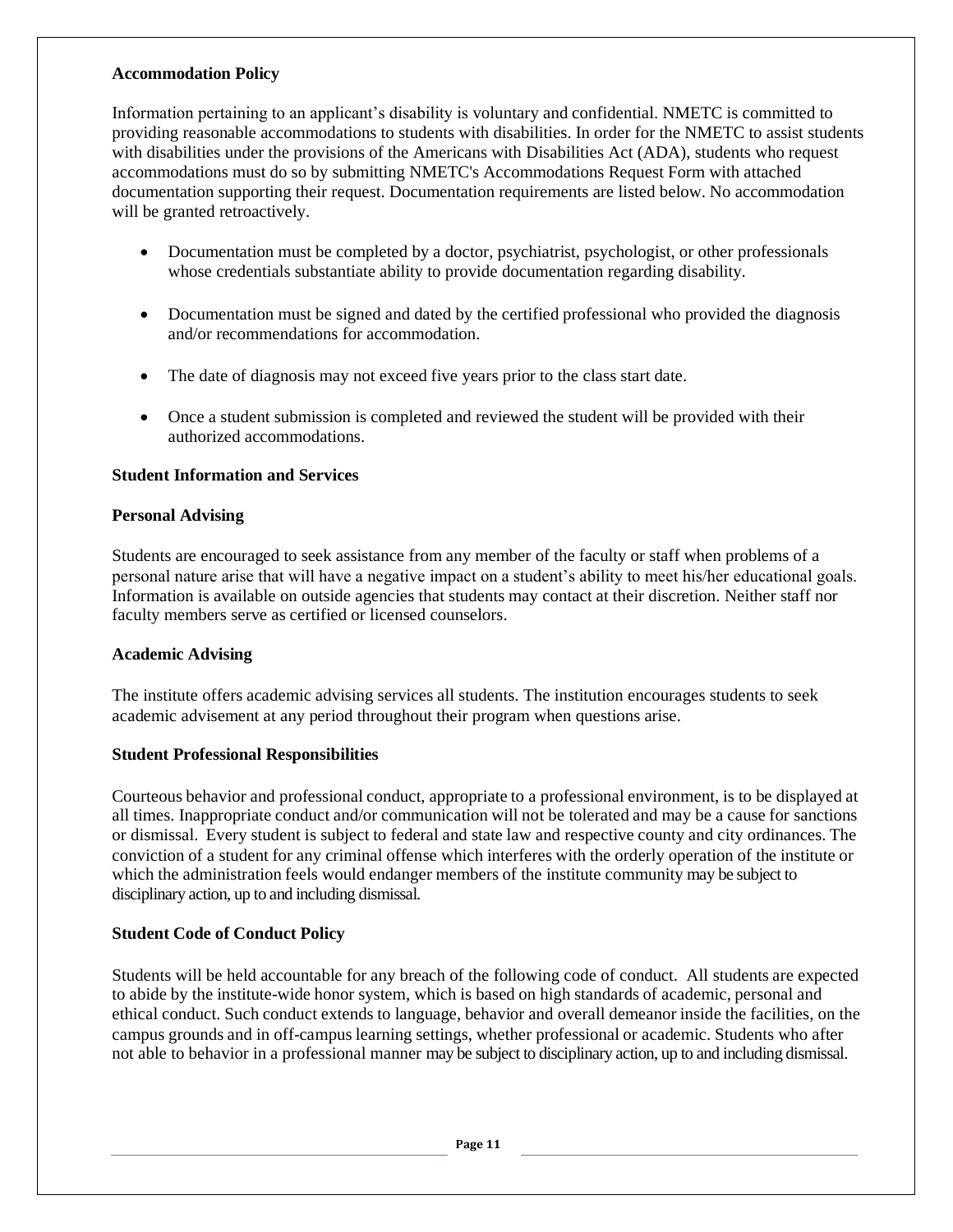**Accommodation Policy**

Information pertaining to an applicant's disability is voluntary and confidential. NMETC is committed to providing reasonable accommodations to students with disabilities. In order for the NMETC to assist students with disabilities under the provisions of the Americans with Disabilities Act (ADA), students who request accommodations must do so by submitting NMETC's Accommodations Request Form with attached documentation supporting their request. Documentation requirements are listed below. No accommodation will be granted retroactively.

- Documentation must be completed by a doctor, psychiatrist, psychologist, or other professionals whose credentials substantiate ability to provide documentation regarding disability.
- Documentation must be signed and dated by the certified professional who provided the diagnosis and/or recommendations for accommodation.
- The date of diagnosis may not exceed five years prior to the class start date.
- Once a student submission is completed and reviewed the student will be provided with their authorized accommodations.

**Student Information and Services**

**Personal Advising**

Students are encouraged to seek assistance from any member of the faculty or staff when problems of a personal nature arise that will have a negative impact on a student's ability to meet his/her educational goals. Information is available on outside agencies that students may contact at their discretion. Neither staff nor faculty members serve as certified or licensed counselors.

**Academic Advising**

The institute offers academic advising services all students. The institution encourages students to seek academic advisement at any period throughout their program when questions arise.

**Student Professional Responsibilities**

Courteous behavior and professional conduct, appropriate to a professional environment, is to be displayed at all times. Inappropriate conduct and/or communication will not be tolerated and may be a cause for sanctions or dismissal. Every student is subject to federal and state law and respective county and city ordinances. The conviction of a student for any criminal offense which interferes with the orderly operation of the institute or which the administration feels would endanger members of the institute community may be subject to disciplinary action, up to and including dismissal.

**Student Code of Conduct Policy**

Students will be held accountable for any breach of the following code of conduct. All students are expected to abide by the institute-wide honor system, which is based on high standards of academic, personal and ethical conduct. Such conduct extends to language, behavior and overall demeanor inside the facilities, on the campus grounds and in off-campus learning settings, whether professional or academic. Students who after not able to behavior in a professional manner may be subject to disciplinary action, up to and including dismissal.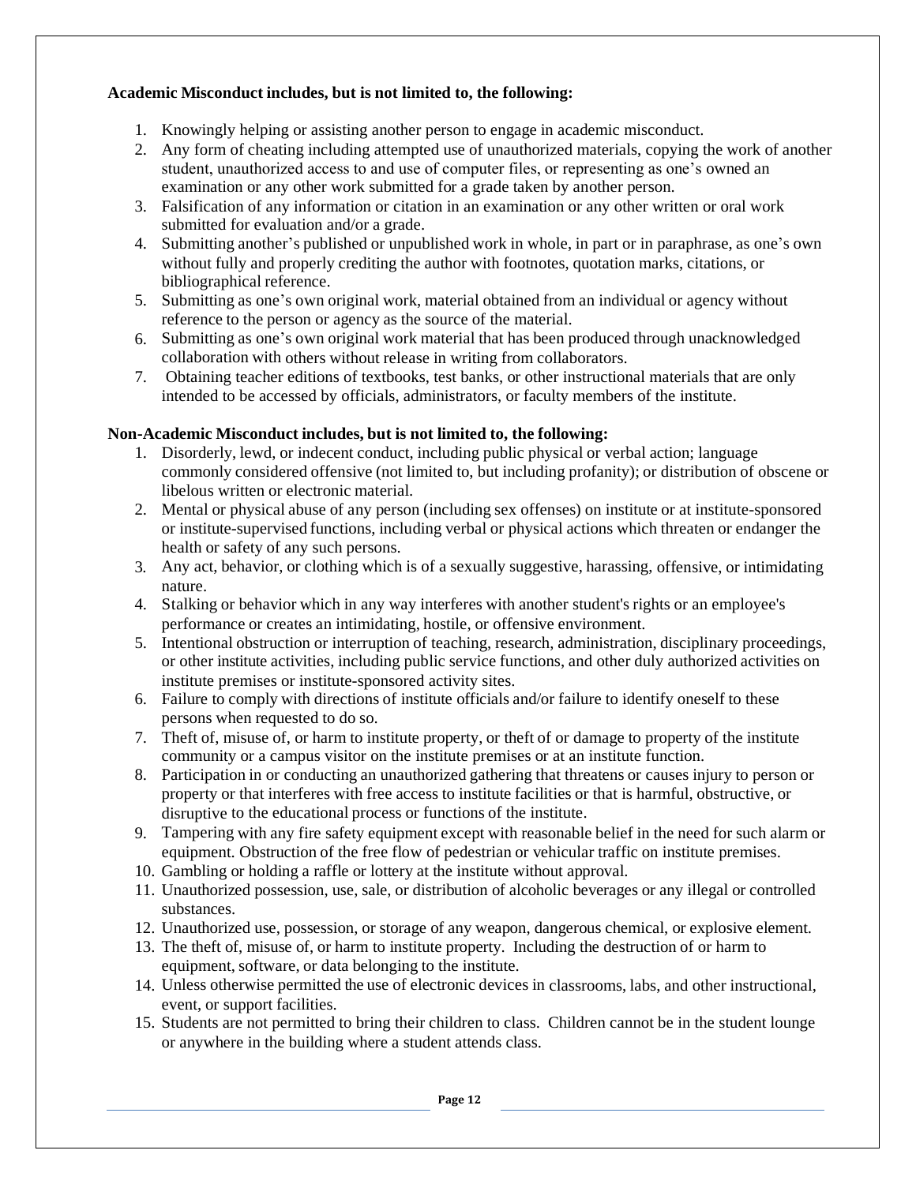**Academic Misconduct includes, but is not limited to, the following:**

1. Knowingly helping or assisting another person to engage in academic misconduct.
2. Any form of cheating including attempted use of unauthorized materials, copying the work of another student, unauthorized access to and use of computer files, or representing as one's owned an examination or any other work submitted for a grade taken by another person.
3. Falsification of any information or citation in an examination or any other written or oral work submitted for evaluation and/or a grade.
4. Submitting another's published or unpublished work in whole, in part or in paraphrase, as one's own without fully and properly crediting the author with footnotes, quotation marks, citations, or bibliographical reference.
5. Submitting as one's own original work, material obtained from an individual or agency without reference to the person or agency as the source of the material.
6. Submitting as one's own original work material that has been produced through unacknowledged collaboration with others without release in writing from collaborators.
7. Obtaining teacher editions of textbooks, test banks, or other instructional materials that are only intended to be accessed by officials, administrators, or faculty members of the institute.

**Non-Academic Misconduct includes, but is not limited to, the following:**

1. Disorderly, lewd, or indecent conduct, including public physical or verbal action; language commonly considered offensive (not limited to, but including profanity); or distribution of obscene or libelous written or electronic material.
2. Mental or physical abuse of any person (including sex offenses) on institute or at institute-sponsored or institute-supervised functions, including verbal or physical actions which threaten or endanger the health or safety of any such persons.
3. Any act, behavior, or clothing which is of a sexually suggestive, harassing, offensive, or intimidating nature.
4. Stalking or behavior which in any way interferes with another student's rights or an employee's performance or creates an intimidating, hostile, or offensive environment.
5. Intentional obstruction or interruption of teaching, research, administration, disciplinary proceedings, or other institute activities, including public service functions, and other duly authorized activities on institute premises or institute-sponsored activity sites.
6. Failure to comply with directions of institute officials and/or failure to identify oneself to these persons when requested to do so.
7. Theft of, misuse of, or harm to institute property, or theft of or damage to property of the institute community or a campus visitor on the institute premises or at an institute function.
8. Participation in or conducting an unauthorized gathering that threatens or causes injury to person or property or that interferes with free access to institute facilities or that is harmful, obstructive, or disruptive to the educational process or functions of the institute.
9. Tampering with any fire safety equipment except with reasonable belief in the need for such alarm or equipment. Obstruction of the free flow of pedestrian or vehicular traffic on institute premises.
10. Gambling or holding a raffle or lottery at the institute without approval.
11. Unauthorized possession, use, sale, or distribution of alcoholic beverages or any illegal or controlled substances.
12. Unauthorized use, possession, or storage of any weapon, dangerous chemical, or explosive element.
13. The theft of, misuse of, or harm to institute property. Including the destruction of or harm to equipment, software, or data belonging to the institute.
14. Unless otherwise permitted the use of electronic devices in classrooms, labs, and other instructional, event, or support facilities.
15. Students are not permitted to bring their children to class. Children cannot be in the student lounge or anywhere in the building where a student attends class.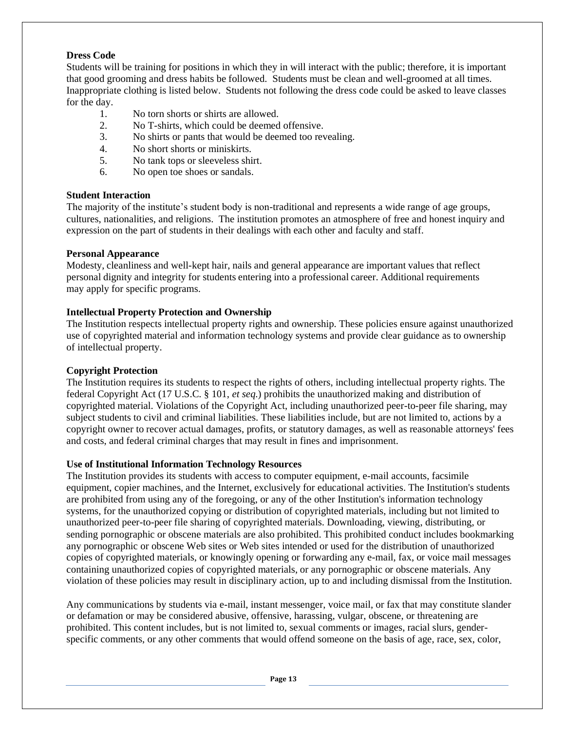**Dress Code**

Students will be training for positions in which they in will interact with the public; therefore, it is important that good grooming and dress habits be followed. Students must be clean and well-groomed at all times. Inappropriate clothing is listed below. Students not following the dress code could be asked to leave classes for the day.

1. No torn shorts or shirts are allowed.
2. No T-shirts, which could be deemed offensive.
3. No shirts or pants that would be deemed too revealing.
4. No short shorts or miniskirts.
5. No tank tops or sleeveless shirt.
6. No open toe shoes or sandals.

**Student Interaction**

The majority of the institute's student body is non-traditional and represents a wide range of age groups, cultures, nationalities, and religions. The institution promotes an atmosphere of free and honest inquiry and expression on the part of students in their dealings with each other and faculty and staff.

**Personal Appearance**

Modesty, cleanliness and well-kept hair, nails and general appearance are important values that reflect personal dignity and integrity for students entering into a professional career. Additional requirements may apply for specific programs.

**Intellectual Property Protection and Ownership**

The Institution respects intellectual property rights and ownership. These policies ensure against unauthorized use of copyrighted material and information technology systems and provide clear guidance as to ownership of intellectual property.

**Copyright Protection**

The Institution requires its students to respect the rights of others, including intellectual property rights. The federal Copyright Act (17 U.S.C. § 101, *et seq.*) prohibits the unauthorized making and distribution of copyrighted material. Violations of the Copyright Act, including unauthorized peer-to-peer file sharing, may subject students to civil and criminal liabilities. These liabilities include, but are not limited to, actions by a copyright owner to recover actual damages, profits, or statutory damages, as well as reasonable attorneys' fees and costs, and federal criminal charges that may result in fines and imprisonment.

**Use of Institutional Information Technology Resources**

The Institution provides its students with access to computer equipment, e-mail accounts, facsimile equipment, copier machines, and the Internet, exclusively for educational activities. The Institution's students are prohibited from using any of the foregoing, or any of the other Institution's information technology systems, for the unauthorized copying or distribution of copyrighted materials, including but not limited to unauthorized peer-to-peer file sharing of copyrighted materials. Downloading, viewing, distributing, or sending pornographic or obscene materials are also prohibited. This prohibited conduct includes bookmarking any pornographic or obscene Web sites or Web sites intended or used for the distribution of unauthorized copies of copyrighted materials, or knowingly opening or forwarding any e-mail, fax, or voice mail messages containing unauthorized copies of copyrighted materials, or any pornographic or obscene materials. Any violation of these policies may result in disciplinary action, up to and including dismissal from the Institution.

Any communications by students via e-mail, instant messenger, voice mail, or fax that may constitute slander or defamation or may be considered abusive, offensive, harassing, vulgar, obscene, or threatening are prohibited. This content includes, but is not limited to, sexual comments or images, racial slurs, gender-specific comments, or any other comments that would offend someone on the basis of age, race, sex, color,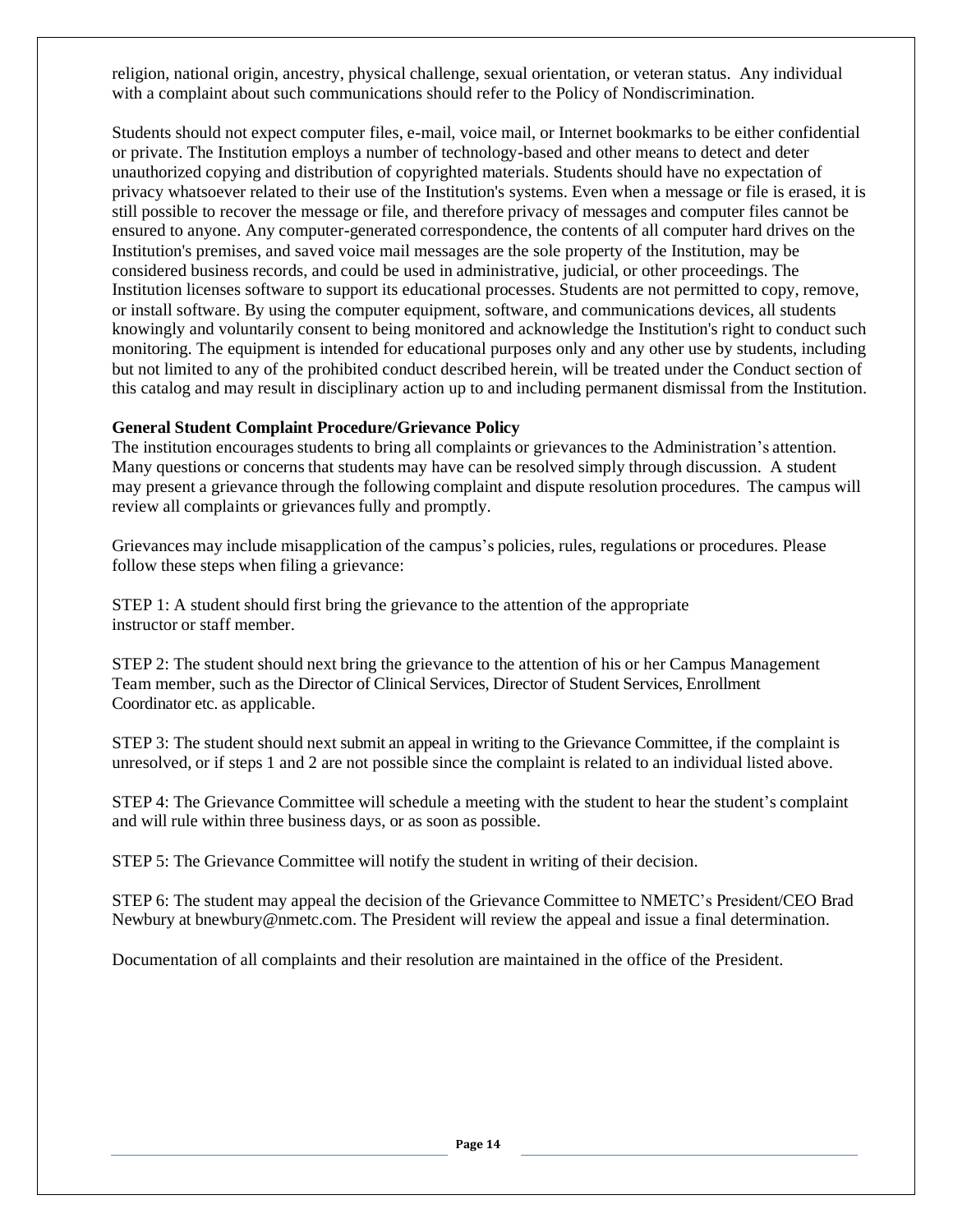religion, national origin, ancestry, physical challenge, sexual orientation, or veteran status. Any individual with a complaint about such communications should refer to the Policy of Nondiscrimination.

Students should not expect computer files, e-mail, voice mail, or Internet bookmarks to be either confidential or private. The Institution employs a number of technology-based and other means to detect and deter unauthorized copying and distribution of copyrighted materials. Students should have no expectation of privacy whatsoever related to their use of the Institution's systems. Even when a message or file is erased, it is still possible to recover the message or file, and therefore privacy of messages and computer files cannot be ensured to anyone. Any computer-generated correspondence, the contents of all computer hard drives on the Institution's premises, and saved voice mail messages are the sole property of the Institution, may be considered business records, and could be used in administrative, judicial, or other proceedings. The Institution licenses software to support its educational processes. Students are not permitted to copy, remove, or install software. By using the computer equipment, software, and communications devices, all students knowingly and voluntarily consent to being monitored and acknowledge the Institution's right to conduct such monitoring. The equipment is intended for educational purposes only and any other use by students, including but not limited to any of the prohibited conduct described herein, will be treated under the Conduct section of this catalog and may result in disciplinary action up to and including permanent dismissal from the Institution.

**General Student Complaint Procedure/Grievance Policy**

The institution encourages students to bring all complaints or grievances to the Administration's attention. Many questions or concerns that students may have can be resolved simply through discussion. A student may present a grievance through the following complaint and dispute resolution procedures. The campus will review all complaints or grievances fully and promptly.

Grievances may include misapplication of the campus's policies, rules, regulations or procedures. Please follow these steps when filing a grievance:

STEP 1: A student should first bring the grievance to the attention of the appropriate instructor or staff member.

STEP 2: The student should next bring the grievance to the attention of his or her Campus Management Team member, such as the Director of Clinical Services, Director of Student Services, Enrollment Coordinator etc. as applicable.

STEP 3: The student should next submit an appeal in writing to the Grievance Committee, if the complaint is unresolved, or if steps 1 and 2 are not possible since the complaint is related to an individual listed above.

STEP 4: The Grievance Committee will schedule a meeting with the student to hear the student's complaint and will rule within three business days, or as soon as possible.

STEP 5: The Grievance Committee will notify the student in writing of their decision.

STEP 6: The student may appeal the decision of the Grievance Committee to NMETC's President/CEO Brad Newbury at bnewbury@nmetc.com. The President will review the appeal and issue a final determination.

Documentation of all complaints and their resolution are maintained in the office of the President.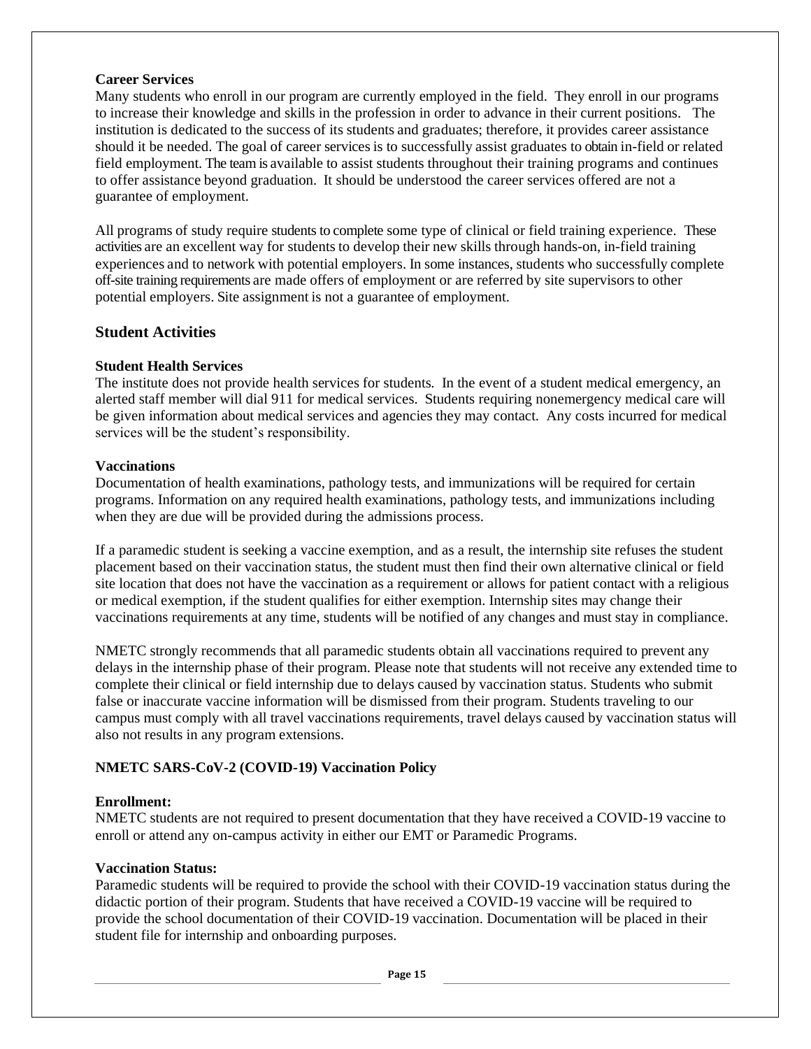**Career Services**

Many students who enroll in our program are currently employed in the field. They enroll in our programs to increase their knowledge and skills in the profession in order to advance in their current positions. The institution is dedicated to the success of its students and graduates; therefore, it provides career assistance should it be needed. The goal of career services is to successfully assist graduates to obtain in-field or related field employment. The team is available to assist students throughout their training programs and continues to offer assistance beyond graduation. It should be understood the career services offered are not a guarantee of employment.

All programs of study require students to complete some type of clinical or field training experience. These activities are an excellent way for students to develop their new skills through hands-on, in-field training experiences and to network with potential employers. In some instances, students who successfully complete off-site training requirements are made offers of employment or are referred by site supervisors to other potential employers. Site assignment is not a guarantee of employment.

## Student Activities

**Student Health Services**

The institute does not provide health services for students. In the event of a student medical emergency, an alerted staff member will dial 911 for medical services. Students requiring nonemergency medical care will be given information about medical services and agencies they may contact. Any costs incurred for medical services will be the student's responsibility.

**Vaccinations**

Documentation of health examinations, pathology tests, and immunizations will be required for certain programs. Information on any required health examinations, pathology tests, and immunizations including when they are due will be provided during the admissions process.

If a paramedic student is seeking a vaccine exemption, and as a result, the internship site refuses the student placement based on their vaccination status, the student must then find their own alternative clinical or field site location that does not have the vaccination as a requirement or allows for patient contact with a religious or medical exemption, if the student qualifies for either exemption. Internship sites may change their vaccinations requirements at any time, students will be notified of any changes and must stay in compliance.

NMETC strongly recommends that all paramedic students obtain all vaccinations required to prevent any delays in the internship phase of their program. Please note that students will not receive any extended time to complete their clinical or field internship due to delays caused by vaccination status. Students who submit false or inaccurate vaccine information will be dismissed from their program. Students traveling to our campus must comply with all travel vaccinations requirements, travel delays caused by vaccination status will also not results in any program extensions.

**NMETC SARS-CoV-2 (COVID-19) Vaccination Policy**

**Enrollment:**

NMETC students are not required to present documentation that they have received a COVID-19 vaccine to enroll or attend any on-campus activity in either our EMT or Paramedic Programs.

**Vaccination Status:**

Paramedic students will be required to provide the school with their COVID-19 vaccination status during the didactic portion of their program. Students that have received a COVID-19 vaccine will be required to provide the school documentation of their COVID-19 vaccination. Documentation will be placed in their student file for internship and onboarding purposes.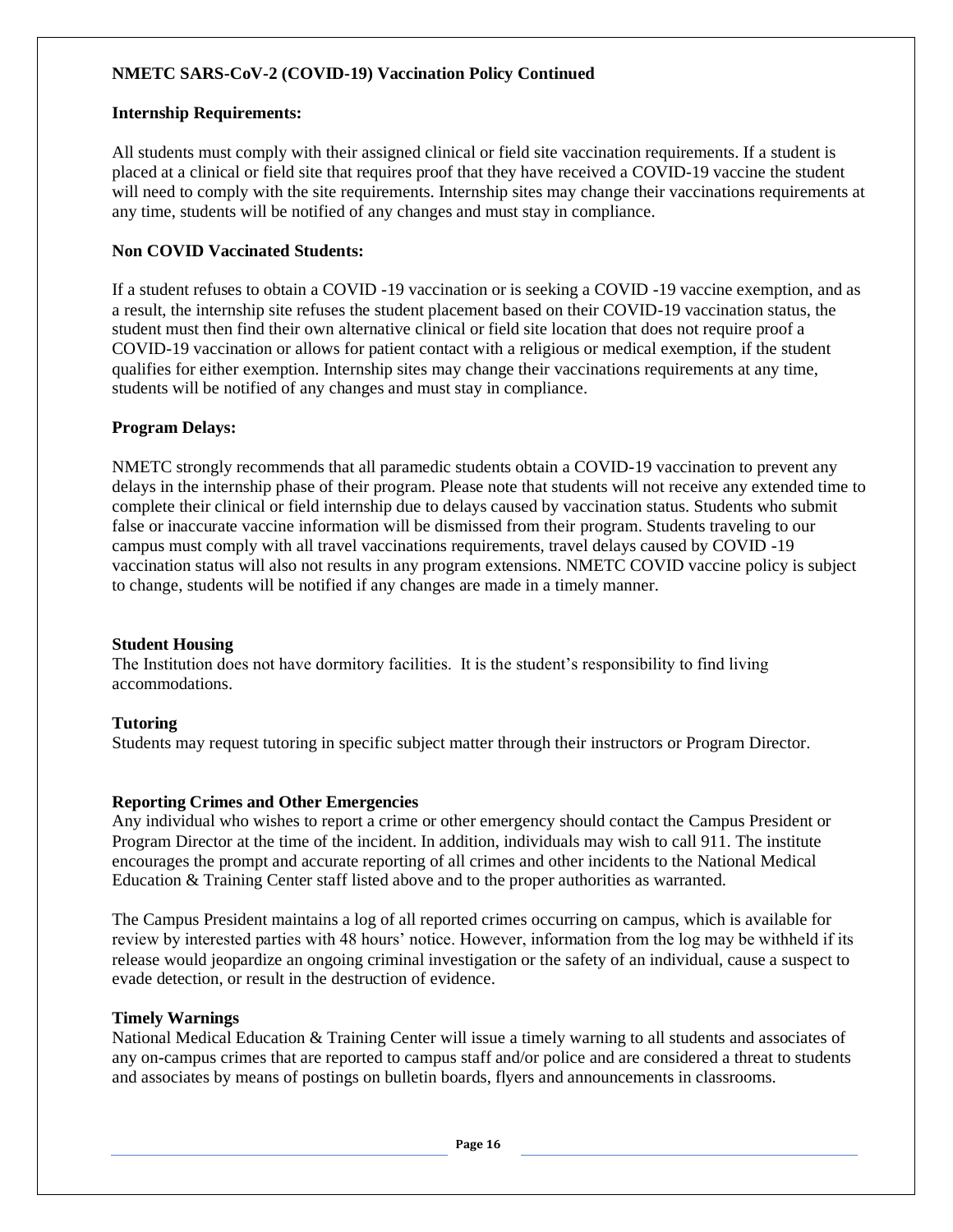**NMETC SARS-CoV-2 (COVID-19) Vaccination Policy Continued**

**Internship Requirements:**

All students must comply with their assigned clinical or field site vaccination requirements. If a student is placed at a clinical or field site that requires proof that they have received a COVID-19 vaccine the student will need to comply with the site requirements. Internship sites may change their vaccinations requirements at any time, students will be notified of any changes and must stay in compliance.

**Non COVID Vaccinated Students:**

If a student refuses to obtain a COVID -19 vaccination or is seeking a COVID -19 vaccine exemption, and as a result, the internship site refuses the student placement based on their COVID-19 vaccination status, the student must then find their own alternative clinical or field site location that does not require proof a COVID-19 vaccination or allows for patient contact with a religious or medical exemption, if the student qualifies for either exemption. Internship sites may change their vaccinations requirements at any time, students will be notified of any changes and must stay in compliance.

**Program Delays:**

NMETC strongly recommends that all paramedic students obtain a COVID-19 vaccination to prevent any delays in the internship phase of their program. Please note that students will not receive any extended time to complete their clinical or field internship due to delays caused by vaccination status. Students who submit false or inaccurate vaccine information will be dismissed from their program. Students traveling to our campus must comply with all travel vaccinations requirements, travel delays caused by COVID -19 vaccination status will also not results in any program extensions. NMETC COVID vaccine policy is subject to change, students will be notified if any changes are made in a timely manner.

**Student Housing**

The Institution does not have dormitory facilities. It is the student's responsibility to find living accommodations.

**Tutoring**

Students may request tutoring in specific subject matter through their instructors or Program Director.

**Reporting Crimes and Other Emergencies**

Any individual who wishes to report a crime or other emergency should contact the Campus President or Program Director at the time of the incident. In addition, individuals may wish to call 911. The institute encourages the prompt and accurate reporting of all crimes and other incidents to the National Medical Education & Training Center staff listed above and to the proper authorities as warranted.

The Campus President maintains a log of all reported crimes occurring on campus, which is available for review by interested parties with 48 hours' notice. However, information from the log may be withheld if its release would jeopardize an ongoing criminal investigation or the safety of an individual, cause a suspect to evade detection, or result in the destruction of evidence.

**Timely Warnings**

National Medical Education & Training Center will issue a timely warning to all students and associates of any on-campus crimes that are reported to campus staff and/or police and are considered a threat to students and associates by means of postings on bulletin boards, flyers and announcements in classrooms.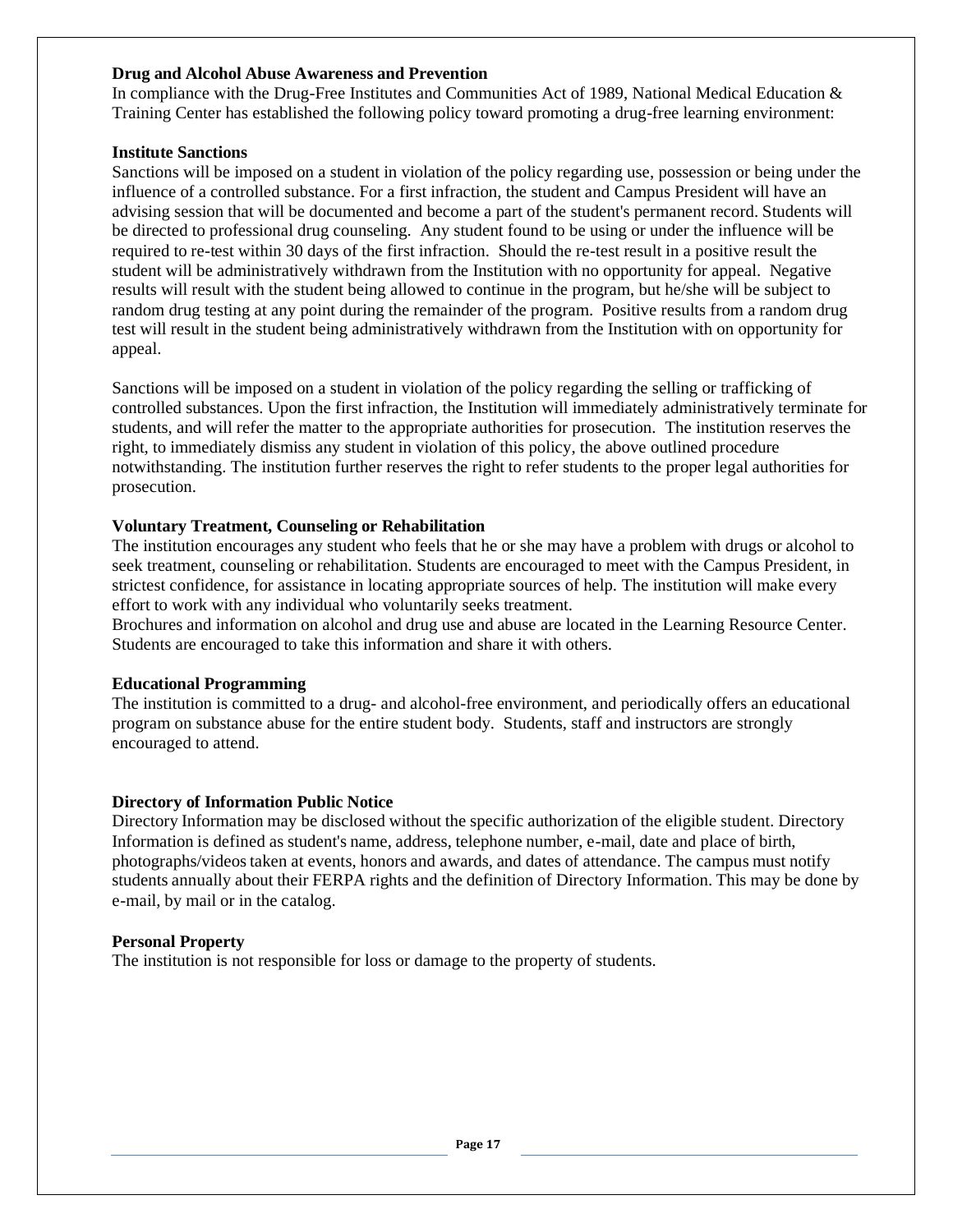**Drug and Alcohol Abuse Awareness and Prevention**

In compliance with the Drug-Free Institutes and Communities Act of 1989, National Medical Education & Training Center has established the following policy toward promoting a drug-free learning environment:

**Institute Sanctions**

Sanctions will be imposed on a student in violation of the policy regarding use, possession or being under the influence of a controlled substance. For a first infraction, the student and Campus President will have an advising session that will be documented and become a part of the student's permanent record. Students will be directed to professional drug counseling. Any student found to be using or under the influence will be required to re-test within 30 days of the first infraction. Should the re-test result in a positive result the student will be administratively withdrawn from the Institution with no opportunity for appeal. Negative results will result with the student being allowed to continue in the program, but he/she will be subject to random drug testing at any point during the remainder of the program. Positive results from a random drug test will result in the student being administratively withdrawn from the Institution with on opportunity for appeal.

Sanctions will be imposed on a student in violation of the policy regarding the selling or trafficking of controlled substances. Upon the first infraction, the Institution will immediately administratively terminate for students, and will refer the matter to the appropriate authorities for prosecution. The institution reserves the right, to immediately dismiss any student in violation of this policy, the above outlined procedure notwithstanding. The institution further reserves the right to refer students to the proper legal authorities for prosecution.

**Voluntary Treatment, Counseling or Rehabilitation**

The institution encourages any student who feels that he or she may have a problem with drugs or alcohol to seek treatment, counseling or rehabilitation. Students are encouraged to meet with the Campus President, in strictest confidence, for assistance in locating appropriate sources of help. The institution will make every effort to work with any individual who voluntarily seeks treatment.

Brochures and information on alcohol and drug use and abuse are located in the Learning Resource Center. Students are encouraged to take this information and share it with others.

**Educational Programming**

The institution is committed to a drug- and alcohol-free environment, and periodically offers an educational program on substance abuse for the entire student body. Students, staff and instructors are strongly encouraged to attend.

**Directory of Information Public Notice**

Directory Information may be disclosed without the specific authorization of the eligible student. Directory Information is defined as student's name, address, telephone number, e-mail, date and place of birth, photographs/videos taken at events, honors and awards, and dates of attendance. The campus must notify students annually about their FERPA rights and the definition of Directory Information. This may be done by e-mail, by mail or in the catalog.

**Personal Property**

The institution is not responsible for loss or damage to the property of students.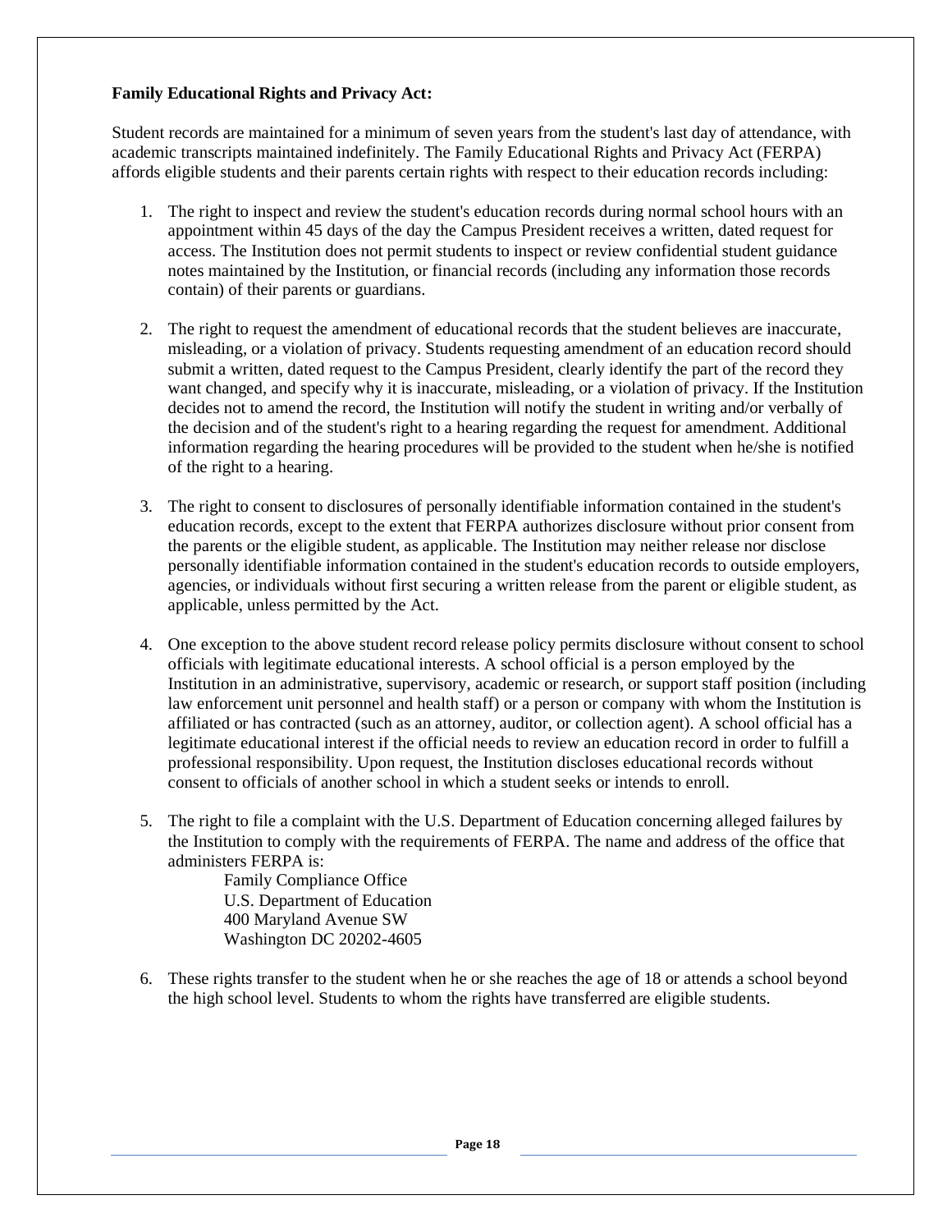**Family Educational Rights and Privacy Act:**

Student records are maintained for a minimum of seven years from the student's last day of attendance, with academic transcripts maintained indefinitely. The Family Educational Rights and Privacy Act (FERPA) affords eligible students and their parents certain rights with respect to their education records including:

1. The right to inspect and review the student's education records during normal school hours with an appointment within 45 days of the day the Campus President receives a written, dated request for access. The Institution does not permit students to inspect or review confidential student guidance notes maintained by the Institution, or financial records (including any information those records contain) of their parents or guardians.

2. The right to request the amendment of educational records that the student believes are inaccurate, misleading, or a violation of privacy. Students requesting amendment of an education record should submit a written, dated request to the Campus President, clearly identify the part of the record they want changed, and specify why it is inaccurate, misleading, or a violation of privacy. If the Institution decides not to amend the record, the Institution will notify the student in writing and/or verbally of the decision and of the student's right to a hearing regarding the request for amendment. Additional information regarding the hearing procedures will be provided to the student when he/she is notified of the right to a hearing.

3. The right to consent to disclosures of personally identifiable information contained in the student's education records, except to the extent that FERPA authorizes disclosure without prior consent from the parents or the eligible student, as applicable. The Institution may neither release nor disclose personally identifiable information contained in the student's education records to outside employers, agencies, or individuals without first securing a written release from the parent or eligible student, as applicable, unless permitted by the Act.

4. One exception to the above student record release policy permits disclosure without consent to school officials with legitimate educational interests. A school official is a person employed by the Institution in an administrative, supervisory, academic or research, or support staff position (including law enforcement unit personnel and health staff) or a person or company with whom the Institution is affiliated or has contracted (such as an attorney, auditor, or collection agent). A school official has a legitimate educational interest if the official needs to review an education record in order to fulfill a professional responsibility. Upon request, the Institution discloses educational records without consent to officials of another school in which a student seeks or intends to enroll.

5. The right to file a complaint with the U.S. Department of Education concerning alleged failures by the Institution to comply with the requirements of FERPA. The name and address of the office that administers FERPA is:

   Family Compliance Office
   U.S. Department of Education
   400 Maryland Avenue SW
   Washington DC 20202-4605

6. These rights transfer to the student when he or she reaches the age of 18 or attends a school beyond the high school level. Students to whom the rights have transferred are eligible students.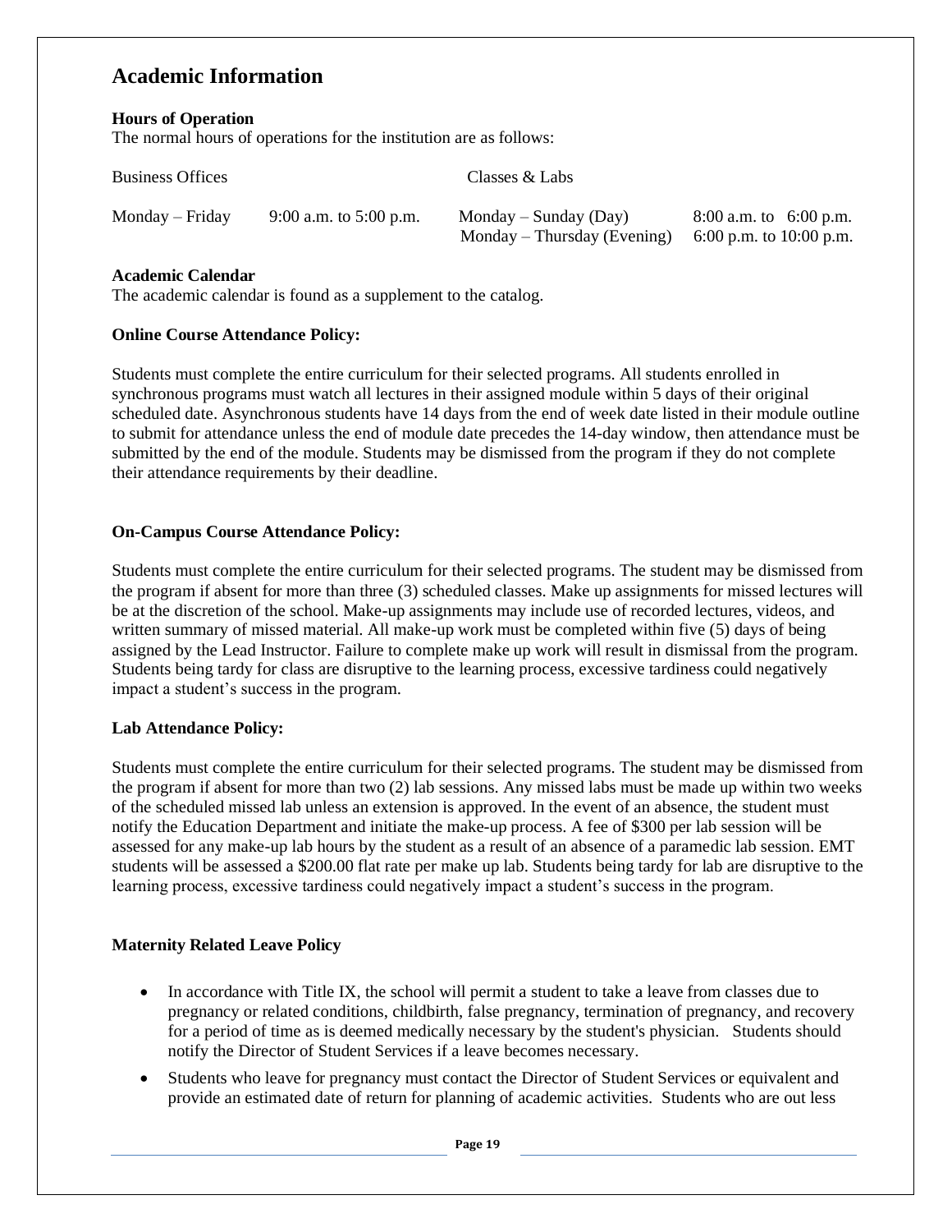## Academic Information

**Hours of Operation**
The normal hours of operations for the institution are as follows:

| Business Offices | | Classes & Labs | |
|---|---|---|---|
| Monday – Friday | 9:00 a.m. to 5:00 p.m. | Monday – Sunday (Day) | 8:00 a.m. to 6:00 p.m. |
| | | Monday – Thursday (Evening) | 6:00 p.m. to 10:00 p.m. |

**Academic Calendar**
The academic calendar is found as a supplement to the catalog.

**Online Course Attendance Policy:**

Students must complete the entire curriculum for their selected programs. All students enrolled in synchronous programs must watch all lectures in their assigned module within 5 days of their original scheduled date. Asynchronous students have 14 days from the end of week date listed in their module outline to submit for attendance unless the end of module date precedes the 14-day window, then attendance must be submitted by the end of the module. Students may be dismissed from the program if they do not complete their attendance requirements by their deadline.

**On-Campus Course Attendance Policy:**

Students must complete the entire curriculum for their selected programs. The student may be dismissed from the program if absent for more than three (3) scheduled classes. Make up assignments for missed lectures will be at the discretion of the school. Make-up assignments may include use of recorded lectures, videos, and written summary of missed material. All make-up work must be completed within five (5) days of being assigned by the Lead Instructor. Failure to complete make up work will result in dismissal from the program. Students being tardy for class are disruptive to the learning process, excessive tardiness could negatively impact a student's success in the program.

**Lab Attendance Policy:**

Students must complete the entire curriculum for their selected programs. The student may be dismissed from the program if absent for more than two (2) lab sessions. Any missed labs must be made up within two weeks of the scheduled missed lab unless an extension is approved. In the event of an absence, the student must notify the Education Department and initiate the make-up process. A fee of $300 per lab session will be assessed for any make-up lab hours by the student as a result of an absence of a paramedic lab session. EMT students will be assessed a $200.00 flat rate per make up lab. Students being tardy for lab are disruptive to the learning process, excessive tardiness could negatively impact a student's success in the program.

**Maternity Related Leave Policy**

- In accordance with Title IX, the school will permit a student to take a leave from classes due to pregnancy or related conditions, childbirth, false pregnancy, termination of pregnancy, and recovery for a period of time as is deemed medically necessary by the student's physician. Students should notify the Director of Student Services if a leave becomes necessary.
- Students who leave for pregnancy must contact the Director of Student Services or equivalent and provide an estimated date of return for planning of academic activities. Students who are out less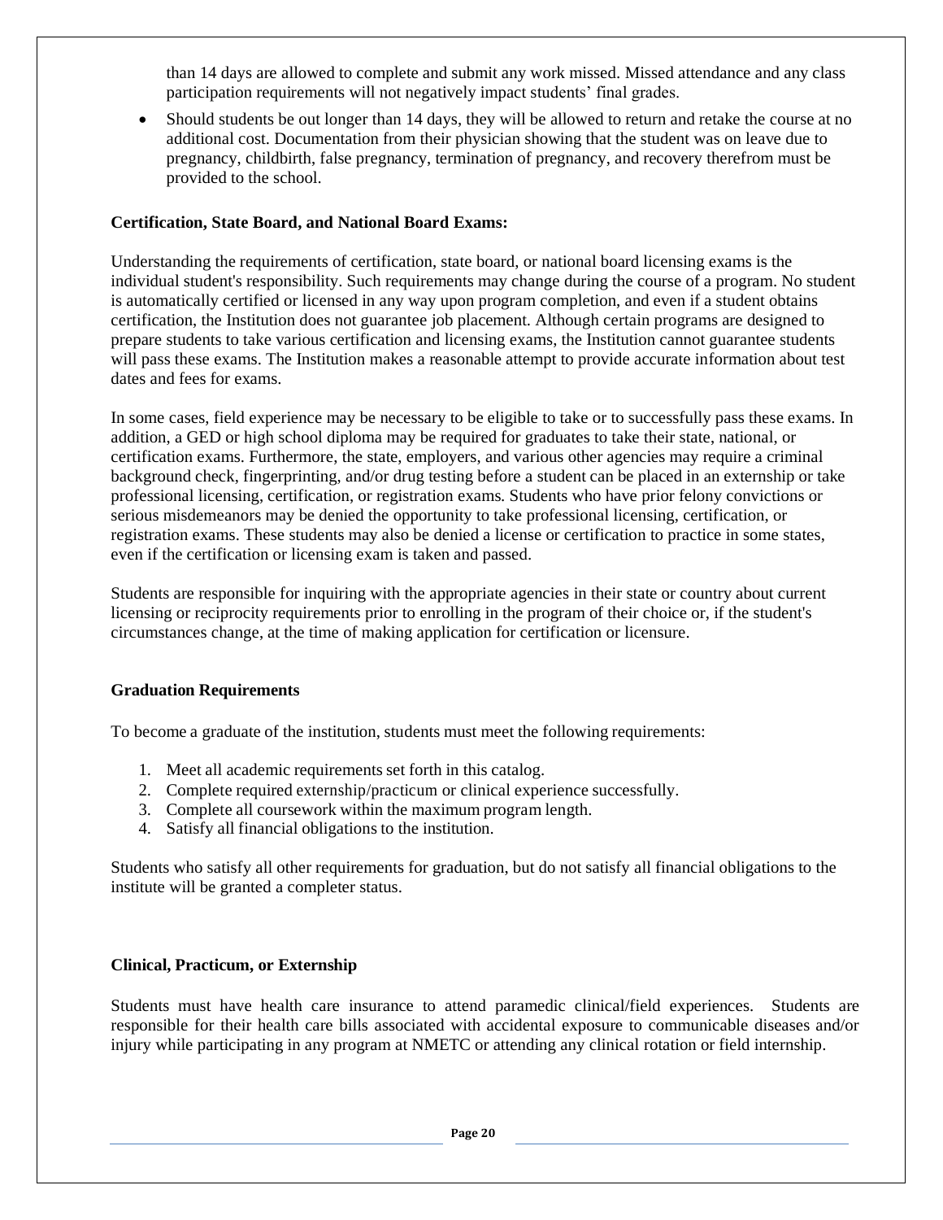than 14 days are allowed to complete and submit any work missed. Missed attendance and any class participation requirements will not negatively impact students' final grades.

- Should students be out longer than 14 days, they will be allowed to return and retake the course at no additional cost. Documentation from their physician showing that the student was on leave due to pregnancy, childbirth, false pregnancy, termination of pregnancy, and recovery therefrom must be provided to the school.

**Certification, State Board, and National Board Exams:**

Understanding the requirements of certification, state board, or national board licensing exams is the individual student's responsibility. Such requirements may change during the course of a program. No student is automatically certified or licensed in any way upon program completion, and even if a student obtains certification, the Institution does not guarantee job placement. Although certain programs are designed to prepare students to take various certification and licensing exams, the Institution cannot guarantee students will pass these exams. The Institution makes a reasonable attempt to provide accurate information about test dates and fees for exams.

In some cases, field experience may be necessary to be eligible to take or to successfully pass these exams. In addition, a GED or high school diploma may be required for graduates to take their state, national, or certification exams. Furthermore, the state, employers, and various other agencies may require a criminal background check, fingerprinting, and/or drug testing before a student can be placed in an externship or take professional licensing, certification, or registration exams. Students who have prior felony convictions or serious misdemeanors may be denied the opportunity to take professional licensing, certification, or registration exams. These students may also be denied a license or certification to practice in some states, even if the certification or licensing exam is taken and passed.

Students are responsible for inquiring with the appropriate agencies in their state or country about current licensing or reciprocity requirements prior to enrolling in the program of their choice or, if the student's circumstances change, at the time of making application for certification or licensure.

**Graduation Requirements**

To become a graduate of the institution, students must meet the following requirements:

1. Meet all academic requirements set forth in this catalog.
2. Complete required externship/practicum or clinical experience successfully.
3. Complete all coursework within the maximum program length.
4. Satisfy all financial obligations to the institution.

Students who satisfy all other requirements for graduation, but do not satisfy all financial obligations to the institute will be granted a completer status.

**Clinical, Practicum, or Externship**

Students must have health care insurance to attend paramedic clinical/field experiences. Students are responsible for their health care bills associated with accidental exposure to communicable diseases and/or injury while participating in any program at NMETC or attending any clinical rotation or field internship.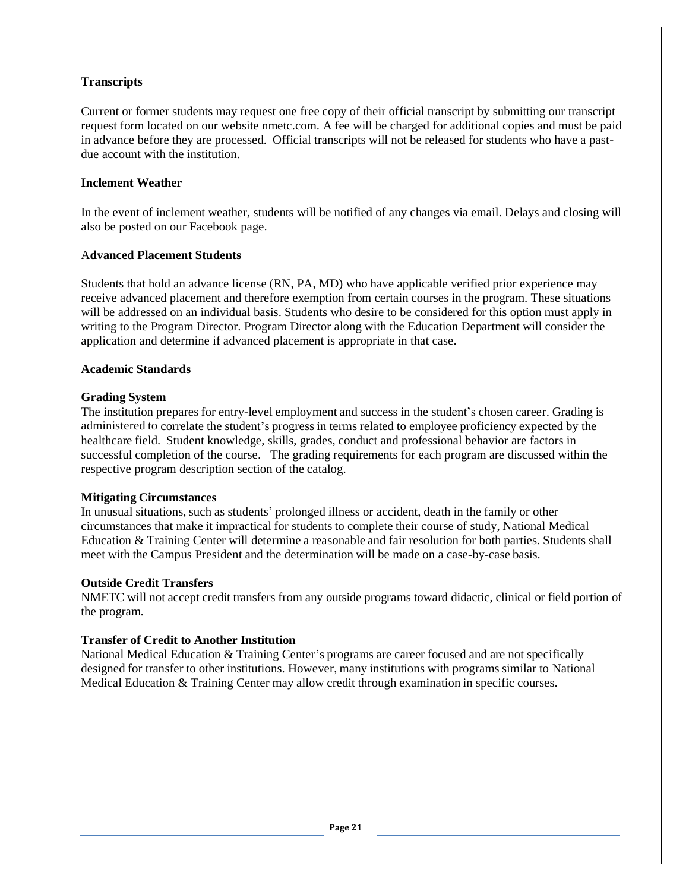### Transcripts

Current or former students may request one free copy of their official transcript by submitting our transcript request form located on our website nmetc.com. A fee will be charged for additional copies and must be paid in advance before they are processed. Official transcripts will not be released for students who have a past-due account with the institution.

### Inclement Weather

In the event of inclement weather, students will be notified of any changes via email. Delays and closing will also be posted on our Facebook page.

### Advanced Placement Students

Students that hold an advance license (RN, PA, MD) who have applicable verified prior experience may receive advanced placement and therefore exemption from certain courses in the program. These situations will be addressed on an individual basis. Students who desire to be considered for this option must apply in writing to the Program Director. Program Director along with the Education Department will consider the application and determine if advanced placement is appropriate in that case.

### Academic Standards

**Grading System**

The institution prepares for entry-level employment and success in the student's chosen career. Grading is administered to correlate the student's progress in terms related to employee proficiency expected by the healthcare field. Student knowledge, skills, grades, conduct and professional behavior are factors in successful completion of the course. The grading requirements for each program are discussed within the respective program description section of the catalog.

**Mitigating Circumstances**

In unusual situations, such as students' prolonged illness or accident, death in the family or other circumstances that make it impractical for students to complete their course of study, National Medical Education & Training Center will determine a reasonable and fair resolution for both parties. Students shall meet with the Campus President and the determination will be made on a case-by-case basis.

**Outside Credit Transfers**

NMETC will not accept credit transfers from any outside programs toward didactic, clinical or field portion of the program.

**Transfer of Credit to Another Institution**

National Medical Education & Training Center's programs are career focused and are not specifically designed for transfer to other institutions. However, many institutions with programs similar to National Medical Education & Training Center may allow credit through examination in specific courses.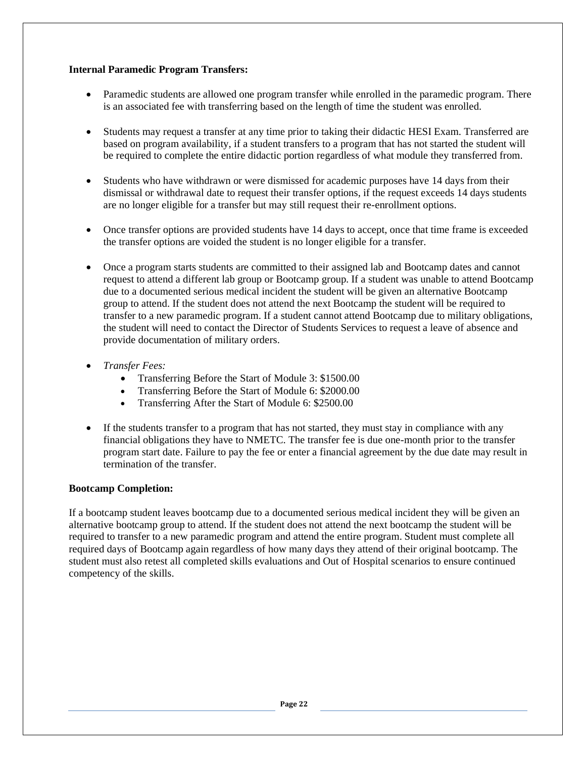**Internal Paramedic Program Transfers:**

- Paramedic students are allowed one program transfer while enrolled in the paramedic program. There is an associated fee with transferring based on the length of time the student was enrolled.

- Students may request a transfer at any time prior to taking their didactic HESI Exam. Transferred are based on program availability, if a student transfers to a program that has not started the student will be required to complete the entire didactic portion regardless of what module they transferred from.

- Students who have withdrawn or were dismissed for academic purposes have 14 days from their dismissal or withdrawal date to request their transfer options, if the request exceeds 14 days students are no longer eligible for a transfer but may still request their re-enrollment options.

- Once transfer options are provided students have 14 days to accept, once that time frame is exceeded the transfer options are voided the student is no longer eligible for a transfer.

- Once a program starts students are committed to their assigned lab and Bootcamp dates and cannot request to attend a different lab group or Bootcamp group. If a student was unable to attend Bootcamp due to a documented serious medical incident the student will be given an alternative Bootcamp group to attend. If the student does not attend the next Bootcamp the student will be required to transfer to a new paramedic program. If a student cannot attend Bootcamp due to military obligations, the student will need to contact the Director of Students Services to request a leave of absence and provide documentation of military orders.

- *Transfer Fees:*
  - Transferring Before the Start of Module 3: $1500.00
  - Transferring Before the Start of Module 6: $2000.00
  - Transferring After the Start of Module 6: $2500.00

- If the students transfer to a program that has not started, they must stay in compliance with any financial obligations they have to NMETC. The transfer fee is due one-month prior to the transfer program start date. Failure to pay the fee or enter a financial agreement by the due date may result in termination of the transfer.

**Bootcamp Completion:**

If a bootcamp student leaves bootcamp due to a documented serious medical incident they will be given an alternative bootcamp group to attend. If the student does not attend the next bootcamp the student will be required to transfer to a new paramedic program and attend the entire program. Student must complete all required days of Bootcamp again regardless of how many days they attend of their original bootcamp. The student must also retest all completed skills evaluations and Out of Hospital scenarios to ensure continued competency of the skills.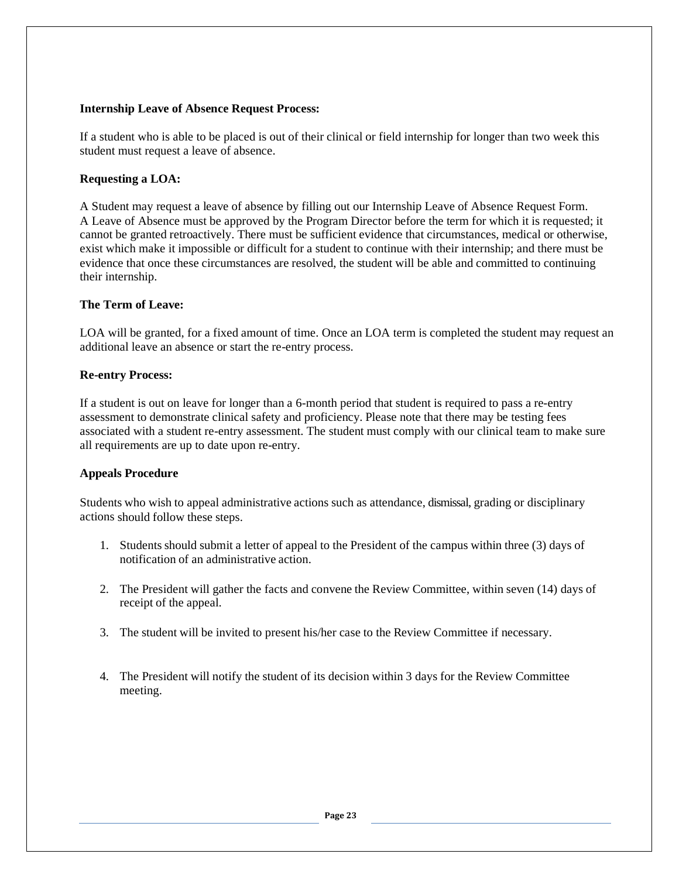**Internship Leave of Absence Request Process:**

If a student who is able to be placed is out of their clinical or field internship for longer than two week this student must request a leave of absence.

**Requesting a LOA:**

A Student may request a leave of absence by filling out our Internship Leave of Absence Request Form. A Leave of Absence must be approved by the Program Director before the term for which it is requested; it cannot be granted retroactively. There must be sufficient evidence that circumstances, medical or otherwise, exist which make it impossible or difficult for a student to continue with their internship; and there must be evidence that once these circumstances are resolved, the student will be able and committed to continuing their internship.

**The Term of Leave:**

LOA will be granted, for a fixed amount of time. Once an LOA term is completed the student may request an additional leave an absence or start the re-entry process.

**Re-entry Process:**

If a student is out on leave for longer than a 6-month period that student is required to pass a re-entry assessment to demonstrate clinical safety and proficiency. Please note that there may be testing fees associated with a student re-entry assessment. The student must comply with our clinical team to make sure all requirements are up to date upon re-entry.

**Appeals Procedure**

Students who wish to appeal administrative actions such as attendance, dismissal, grading or disciplinary actions should follow these steps.

1. Students should submit a letter of appeal to the President of the campus within three (3) days of notification of an administrative action.

2. The President will gather the facts and convene the Review Committee, within seven (14) days of receipt of the appeal.

3. The student will be invited to present his/her case to the Review Committee if necessary.

4. The President will notify the student of its decision within 3 days for the Review Committee meeting.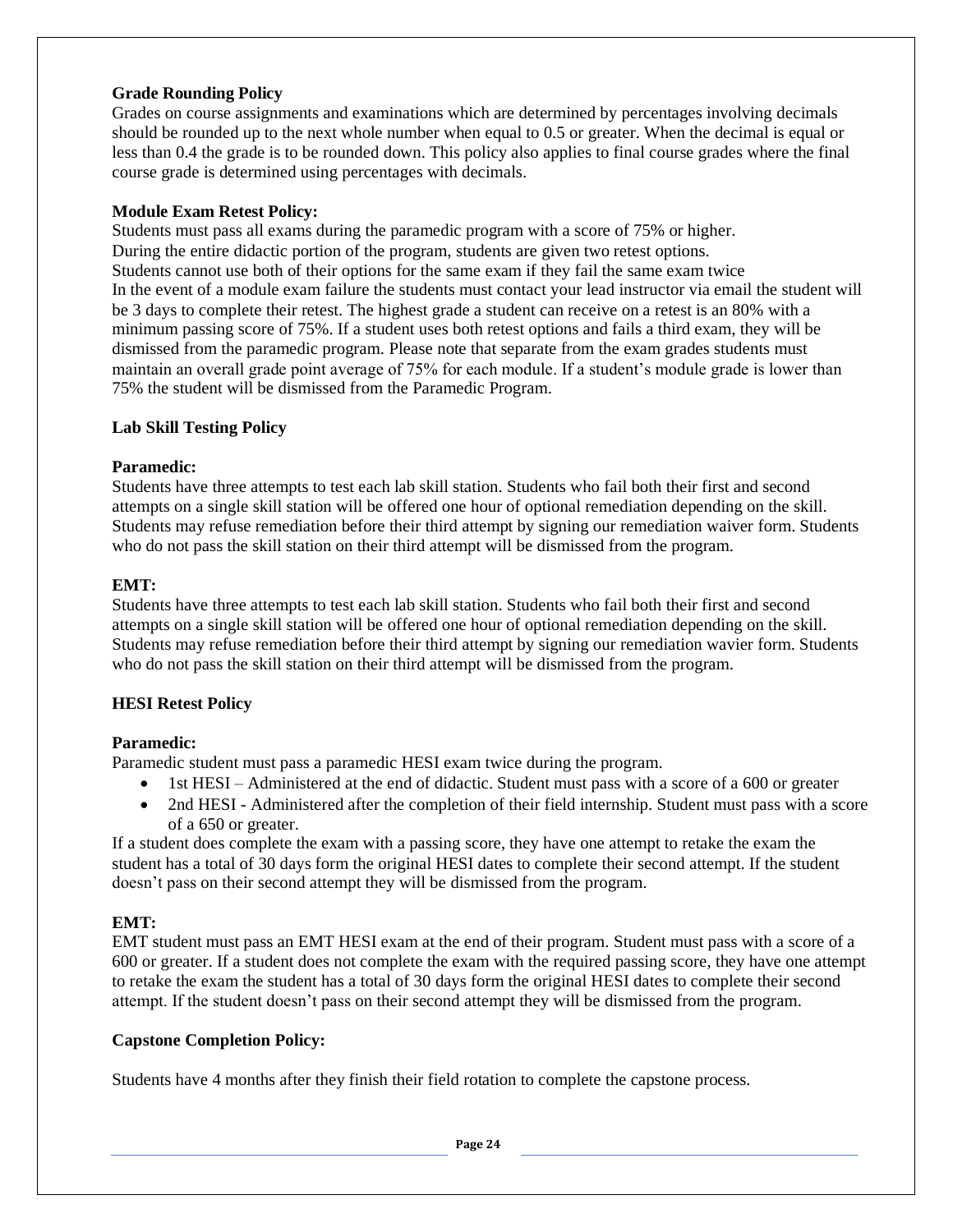**Grade Rounding Policy**

Grades on course assignments and examinations which are determined by percentages involving decimals should be rounded up to the next whole number when equal to 0.5 or greater. When the decimal is equal or less than 0.4 the grade is to be rounded down. This policy also applies to final course grades where the final course grade is determined using percentages with decimals.

**Module Exam Retest Policy:**

Students must pass all exams during the paramedic program with a score of 75% or higher.
During the entire didactic portion of the program, students are given two retest options.
Students cannot use both of their options for the same exam if they fail the same exam twice
In the event of a module exam failure the students must contact your lead instructor via email the student will be 3 days to complete their retest. The highest grade a student can receive on a retest is an 80% with a minimum passing score of 75%. If a student uses both retest options and fails a third exam, they will be dismissed from the paramedic program. Please note that separate from the exam grades students must maintain an overall grade point average of 75% for each module. If a student's module grade is lower than 75% the student will be dismissed from the Paramedic Program.

**Lab Skill Testing Policy**

**Paramedic:**

Students have three attempts to test each lab skill station. Students who fail both their first and second attempts on a single skill station will be offered one hour of optional remediation depending on the skill. Students may refuse remediation before their third attempt by signing our remediation waiver form. Students who do not pass the skill station on their third attempt will be dismissed from the program.

**EMT:**

Students have three attempts to test each lab skill station. Students who fail both their first and second attempts on a single skill station will be offered one hour of optional remediation depending on the skill. Students may refuse remediation before their third attempt by signing our remediation wavier form. Students who do not pass the skill station on their third attempt will be dismissed from the program.

**HESI Retest Policy**

**Paramedic:**

Paramedic student must pass a paramedic HESI exam twice during the program.

- 1st HESI – Administered at the end of didactic. Student must pass with a score of a 600 or greater
- 2nd HESI - Administered after the completion of their field internship. Student must pass with a score of a 650 or greater.

If a student does complete the exam with a passing score, they have one attempt to retake the exam the student has a total of 30 days form the original HESI dates to complete their second attempt. If the student doesn't pass on their second attempt they will be dismissed from the program.

**EMT:**

EMT student must pass an EMT HESI exam at the end of their program. Student must pass with a score of a 600 or greater. If a student does not complete the exam with the required passing score, they have one attempt to retake the exam the student has a total of 30 days form the original HESI dates to complete their second attempt. If the student doesn't pass on their second attempt they will be dismissed from the program.

**Capstone Completion Policy:**

Students have 4 months after they finish their field rotation to complete the capstone process.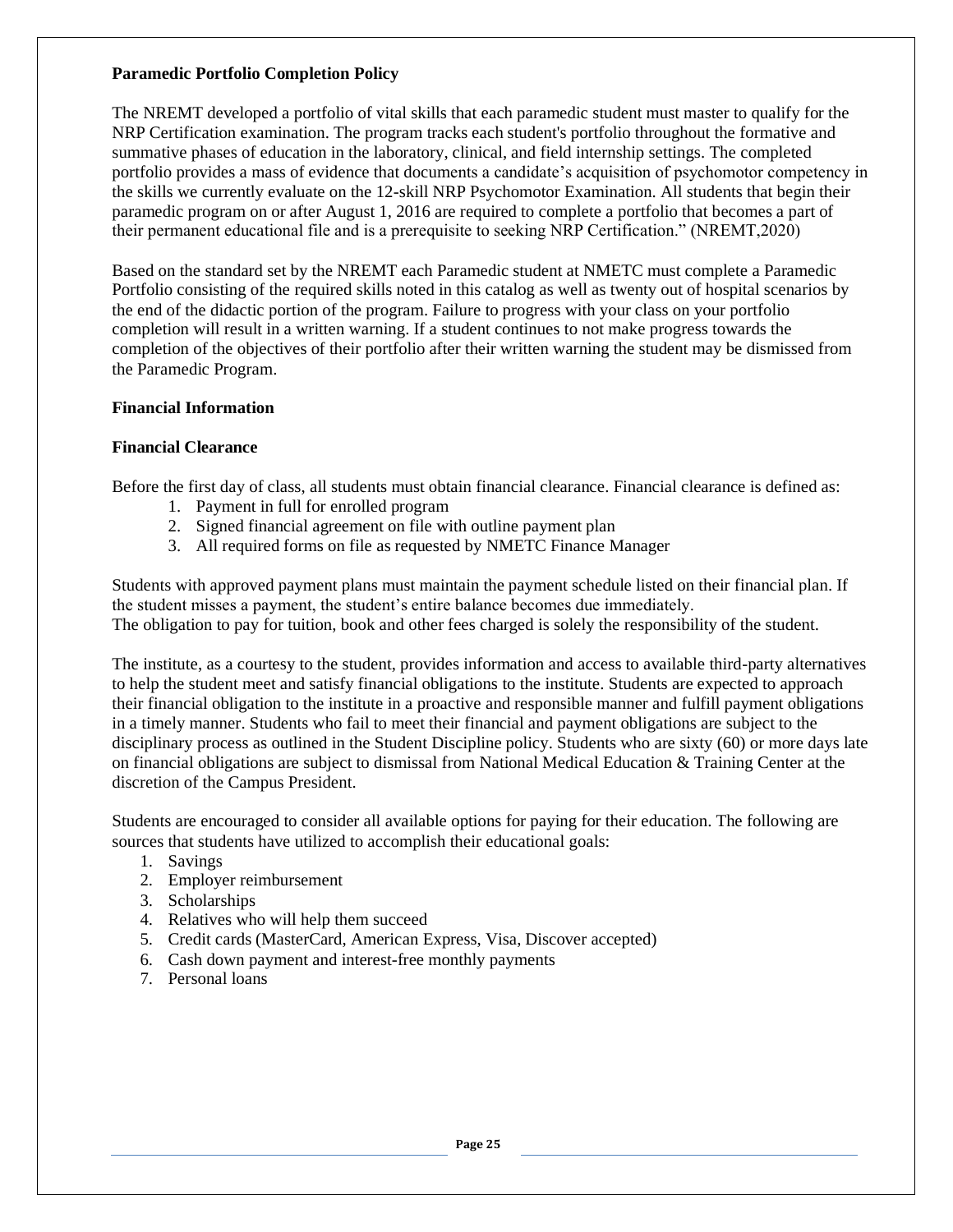**Paramedic Portfolio Completion Policy**

The NREMT developed a portfolio of vital skills that each paramedic student must master to qualify for the NRP Certification examination. The program tracks each student's portfolio throughout the formative and summative phases of education in the laboratory, clinical, and field internship settings. The completed portfolio provides a mass of evidence that documents a candidate's acquisition of psychomotor competency in the skills we currently evaluate on the 12-skill NRP Psychomotor Examination. All students that begin their paramedic program on or after August 1, 2016 are required to complete a portfolio that becomes a part of their permanent educational file and is a prerequisite to seeking NRP Certification." (NREMT,2020)

Based on the standard set by the NREMT each Paramedic student at NMETC must complete a Paramedic Portfolio consisting of the required skills noted in this catalog as well as twenty out of hospital scenarios by the end of the didactic portion of the program. Failure to progress with your class on your portfolio completion will result in a written warning. If a student continues to not make progress towards the completion of the objectives of their portfolio after their written warning the student may be dismissed from the Paramedic Program.

**Financial Information**

**Financial Clearance**

Before the first day of class, all students must obtain financial clearance. Financial clearance is defined as:

1. Payment in full for enrolled program
2. Signed financial agreement on file with outline payment plan
3. All required forms on file as requested by NMETC Finance Manager

Students with approved payment plans must maintain the payment schedule listed on their financial plan. If the student misses a payment, the student's entire balance becomes due immediately.
The obligation to pay for tuition, book and other fees charged is solely the responsibility of the student.

The institute, as a courtesy to the student, provides information and access to available third-party alternatives to help the student meet and satisfy financial obligations to the institute. Students are expected to approach their financial obligation to the institute in a proactive and responsible manner and fulfill payment obligations in a timely manner. Students who fail to meet their financial and payment obligations are subject to the disciplinary process as outlined in the Student Discipline policy. Students who are sixty (60) or more days late on financial obligations are subject to dismissal from National Medical Education & Training Center at the discretion of the Campus President.

Students are encouraged to consider all available options for paying for their education. The following are sources that students have utilized to accomplish their educational goals:

1. Savings
2. Employer reimbursement
3. Scholarships
4. Relatives who will help them succeed
5. Credit cards (MasterCard, American Express, Visa, Discover accepted)
6. Cash down payment and interest-free monthly payments
7. Personal loans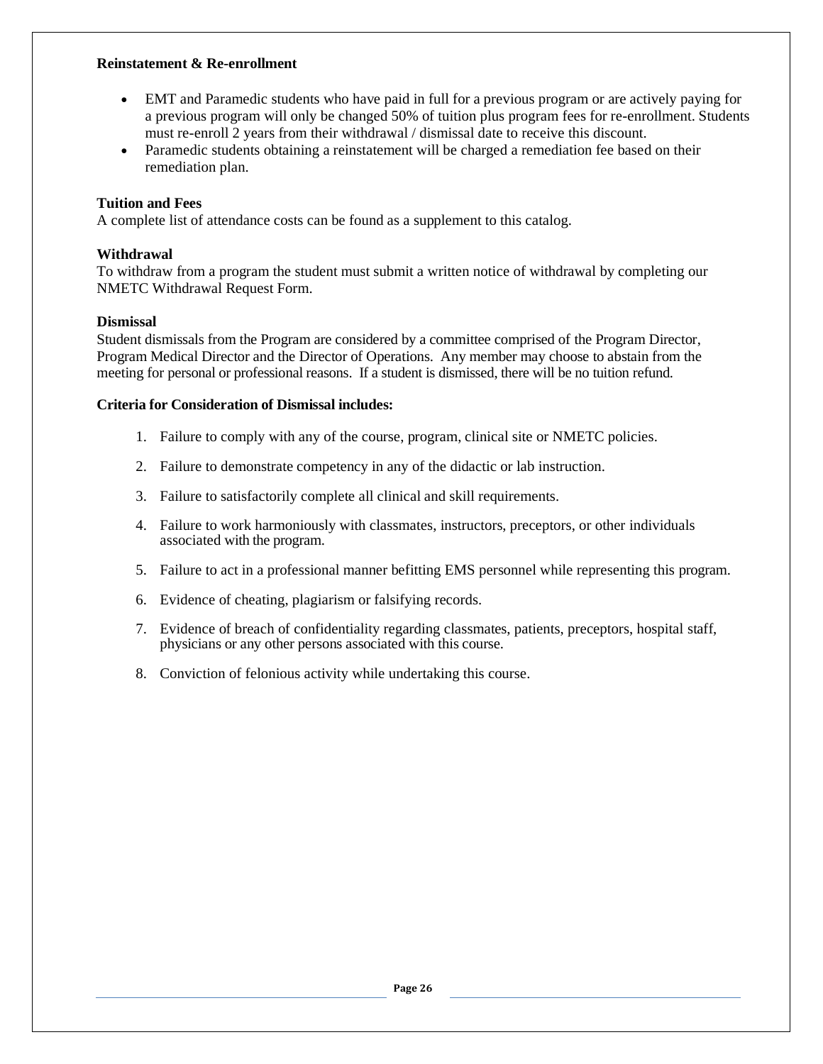**Reinstatement & Re-enrollment**

- EMT and Paramedic students who have paid in full for a previous program or are actively paying for a previous program will only be changed 50% of tuition plus program fees for re-enrollment. Students must re-enroll 2 years from their withdrawal / dismissal date to receive this discount.
- Paramedic students obtaining a reinstatement will be charged a remediation fee based on their remediation plan.

**Tuition and Fees**

A complete list of attendance costs can be found as a supplement to this catalog.

**Withdrawal**

To withdraw from a program the student must submit a written notice of withdrawal by completing our NMETC Withdrawal Request Form.

**Dismissal**

Student dismissals from the Program are considered by a committee comprised of the Program Director, Program Medical Director and the Director of Operations. Any member may choose to abstain from the meeting for personal or professional reasons. If a student is dismissed, there will be no tuition refund.

**Criteria for Consideration of Dismissal includes:**

1. Failure to comply with any of the course, program, clinical site or NMETC policies.
2. Failure to demonstrate competency in any of the didactic or lab instruction.
3. Failure to satisfactorily complete all clinical and skill requirements.
4. Failure to work harmoniously with classmates, instructors, preceptors, or other individuals associated with the program.
5. Failure to act in a professional manner befitting EMS personnel while representing this program.
6. Evidence of cheating, plagiarism or falsifying records.
7. Evidence of breach of confidentiality regarding classmates, patients, preceptors, hospital staff, physicians or any other persons associated with this course.
8. Conviction of felonious activity while undertaking this course.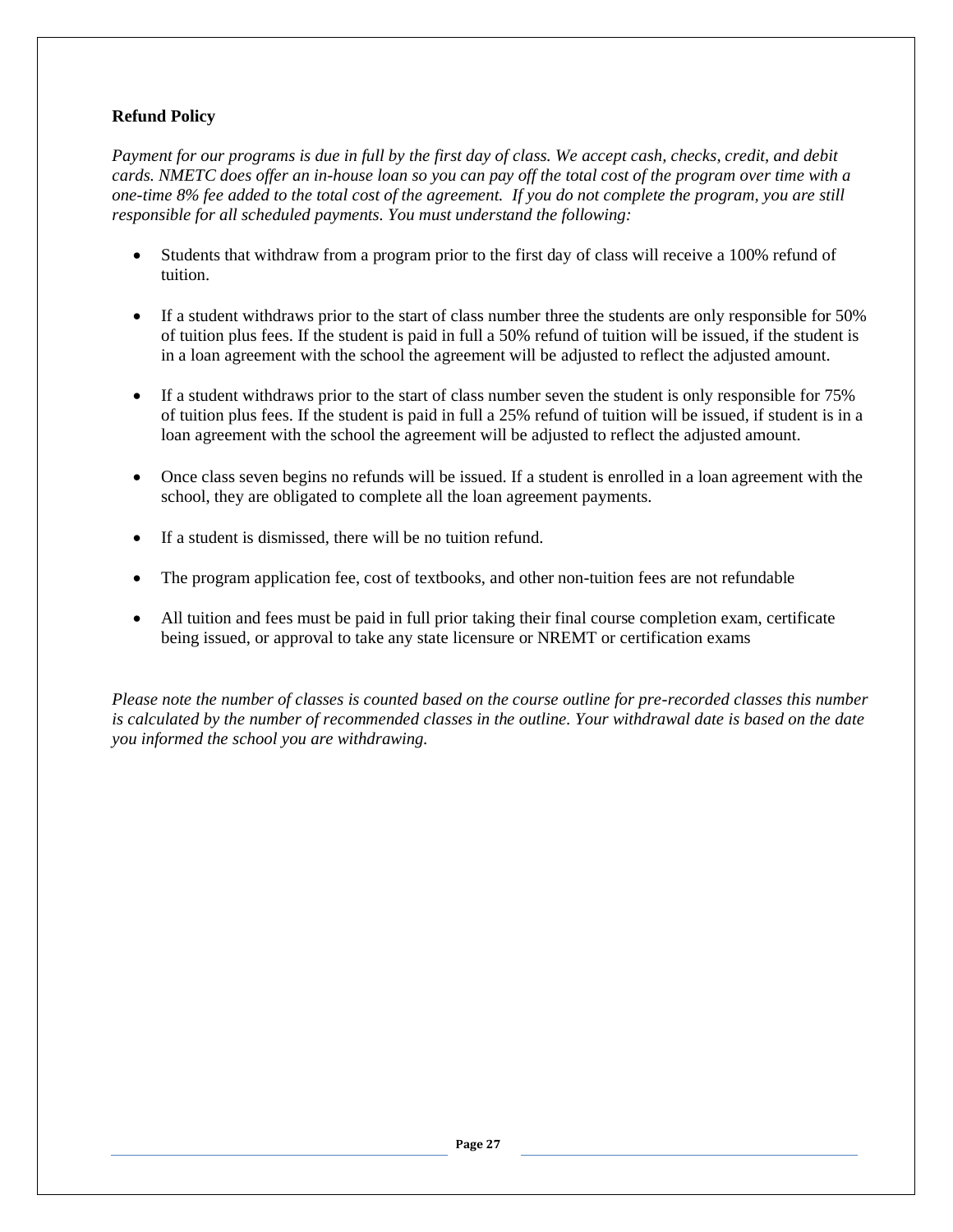**Refund Policy**

*Payment for our programs is due in full by the first day of class. We accept cash, checks, credit, and debit cards. NMETC does offer an in-house loan so you can pay off the total cost of the program over time with a one-time 8% fee added to the total cost of the agreement. If you do not complete the program, you are still responsible for all scheduled payments. You must understand the following:*

- Students that withdraw from a program prior to the first day of class will receive a 100% refund of tuition.
- If a student withdraws prior to the start of class number three the students are only responsible for 50% of tuition plus fees. If the student is paid in full a 50% refund of tuition will be issued, if the student is in a loan agreement with the school the agreement will be adjusted to reflect the adjusted amount.
- If a student withdraws prior to the start of class number seven the student is only responsible for 75% of tuition plus fees. If the student is paid in full a 25% refund of tuition will be issued, if student is in a loan agreement with the school the agreement will be adjusted to reflect the adjusted amount.
- Once class seven begins no refunds will be issued. If a student is enrolled in a loan agreement with the school, they are obligated to complete all the loan agreement payments.
- If a student is dismissed, there will be no tuition refund.
- The program application fee, cost of textbooks, and other non-tuition fees are not refundable
- All tuition and fees must be paid in full prior taking their final course completion exam, certificate being issued, or approval to take any state licensure or NREMT or certification exams

*Please note the number of classes is counted based on the course outline for pre-recorded classes this number is calculated by the number of recommended classes in the outline. Your withdrawal date is based on the date you informed the school you are withdrawing.*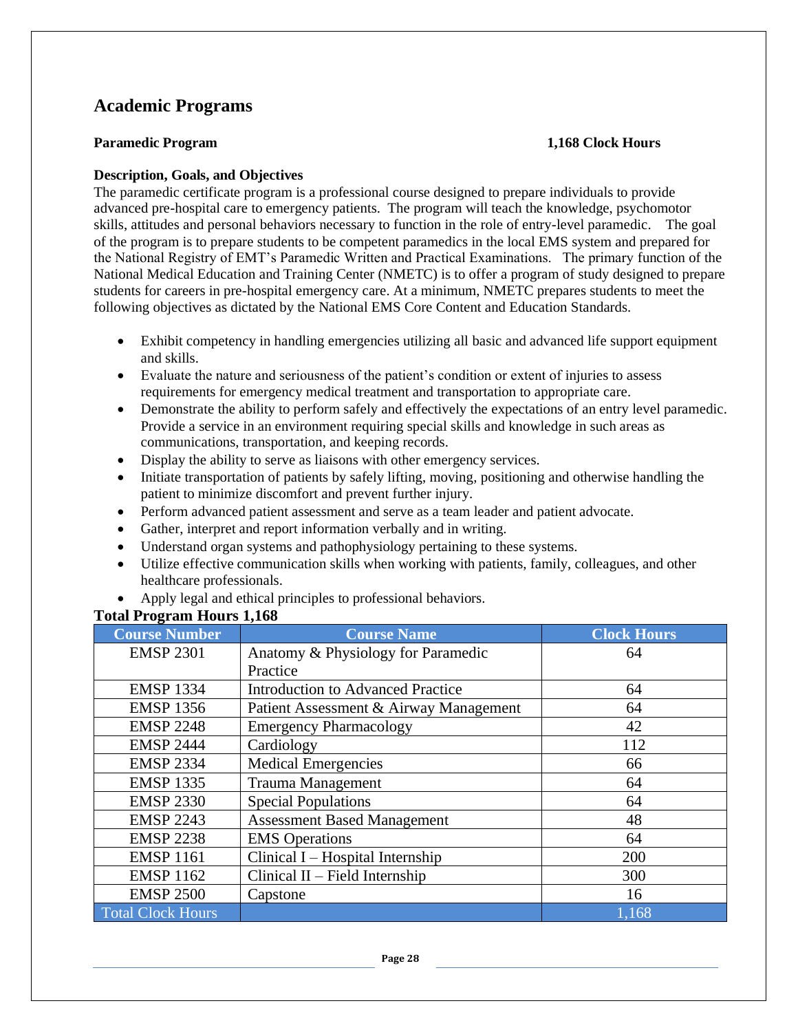# Academic Programs

**Paramedic Program** **1,168 Clock Hours**

**Description, Goals, and Objectives**

The paramedic certificate program is a professional course designed to prepare individuals to provide advanced pre-hospital care to emergency patients. The program will teach the knowledge, psychomotor skills, attitudes and personal behaviors necessary to function in the role of entry-level paramedic. The goal of the program is to prepare students to be competent paramedics in the local EMS system and prepared for the National Registry of EMT's Paramedic Written and Practical Examinations. The primary function of the National Medical Education and Training Center (NMETC) is to offer a program of study designed to prepare students for careers in pre-hospital emergency care. At a minimum, NMETC prepares students to meet the following objectives as dictated by the National EMS Core Content and Education Standards.

- Exhibit competency in handling emergencies utilizing all basic and advanced life support equipment and skills.
- Evaluate the nature and seriousness of the patient's condition or extent of injuries to assess requirements for emergency medical treatment and transportation to appropriate care.
- Demonstrate the ability to perform safely and effectively the expectations of an entry level paramedic. Provide a service in an environment requiring special skills and knowledge in such areas as communications, transportation, and keeping records.
- Display the ability to serve as liaisons with other emergency services.
- Initiate transportation of patients by safely lifting, moving, positioning and otherwise handling the patient to minimize discomfort and prevent further injury.
- Perform advanced patient assessment and serve as a team leader and patient advocate.
- Gather, interpret and report information verbally and in writing.
- Understand organ systems and pathophysiology pertaining to these systems.
- Utilize effective communication skills when working with patients, family, colleagues, and other healthcare professionals.
- Apply legal and ethical principles to professional behaviors.

**Total Program Hours 1,168**

| Course Number | Course Name | Clock Hours |
|---|---|---|
| EMSP 2301 | Anatomy & Physiology for Paramedic Practice | 64 |
| EMSP 1334 | Introduction to Advanced Practice | 64 |
| EMSP 1356 | Patient Assessment & Airway Management | 64 |
| EMSP 2248 | Emergency Pharmacology | 42 |
| EMSP 2444 | Cardiology | 112 |
| EMSP 2334 | Medical Emergencies | 66 |
| EMSP 1335 | Trauma Management | 64 |
| EMSP 2330 | Special Populations | 64 |
| EMSP 2243 | Assessment Based Management | 48 |
| EMSP 2238 | EMS Operations | 64 |
| EMSP 1161 | Clinical I – Hospital Internship | 200 |
| EMSP 1162 | Clinical II – Field Internship | 300 |
| EMSP 2500 | Capstone | 16 |
| Total Clock Hours | | 1,168 |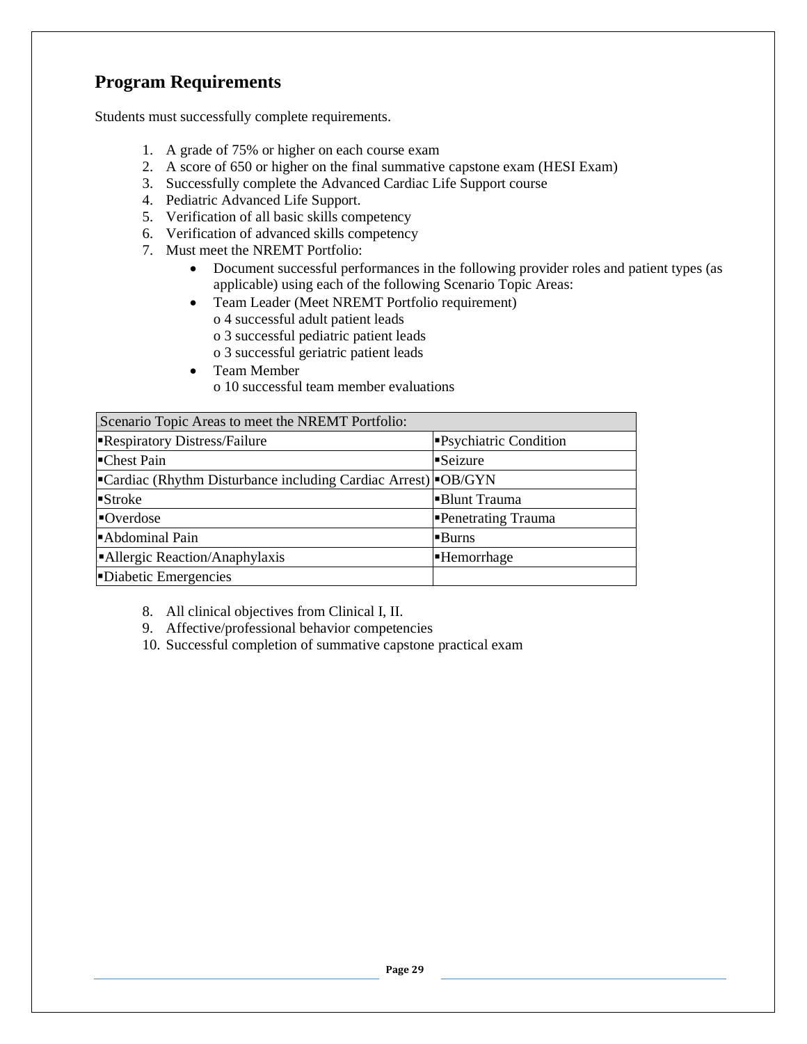## Program Requirements

Students must successfully complete requirements.

1. A grade of 75% or higher on each course exam
2. A score of 650 or higher on the final summative capstone exam (HESI Exam)
3. Successfully complete the Advanced Cardiac Life Support course
4. Pediatric Advanced Life Support.
5. Verification of all basic skills competency
6. Verification of advanced skills competency
7. Must meet the NREMT Portfolio:
   - Document successful performances in the following provider roles and patient types (as applicable) using each of the following Scenario Topic Areas:
   - Team Leader (Meet NREMT Portfolio requirement)
     o 4 successful adult patient leads
     o 3 successful pediatric patient leads
     o 3 successful geriatric patient leads
   - Team Member
     o 10 successful team member evaluations

| Scenario Topic Areas to meet the NREMT Portfolio: | |
|---|---|
| ▪Respiratory Distress/Failure | ▪Psychiatric Condition |
| ▪Chest Pain | ▪Seizure |
| ▪Cardiac (Rhythm Disturbance including Cardiac Arrest) | ▪OB/GYN |
| ▪Stroke | ▪Blunt Trauma |
| ▪Overdose | ▪Penetrating Trauma |
| ▪Abdominal Pain | ▪Burns |
| ▪Allergic Reaction/Anaphylaxis | ▪Hemorrhage |
| ▪Diabetic Emergencies | |

8. All clinical objectives from Clinical I, II.
9. Affective/professional behavior competencies
10. Successful completion of summative capstone practical exam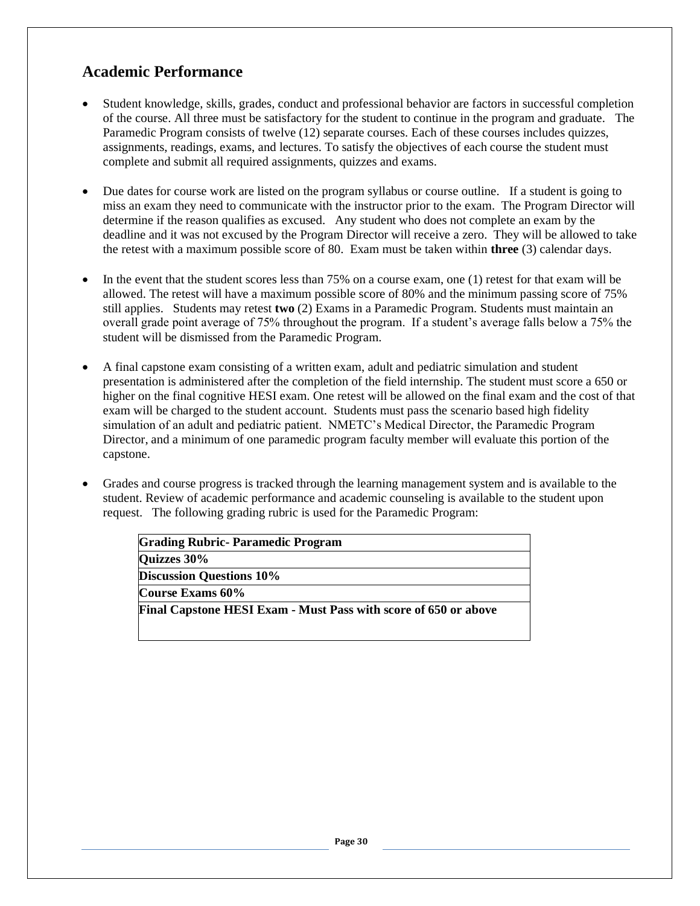## Academic Performance

- Student knowledge, skills, grades, conduct and professional behavior are factors in successful completion of the course. All three must be satisfactory for the student to continue in the program and graduate. The Paramedic Program consists of twelve (12) separate courses. Each of these courses includes quizzes, assignments, readings, exams, and lectures. To satisfy the objectives of each course the student must complete and submit all required assignments, quizzes and exams.

- Due dates for course work are listed on the program syllabus or course outline. If a student is going to miss an exam they need to communicate with the instructor prior to the exam. The Program Director will determine if the reason qualifies as excused. Any student who does not complete an exam by the deadline and it was not excused by the Program Director will receive a zero. They will be allowed to take the retest with a maximum possible score of 80. Exam must be taken within **three** (3) calendar days.

- In the event that the student scores less than 75% on a course exam, one (1) retest for that exam will be allowed. The retest will have a maximum possible score of 80% and the minimum passing score of 75% still applies. Students may retest **two** (2) Exams in a Paramedic Program. Students must maintain an overall grade point average of 75% throughout the program. If a student's average falls below a 75% the student will be dismissed from the Paramedic Program.

- A final capstone exam consisting of a written exam, adult and pediatric simulation and student presentation is administered after the completion of the field internship. The student must score a 650 or higher on the final cognitive HESI exam. One retest will be allowed on the final exam and the cost of that exam will be charged to the student account. Students must pass the scenario based high fidelity simulation of an adult and pediatric patient. NMETC's Medical Director, the Paramedic Program Director, and a minimum of one paramedic program faculty member will evaluate this portion of the capstone.

- Grades and course progress is tracked through the learning management system and is available to the student. Review of academic performance and academic counseling is available to the student upon request. The following grading rubric is used for the Paramedic Program:

| **Grading Rubric- Paramedic Program** |
|---|
| **Quizzes 30%** |
| **Discussion Questions 10%** |
| **Course Exams 60%** |
| **Final Capstone HESI Exam - Must Pass with score of 650 or above** |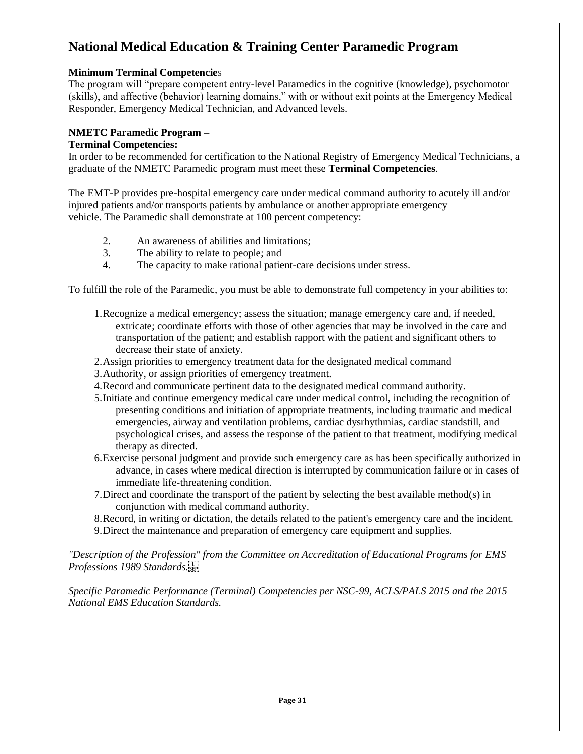# National Medical Education & Training Center Paramedic Program

**Minimum Terminal Competencies**

The program will "prepare competent entry-level Paramedics in the cognitive (knowledge), psychomotor (skills), and affective (behavior) learning domains," with or without exit points at the Emergency Medical Responder, Emergency Medical Technician, and Advanced levels.

**NMETC Paramedic Program –**
**Terminal Competencies:**

In order to be recommended for certification to the National Registry of Emergency Medical Technicians, a graduate of the NMETC Paramedic program must meet these **Terminal Competencies**.

The EMT-P provides pre-hospital emergency care under medical command authority to acutely ill and/or injured patients and/or transports patients by ambulance or another appropriate emergency vehicle. The Paramedic shall demonstrate at 100 percent competency:

2. An awareness of abilities and limitations;
3. The ability to relate to people; and
4. The capacity to make rational patient-care decisions under stress.

To fulfill the role of the Paramedic, you must be able to demonstrate full competency in your abilities to:

1. Recognize a medical emergency; assess the situation; manage emergency care and, if needed, extricate; coordinate efforts with those of other agencies that may be involved in the care and transportation of the patient; and establish rapport with the patient and significant others to decrease their state of anxiety.
2. Assign priorities to emergency treatment data for the designated medical command
3. Authority, or assign priorities of emergency treatment.
4. Record and communicate pertinent data to the designated medical command authority.
5. Initiate and continue emergency medical care under medical control, including the recognition of presenting conditions and initiation of appropriate treatments, including traumatic and medical emergencies, airway and ventilation problems, cardiac dysrhythmias, cardiac standstill, and psychological crises, and assess the response of the patient to that treatment, modifying medical therapy as directed.
6. Exercise personal judgment and provide such emergency care as has been specifically authorized in advance, in cases where medical direction is interrupted by communication failure or in cases of immediate life-threatening condition.
7. Direct and coordinate the transport of the patient by selecting the best available method(s) in conjunction with medical command authority.
8. Record, in writing or dictation, the details related to the patient's emergency care and the incident.
9. Direct the maintenance and preparation of emergency care equipment and supplies.

*"Description of the Profession" from the Committee on Accreditation of Educational Programs for EMS Professions 1989 Standards.*

*Specific Paramedic Performance (Terminal) Competencies per NSC-99, ACLS/PALS 2015 and the 2015 National EMS Education Standards.*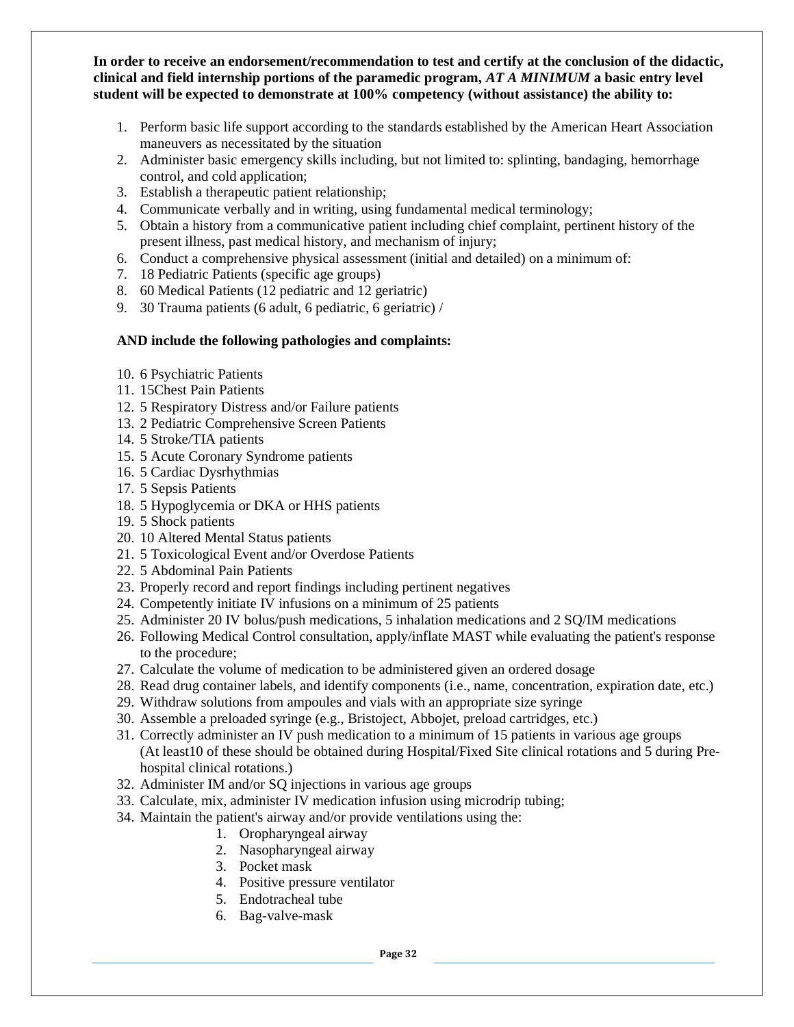**In order to receive an endorsement/recommendation to test and certify at the conclusion of the didactic, clinical and field internship portions of the paramedic program, *AT A MINIMUM* a basic entry level student will be expected to demonstrate at 100% competency (without assistance) the ability to:**

1. Perform basic life support according to the standards established by the American Heart Association maneuvers as necessitated by the situation
2. Administer basic emergency skills including, but not limited to: splinting, bandaging, hemorrhage control, and cold application;
3. Establish a therapeutic patient relationship;
4. Communicate verbally and in writing, using fundamental medical terminology;
5. Obtain a history from a communicative patient including chief complaint, pertinent history of the present illness, past medical history, and mechanism of injury;
6. Conduct a comprehensive physical assessment (initial and detailed) on a minimum of:
7. 18 Pediatric Patients (specific age groups)
8. 60 Medical Patients (12 pediatric and 12 geriatric)
9. 30 Trauma patients (6 adult, 6 pediatric, 6 geriatric) /

**AND include the following pathologies and complaints:**

10. 6 Psychiatric Patients
11. 15Chest Pain Patients
12. 5 Respiratory Distress and/or Failure patients
13. 2 Pediatric Comprehensive Screen Patients
14. 5 Stroke/TIA patients
15. 5 Acute Coronary Syndrome patients
16. 5 Cardiac Dysrhythmias
17. 5 Sepsis Patients
18. 5 Hypoglycemia or DKA or HHS patients
19. 5 Shock patients
20. 10 Altered Mental Status patients
21. 5 Toxicological Event and/or Overdose Patients
22. 5 Abdominal Pain Patients
23. Properly record and report findings including pertinent negatives
24. Competently initiate IV infusions on a minimum of 25 patients
25. Administer 20 IV bolus/push medications, 5 inhalation medications and 2 SQ/IM medications
26. Following Medical Control consultation, apply/inflate MAST while evaluating the patient's response to the procedure;
27. Calculate the volume of medication to be administered given an ordered dosage
28. Read drug container labels, and identify components (i.e., name, concentration, expiration date, etc.)
29. Withdraw solutions from ampoules and vials with an appropriate size syringe
30. Assemble a preloaded syringe (e.g., Bristoject, Abbojet, preload cartridges, etc.)
31. Correctly administer an IV push medication to a minimum of 15 patients in various age groups (At least10 of these should be obtained during Hospital/Fixed Site clinical rotations and 5 during Pre-hospital clinical rotations.)
32. Administer IM and/or SQ injections in various age groups
33. Calculate, mix, administer IV medication infusion using microdrip tubing;
34. Maintain the patient's airway and/or provide ventilations using the:
    1. Oropharyngeal airway
    2. Nasopharyngeal airway
    3. Pocket mask
    4. Positive pressure ventilator
    5. Endotracheal tube
    6. Bag-valve-mask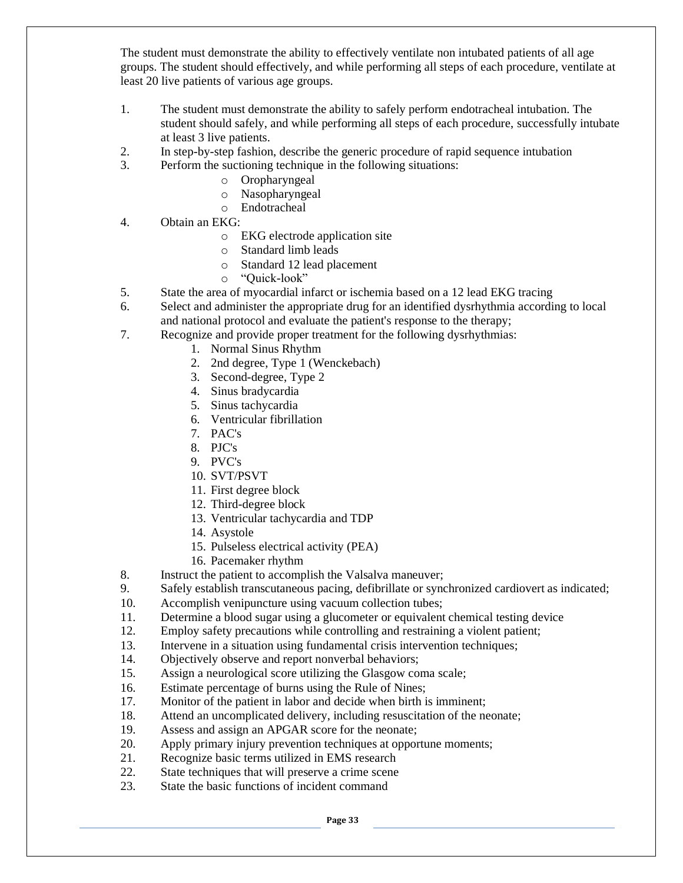The student must demonstrate the ability to effectively ventilate non intubated patients of all age groups. The student should effectively, and while performing all steps of each procedure, ventilate at least 20 live patients of various age groups.

1. The student must demonstrate the ability to safely perform endotracheal intubation. The student should safely, and while performing all steps of each procedure, successfully intubate at least 3 live patients.
2. In step-by-step fashion, describe the generic procedure of rapid sequence intubation
3. Perform the suctioning technique in the following situations:
    - Oropharyngeal
    - Nasopharyngeal
    - Endotracheal
4. Obtain an EKG:
    - EKG electrode application site
    - Standard limb leads
    - Standard 12 lead placement
    - "Quick-look"
5. State the area of myocardial infarct or ischemia based on a 12 lead EKG tracing
6. Select and administer the appropriate drug for an identified dysrhythmia according to local and national protocol and evaluate the patient's response to the therapy;
7. Recognize and provide proper treatment for the following dysrhythmias:
    1. Normal Sinus Rhythm
    2. 2nd degree, Type 1 (Wenckebach)
    3. Second-degree, Type 2
    4. Sinus bradycardia
    5. Sinus tachycardia
    6. Ventricular fibrillation
    7. PAC's
    8. PJC's
    9. PVC's
    10. SVT/PSVT
    11. First degree block
    12. Third-degree block
    13. Ventricular tachycardia and TDP
    14. Asystole
    15. Pulseless electrical activity (PEA)
    16. Pacemaker rhythm
8. Instruct the patient to accomplish the Valsalva maneuver;
9. Safely establish transcutaneous pacing, defibrillate or synchronized cardiovert as indicated;
10. Accomplish venipuncture using vacuum collection tubes;
11. Determine a blood sugar using a glucometer or equivalent chemical testing device
12. Employ safety precautions while controlling and restraining a violent patient;
13. Intervene in a situation using fundamental crisis intervention techniques;
14. Objectively observe and report nonverbal behaviors;
15. Assign a neurological score utilizing the Glasgow coma scale;
16. Estimate percentage of burns using the Rule of Nines;
17. Monitor of the patient in labor and decide when birth is imminent;
18. Attend an uncomplicated delivery, including resuscitation of the neonate;
19. Assess and assign an APGAR score for the neonate;
20. Apply primary injury prevention techniques at opportune moments;
21. Recognize basic terms utilized in EMS research
22. State techniques that will preserve a crime scene
23. State the basic functions of incident command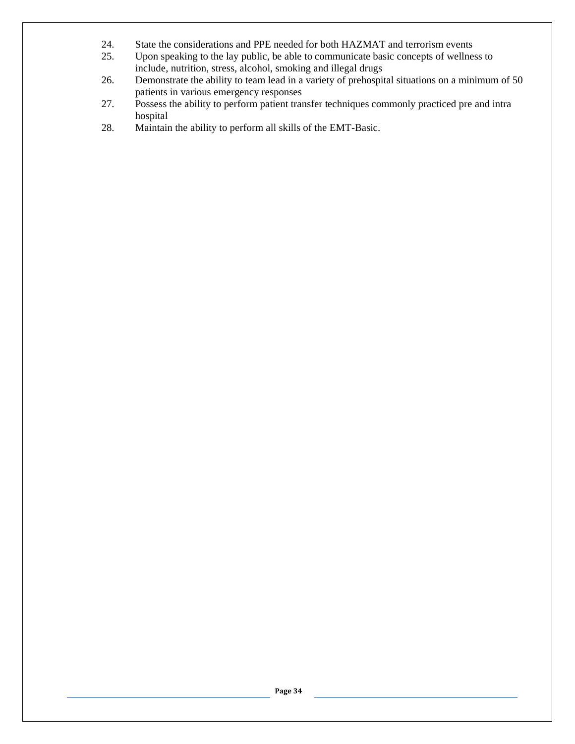24. State the considerations and PPE needed for both HAZMAT and terrorism events
25. Upon speaking to the lay public, be able to communicate basic concepts of wellness to include, nutrition, stress, alcohol, smoking and illegal drugs
26. Demonstrate the ability to team lead in a variety of prehospital situations on a minimum of 50 patients in various emergency responses
27. Possess the ability to perform patient transfer techniques commonly practiced pre and intra hospital
28. Maintain the ability to perform all skills of the EMT-Basic.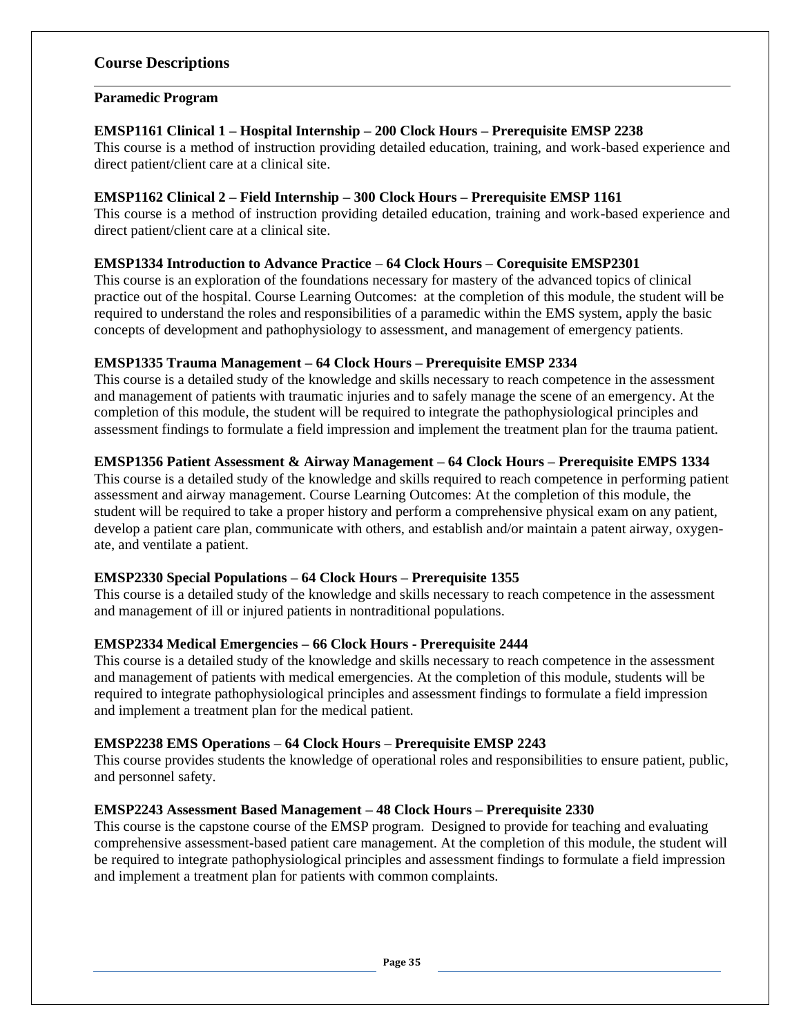## Course Descriptions

### Paramedic Program

**EMSP1161 Clinical 1 – Hospital Internship – 200 Clock Hours – Prerequisite EMSP 2238**
This course is a method of instruction providing detailed education, training, and work-based experience and direct patient/client care at a clinical site.

**EMSP1162 Clinical 2 – Field Internship – 300 Clock Hours – Prerequisite EMSP 1161**
This course is a method of instruction providing detailed education, training and work-based experience and direct patient/client care at a clinical site.

**EMSP1334 Introduction to Advance Practice – 64 Clock Hours – Corequisite EMSP2301**
This course is an exploration of the foundations necessary for mastery of the advanced topics of clinical practice out of the hospital. Course Learning Outcomes: at the completion of this module, the student will be required to understand the roles and responsibilities of a paramedic within the EMS system, apply the basic concepts of development and pathophysiology to assessment, and management of emergency patients.

**EMSP1335 Trauma Management – 64 Clock Hours – Prerequisite EMSP 2334**
This course is a detailed study of the knowledge and skills necessary to reach competence in the assessment and management of patients with traumatic injuries and to safely manage the scene of an emergency. At the completion of this module, the student will be required to integrate the pathophysiological principles and assessment findings to formulate a field impression and implement the treatment plan for the trauma patient.

**EMSP1356 Patient Assessment & Airway Management – 64 Clock Hours – Prerequisite EMPS 1334**
This course is a detailed study of the knowledge and skills required to reach competence in performing patient assessment and airway management. Course Learning Outcomes: At the completion of this module, the student will be required to take a proper history and perform a comprehensive physical exam on any patient, develop a patient care plan, communicate with others, and establish and/or maintain a patent airway, oxygenate, and ventilate a patient.

**EMSP2330 Special Populations – 64 Clock Hours – Prerequisite 1355**
This course is a detailed study of the knowledge and skills necessary to reach competence in the assessment and management of ill or injured patients in nontraditional populations.

**EMSP2334 Medical Emergencies – 66 Clock Hours - Prerequisite 2444**
This course is a detailed study of the knowledge and skills necessary to reach competence in the assessment and management of patients with medical emergencies. At the completion of this module, students will be required to integrate pathophysiological principles and assessment findings to formulate a field impression and implement a treatment plan for the medical patient.

**EMSP2238 EMS Operations – 64 Clock Hours – Prerequisite EMSP 2243**
This course provides students the knowledge of operational roles and responsibilities to ensure patient, public, and personnel safety.

**EMSP2243 Assessment Based Management – 48 Clock Hours – Prerequisite 2330**
This course is the capstone course of the EMSP program. Designed to provide for teaching and evaluating comprehensive assessment-based patient care management. At the completion of this module, the student will be required to integrate pathophysiological principles and assessment findings to formulate a field impression and implement a treatment plan for patients with common complaints.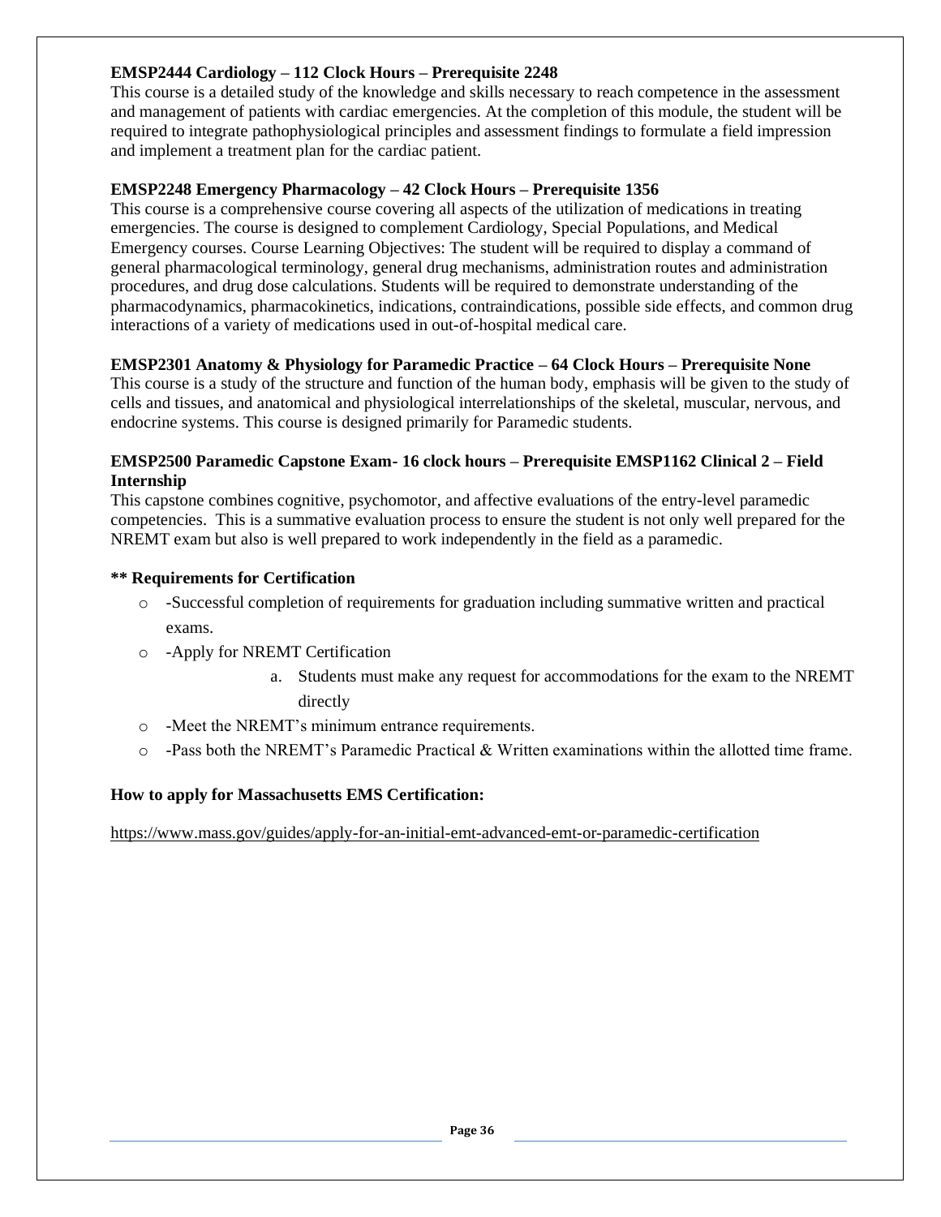**EMSP2444 Cardiology – 112 Clock Hours – Prerequisite 2248**

This course is a detailed study of the knowledge and skills necessary to reach competence in the assessment and management of patients with cardiac emergencies. At the completion of this module, the student will be required to integrate pathophysiological principles and assessment findings to formulate a field impression and implement a treatment plan for the cardiac patient.

**EMSP2248 Emergency Pharmacology – 42 Clock Hours – Prerequisite 1356**

This course is a comprehensive course covering all aspects of the utilization of medications in treating emergencies. The course is designed to complement Cardiology, Special Populations, and Medical Emergency courses. Course Learning Objectives: The student will be required to display a command of general pharmacological terminology, general drug mechanisms, administration routes and administration procedures, and drug dose calculations. Students will be required to demonstrate understanding of the pharmacodynamics, pharmacokinetics, indications, contraindications, possible side effects, and common drug interactions of a variety of medications used in out-of-hospital medical care.

**EMSP2301 Anatomy & Physiology for Paramedic Practice – 64 Clock Hours – Prerequisite None**

This course is a study of the structure and function of the human body, emphasis will be given to the study of cells and tissues, and anatomical and physiological interrelationships of the skeletal, muscular, nervous, and endocrine systems. This course is designed primarily for Paramedic students.

**EMSP2500 Paramedic Capstone Exam- 16 clock hours – Prerequisite EMSP1162 Clinical 2 – Field Internship**

This capstone combines cognitive, psychomotor, and affective evaluations of the entry-level paramedic competencies. This is a summative evaluation process to ensure the student is not only well prepared for the NREMT exam but also is well prepared to work independently in the field as a paramedic.

**\*\* Requirements for Certification**

- -Successful completion of requirements for graduation including summative written and practical exams.
- -Apply for NREMT Certification
    a. Students must make any request for accommodations for the exam to the NREMT directly
- -Meet the NREMT's minimum entrance requirements.
- -Pass both the NREMT's Paramedic Practical & Written examinations within the allotted time frame.

**How to apply for Massachusetts EMS Certification:**

https://www.mass.gov/guides/apply-for-an-initial-emt-advanced-emt-or-paramedic-certification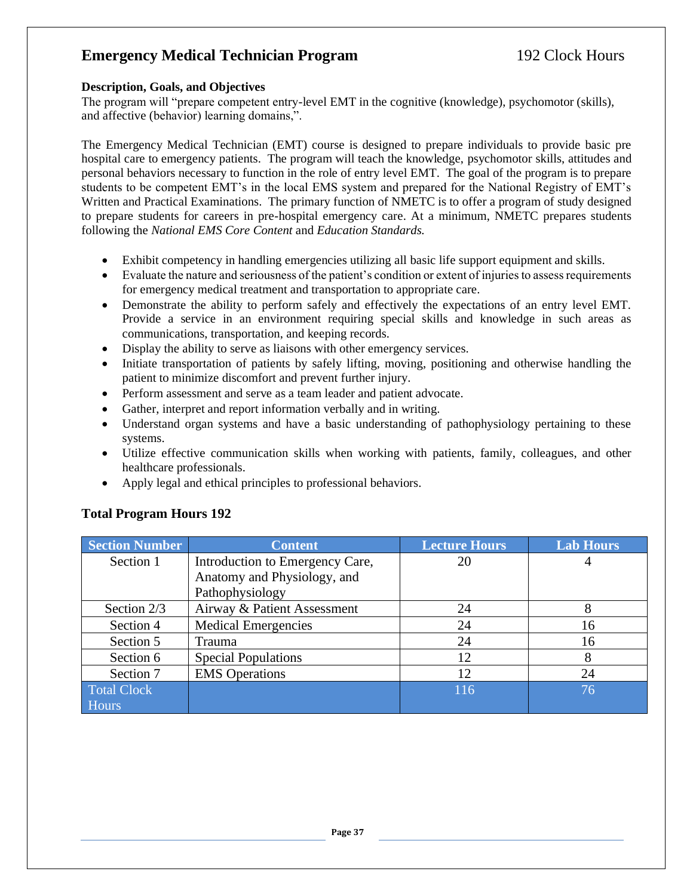# Emergency Medical Technician Program 192 Clock Hours

**Description, Goals, and Objectives**

The program will "prepare competent entry-level EMT in the cognitive (knowledge), psychomotor (skills), and affective (behavior) learning domains,".

The Emergency Medical Technician (EMT) course is designed to prepare individuals to provide basic pre hospital care to emergency patients. The program will teach the knowledge, psychomotor skills, attitudes and personal behaviors necessary to function in the role of entry level EMT. The goal of the program is to prepare students to be competent EMT's in the local EMS system and prepared for the National Registry of EMT's Written and Practical Examinations. The primary function of NMETC is to offer a program of study designed to prepare students for careers in pre-hospital emergency care. At a minimum, NMETC prepares students following the *National EMS Core Content* and *Education Standards.*

- Exhibit competency in handling emergencies utilizing all basic life support equipment and skills.
- Evaluate the nature and seriousness of the patient's condition or extent of injuries to assess requirements for emergency medical treatment and transportation to appropriate care.
- Demonstrate the ability to perform safely and effectively the expectations of an entry level EMT. Provide a service in an environment requiring special skills and knowledge in such areas as communications, transportation, and keeping records.
- Display the ability to serve as liaisons with other emergency services.
- Initiate transportation of patients by safely lifting, moving, positioning and otherwise handling the patient to minimize discomfort and prevent further injury.
- Perform assessment and serve as a team leader and patient advocate.
- Gather, interpret and report information verbally and in writing.
- Understand organ systems and have a basic understanding of pathophysiology pertaining to these systems.
- Utilize effective communication skills when working with patients, family, colleagues, and other healthcare professionals.
- Apply legal and ethical principles to professional behaviors.

### Total Program Hours 192

| Section Number | Content | Lecture Hours | Lab Hours |
|---|---|---|---|
| Section 1 | Introduction to Emergency Care, Anatomy and Physiology, and Pathophysiology | 20 | 4 |
| Section 2/3 | Airway & Patient Assessment | 24 | 8 |
| Section 4 | Medical Emergencies | 24 | 16 |
| Section 5 | Trauma | 24 | 16 |
| Section 6 | Special Populations | 12 | 8 |
| Section 7 | EMS Operations | 12 | 24 |
| Total Clock Hours | | 116 | 76 |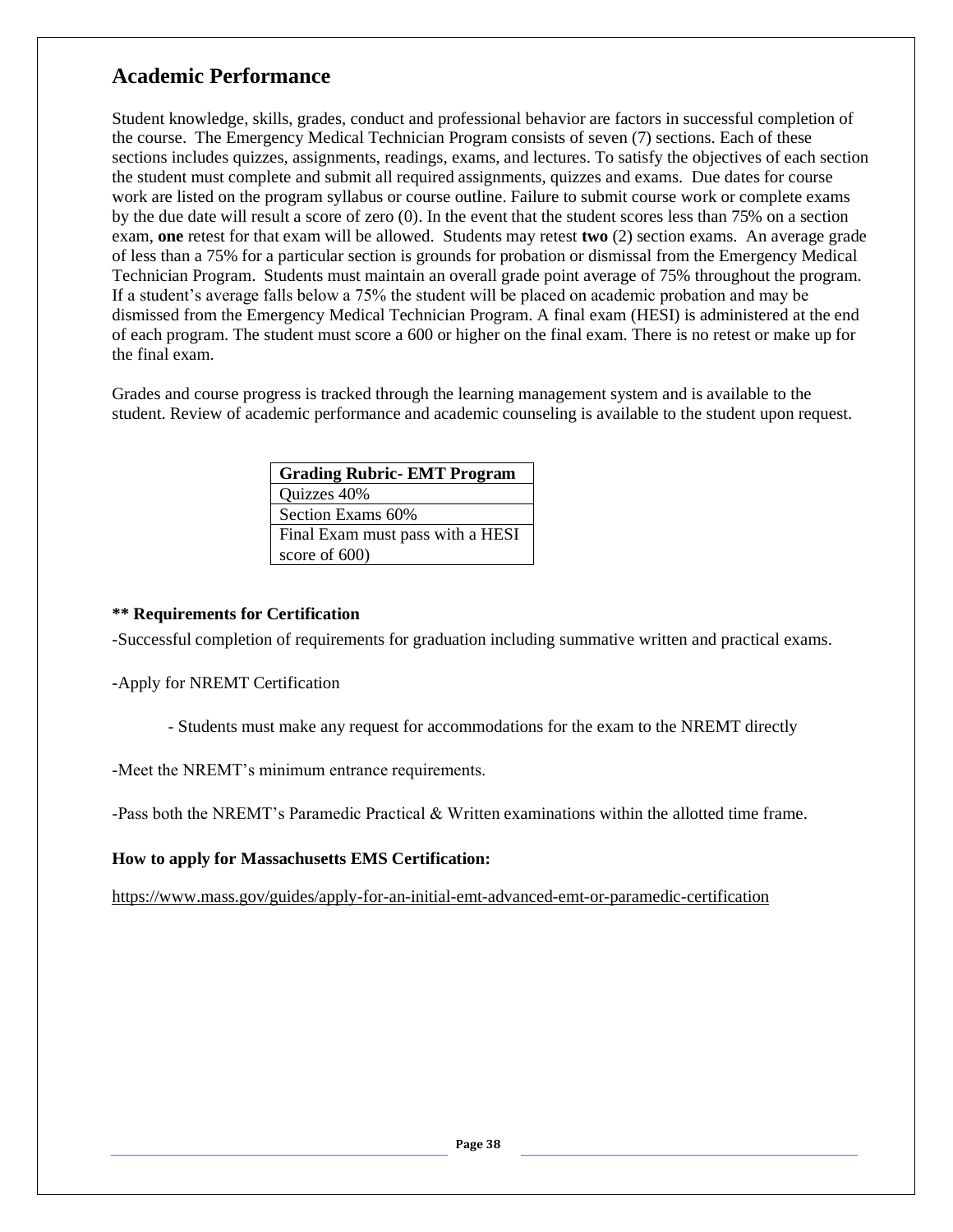## Academic Performance

Student knowledge, skills, grades, conduct and professional behavior are factors in successful completion of the course. The Emergency Medical Technician Program consists of seven (7) sections. Each of these sections includes quizzes, assignments, readings, exams, and lectures. To satisfy the objectives of each section the student must complete and submit all required assignments, quizzes and exams. Due dates for course work are listed on the program syllabus or course outline. Failure to submit course work or complete exams by the due date will result a score of zero (0). In the event that the student scores less than 75% on a section exam, **one** retest for that exam will be allowed. Students may retest **two** (2) section exams. An average grade of less than a 75% for a particular section is grounds for probation or dismissal from the Emergency Medical Technician Program. Students must maintain an overall grade point average of 75% throughout the program. If a student's average falls below a 75% the student will be placed on academic probation and may be dismissed from the Emergency Medical Technician Program. A final exam (HESI) is administered at the end of each program. The student must score a 600 or higher on the final exam. There is no retest or make up for the final exam.

Grades and course progress is tracked through the learning management system and is available to the student. Review of academic performance and academic counseling is available to the student upon request.

| Grading Rubric- EMT Program |
| --- |
| Quizzes 40% |
| Section Exams 60% |
| Final Exam must pass with a HESI score of 600) |

**** Requirements for Certification**

-Successful completion of requirements for graduation including summative written and practical exams.

-Apply for NREMT Certification

- Students must make any request for accommodations for the exam to the NREMT directly

-Meet the NREMT's minimum entrance requirements.

-Pass both the NREMT's Paramedic Practical & Written examinations within the allotted time frame.

**How to apply for Massachusetts EMS Certification:**

https://www.mass.gov/guides/apply-for-an-initial-emt-advanced-emt-or-paramedic-certification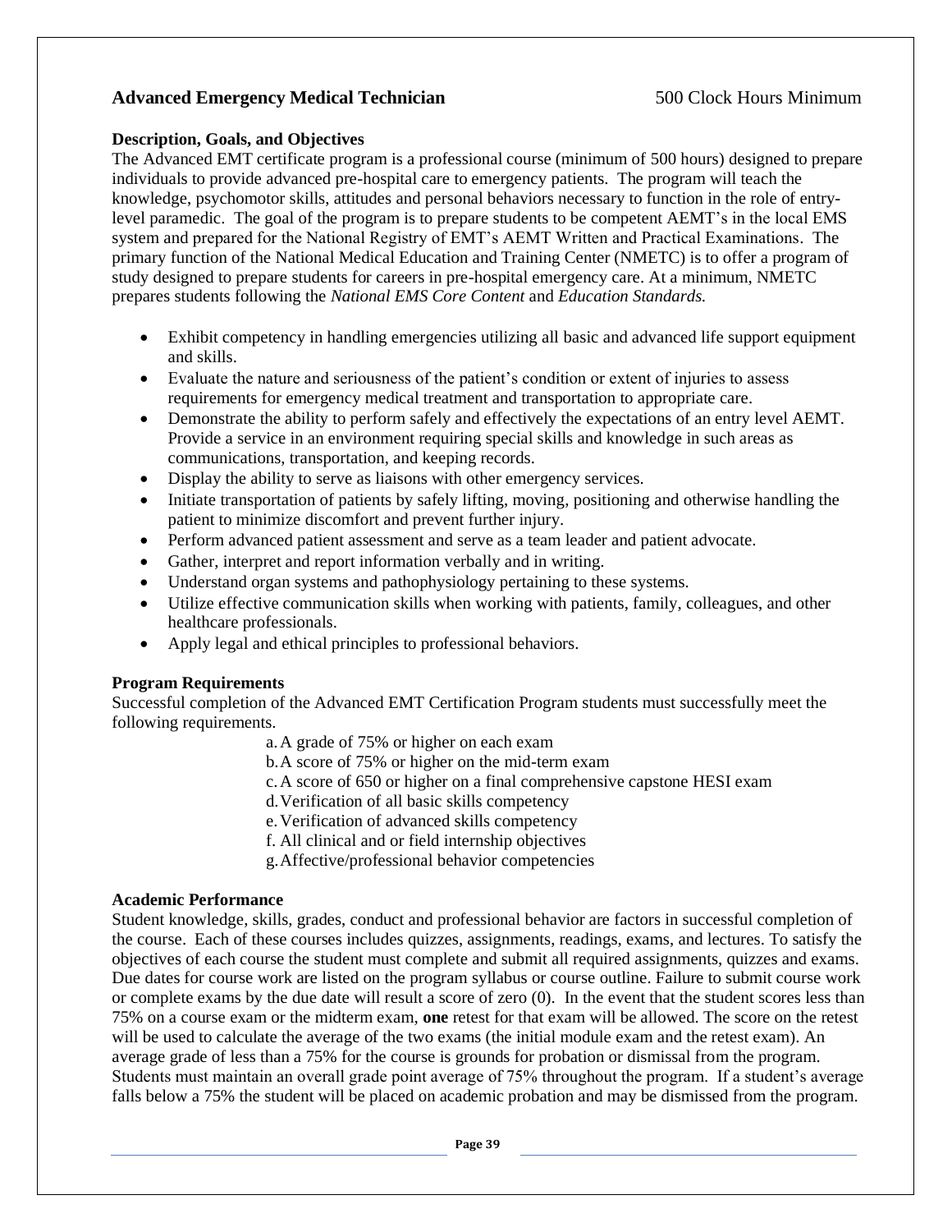## Advanced Emergency Medical Technician

500 Clock Hours Minimum

### Description, Goals, and Objectives

The Advanced EMT certificate program is a professional course (minimum of 500 hours) designed to prepare individuals to provide advanced pre-hospital care to emergency patients. The program will teach the knowledge, psychomotor skills, attitudes and personal behaviors necessary to function in the role of entry-level paramedic. The goal of the program is to prepare students to be competent AEMT's in the local EMS system and prepared for the National Registry of EMT's AEMT Written and Practical Examinations. The primary function of the National Medical Education and Training Center (NMETC) is to offer a program of study designed to prepare students for careers in pre-hospital emergency care. At a minimum, NMETC prepares students following the *National EMS Core Content* and *Education Standards.*

- Exhibit competency in handling emergencies utilizing all basic and advanced life support equipment and skills.
- Evaluate the nature and seriousness of the patient's condition or extent of injuries to assess requirements for emergency medical treatment and transportation to appropriate care.
- Demonstrate the ability to perform safely and effectively the expectations of an entry level AEMT. Provide a service in an environment requiring special skills and knowledge in such areas as communications, transportation, and keeping records.
- Display the ability to serve as liaisons with other emergency services.
- Initiate transportation of patients by safely lifting, moving, positioning and otherwise handling the patient to minimize discomfort and prevent further injury.
- Perform advanced patient assessment and serve as a team leader and patient advocate.
- Gather, interpret and report information verbally and in writing.
- Understand organ systems and pathophysiology pertaining to these systems.
- Utilize effective communication skills when working with patients, family, colleagues, and other healthcare professionals.
- Apply legal and ethical principles to professional behaviors.

### Program Requirements

Successful completion of the Advanced EMT Certification Program students must successfully meet the following requirements.

a. A grade of 75% or higher on each exam
b. A score of 75% or higher on the mid-term exam
c. A score of 650 or higher on a final comprehensive capstone HESI exam
d. Verification of all basic skills competency
e. Verification of advanced skills competency
f. All clinical and or field internship objectives
g. Affective/professional behavior competencies

### Academic Performance

Student knowledge, skills, grades, conduct and professional behavior are factors in successful completion of the course. Each of these courses includes quizzes, assignments, readings, exams, and lectures. To satisfy the objectives of each course the student must complete and submit all required assignments, quizzes and exams. Due dates for course work are listed on the program syllabus or course outline. Failure to submit course work or complete exams by the due date will result a score of zero (0). In the event that the student scores less than 75% on a course exam or the midterm exam, **one** retest for that exam will be allowed. The score on the retest will be used to calculate the average of the two exams (the initial module exam and the retest exam). An average grade of less than a 75% for the course is grounds for probation or dismissal from the program. Students must maintain an overall grade point average of 75% throughout the program. If a student's average falls below a 75% the student will be placed on academic probation and may be dismissed from the program.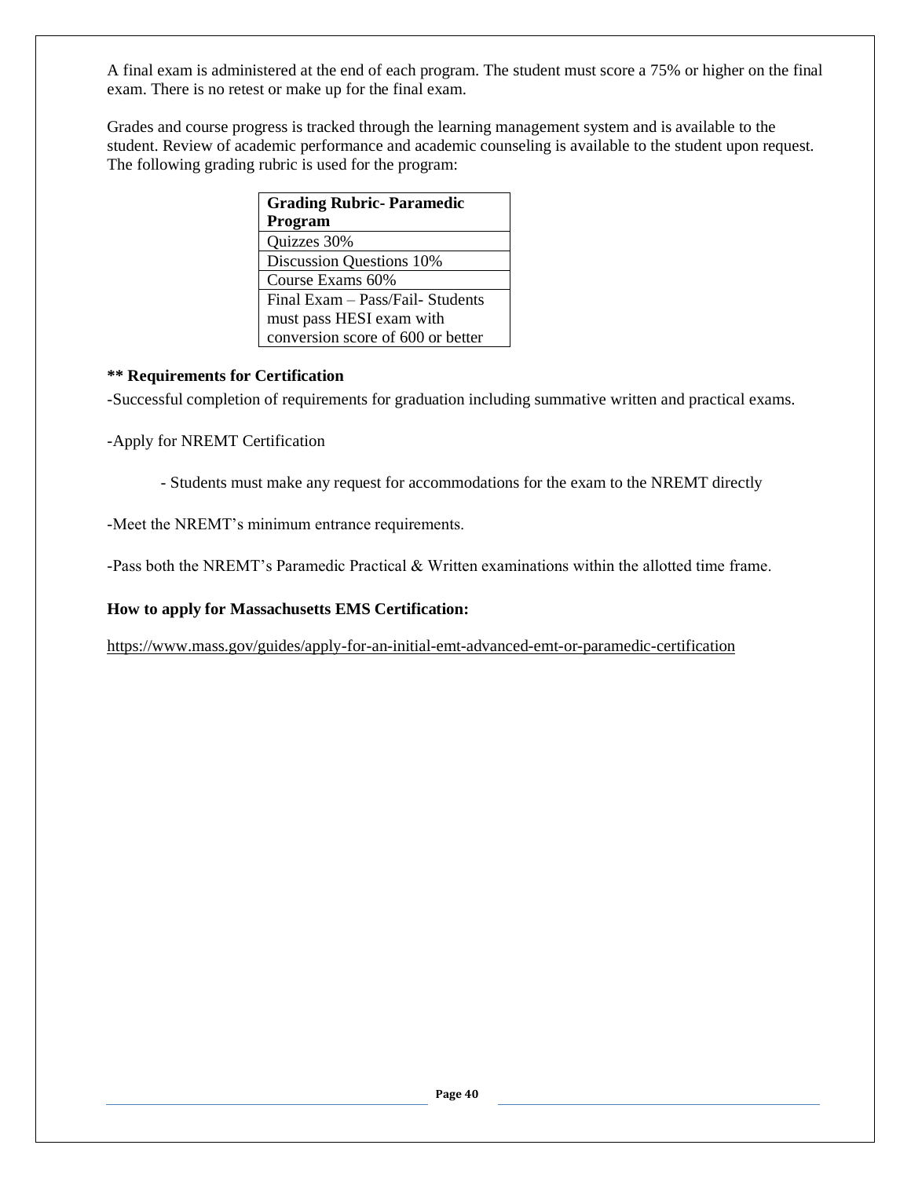A final exam is administered at the end of each program. The student must score a 75% or higher on the final exam. There is no retest or make up for the final exam.

Grades and course progress is tracked through the learning management system and is available to the student. Review of academic performance and academic counseling is available to the student upon request. The following grading rubric is used for the program:

| **Grading Rubric- Paramedic Program** |
| --- |
| Quizzes 30% |
| Discussion Questions 10% |
| Course Exams 60% |
| Final Exam – Pass/Fail- Students must pass HESI exam with conversion score of 600 or better |

**** Requirements for Certification**

-Successful completion of requirements for graduation including summative written and practical exams.

-Apply for NREMT Certification

- Students must make any request for accommodations for the exam to the NREMT directly

-Meet the NREMT's minimum entrance requirements.

-Pass both the NREMT's Paramedic Practical & Written examinations within the allotted time frame.

**How to apply for Massachusetts EMS Certification:**

https://www.mass.gov/guides/apply-for-an-initial-emt-advanced-emt-or-paramedic-certification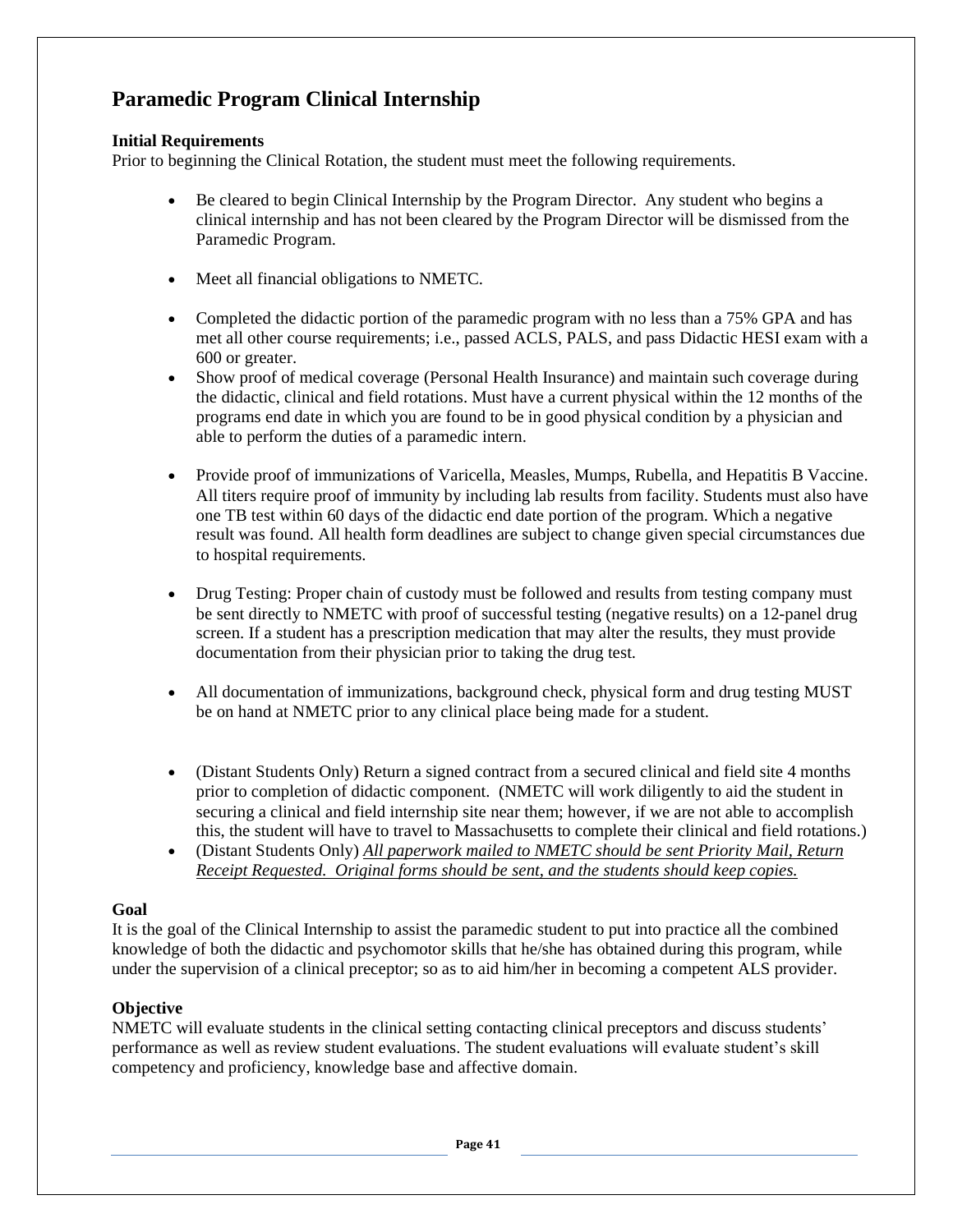## Paramedic Program Clinical Internship

**Initial Requirements**

Prior to beginning the Clinical Rotation, the student must meet the following requirements.

- Be cleared to begin Clinical Internship by the Program Director. Any student who begins a clinical internship and has not been cleared by the Program Director will be dismissed from the Paramedic Program.
- Meet all financial obligations to NMETC.
- Completed the didactic portion of the paramedic program with no less than a 75% GPA and has met all other course requirements; i.e., passed ACLS, PALS, and pass Didactic HESI exam with a 600 or greater.
- Show proof of medical coverage (Personal Health Insurance) and maintain such coverage during the didactic, clinical and field rotations. Must have a current physical within the 12 months of the programs end date in which you are found to be in good physical condition by a physician and able to perform the duties of a paramedic intern.
- Provide proof of immunizations of Varicella, Measles, Mumps, Rubella, and Hepatitis B Vaccine. All titers require proof of immunity by including lab results from facility. Students must also have one TB test within 60 days of the didactic end date portion of the program. Which a negative result was found. All health form deadlines are subject to change given special circumstances due to hospital requirements.
- Drug Testing: Proper chain of custody must be followed and results from testing company must be sent directly to NMETC with proof of successful testing (negative results) on a 12-panel drug screen. If a student has a prescription medication that may alter the results, they must provide documentation from their physician prior to taking the drug test.
- All documentation of immunizations, background check, physical form and drug testing MUST be on hand at NMETC prior to any clinical place being made for a student.
- (Distant Students Only) Return a signed contract from a secured clinical and field site 4 months prior to completion of didactic component. (NMETC will work diligently to aid the student in securing a clinical and field internship site near them; however, if we are not able to accomplish this, the student will have to travel to Massachusetts to complete their clinical and field rotations.)
- (Distant Students Only) *All paperwork mailed to NMETC should be sent Priority Mail, Return Receipt Requested. Original forms should be sent, and the students should keep copies.*

**Goal**

It is the goal of the Clinical Internship to assist the paramedic student to put into practice all the combined knowledge of both the didactic and psychomotor skills that he/she has obtained during this program, while under the supervision of a clinical preceptor; so as to aid him/her in becoming a competent ALS provider.

**Objective**

NMETC will evaluate students in the clinical setting contacting clinical preceptors and discuss students' performance as well as review student evaluations. The student evaluations will evaluate student's skill competency and proficiency, knowledge base and affective domain.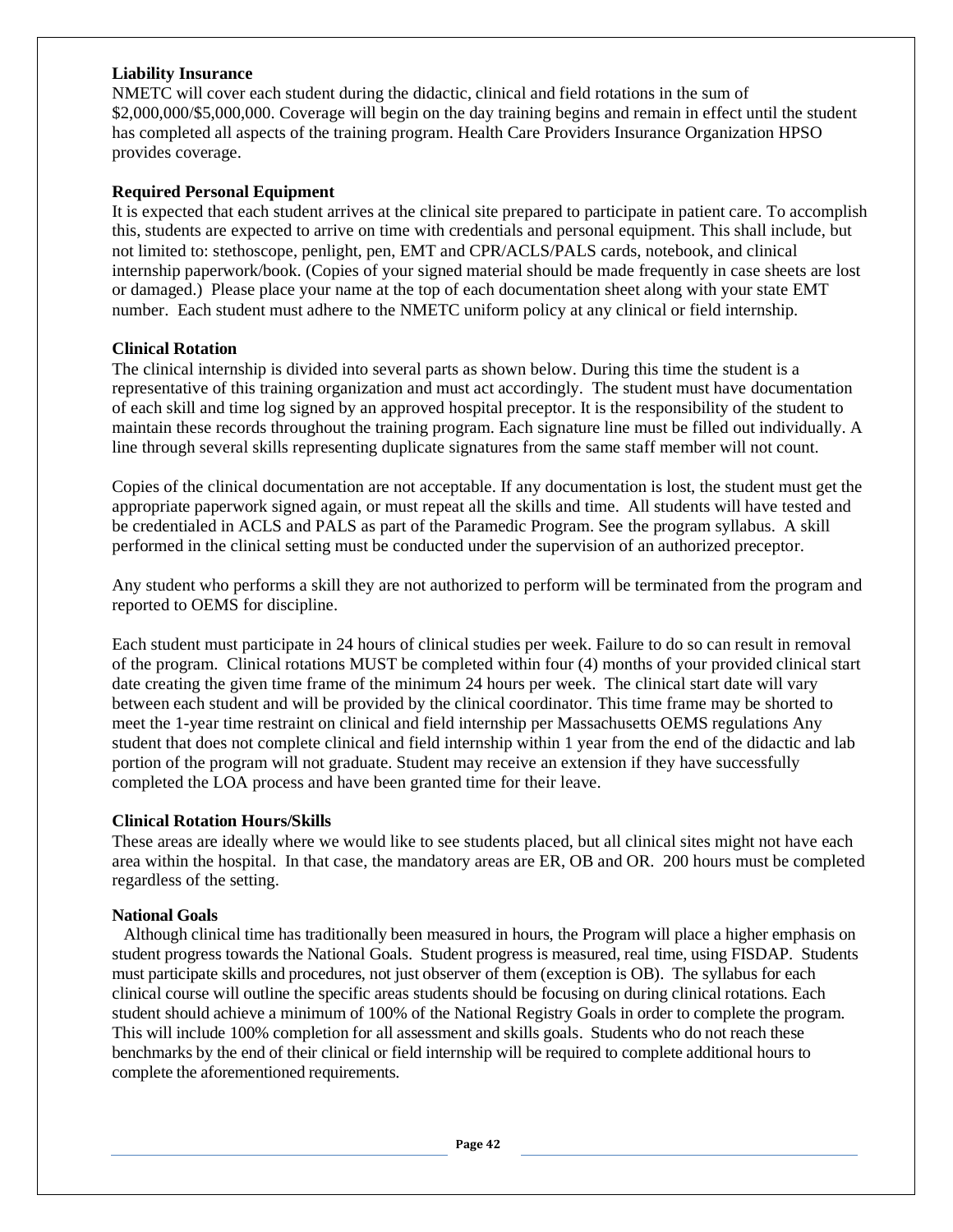**Liability Insurance**

NMETC will cover each student during the didactic, clinical and field rotations in the sum of $2,000,000/$5,000,000. Coverage will begin on the day training begins and remain in effect until the student has completed all aspects of the training program. Health Care Providers Insurance Organization HPSO provides coverage.

**Required Personal Equipment**

It is expected that each student arrives at the clinical site prepared to participate in patient care. To accomplish this, students are expected to arrive on time with credentials and personal equipment. This shall include, but not limited to: stethoscope, penlight, pen, EMT and CPR/ACLS/PALS cards, notebook, and clinical internship paperwork/book. (Copies of your signed material should be made frequently in case sheets are lost or damaged.) Please place your name at the top of each documentation sheet along with your state EMT number. Each student must adhere to the NMETC uniform policy at any clinical or field internship.

**Clinical Rotation**

The clinical internship is divided into several parts as shown below. During this time the student is a representative of this training organization and must act accordingly. The student must have documentation of each skill and time log signed by an approved hospital preceptor. It is the responsibility of the student to maintain these records throughout the training program. Each signature line must be filled out individually. A line through several skills representing duplicate signatures from the same staff member will not count.

Copies of the clinical documentation are not acceptable. If any documentation is lost, the student must get the appropriate paperwork signed again, or must repeat all the skills and time. All students will have tested and be credentialed in ACLS and PALS as part of the Paramedic Program. See the program syllabus. A skill performed in the clinical setting must be conducted under the supervision of an authorized preceptor.

Any student who performs a skill they are not authorized to perform will be terminated from the program and reported to OEMS for discipline.

Each student must participate in 24 hours of clinical studies per week. Failure to do so can result in removal of the program. Clinical rotations MUST be completed within four (4) months of your provided clinical start date creating the given time frame of the minimum 24 hours per week. The clinical start date will vary between each student and will be provided by the clinical coordinator. This time frame may be shorted to meet the 1-year time restraint on clinical and field internship per Massachusetts OEMS regulations Any student that does not complete clinical and field internship within 1 year from the end of the didactic and lab portion of the program will not graduate. Student may receive an extension if they have successfully completed the LOA process and have been granted time for their leave.

**Clinical Rotation Hours/Skills**

These areas are ideally where we would like to see students placed, but all clinical sites might not have each area within the hospital. In that case, the mandatory areas are ER, OB and OR. 200 hours must be completed regardless of the setting.

**National Goals**

Although clinical time has traditionally been measured in hours, the Program will place a higher emphasis on student progress towards the National Goals. Student progress is measured, real time, using FISDAP. Students must participate skills and procedures, not just observer of them (exception is OB). The syllabus for each clinical course will outline the specific areas students should be focusing on during clinical rotations. Each student should achieve a minimum of 100% of the National Registry Goals in order to complete the program. This will include 100% completion for all assessment and skills goals. Students who do not reach these benchmarks by the end of their clinical or field internship will be required to complete additional hours to complete the aforementioned requirements.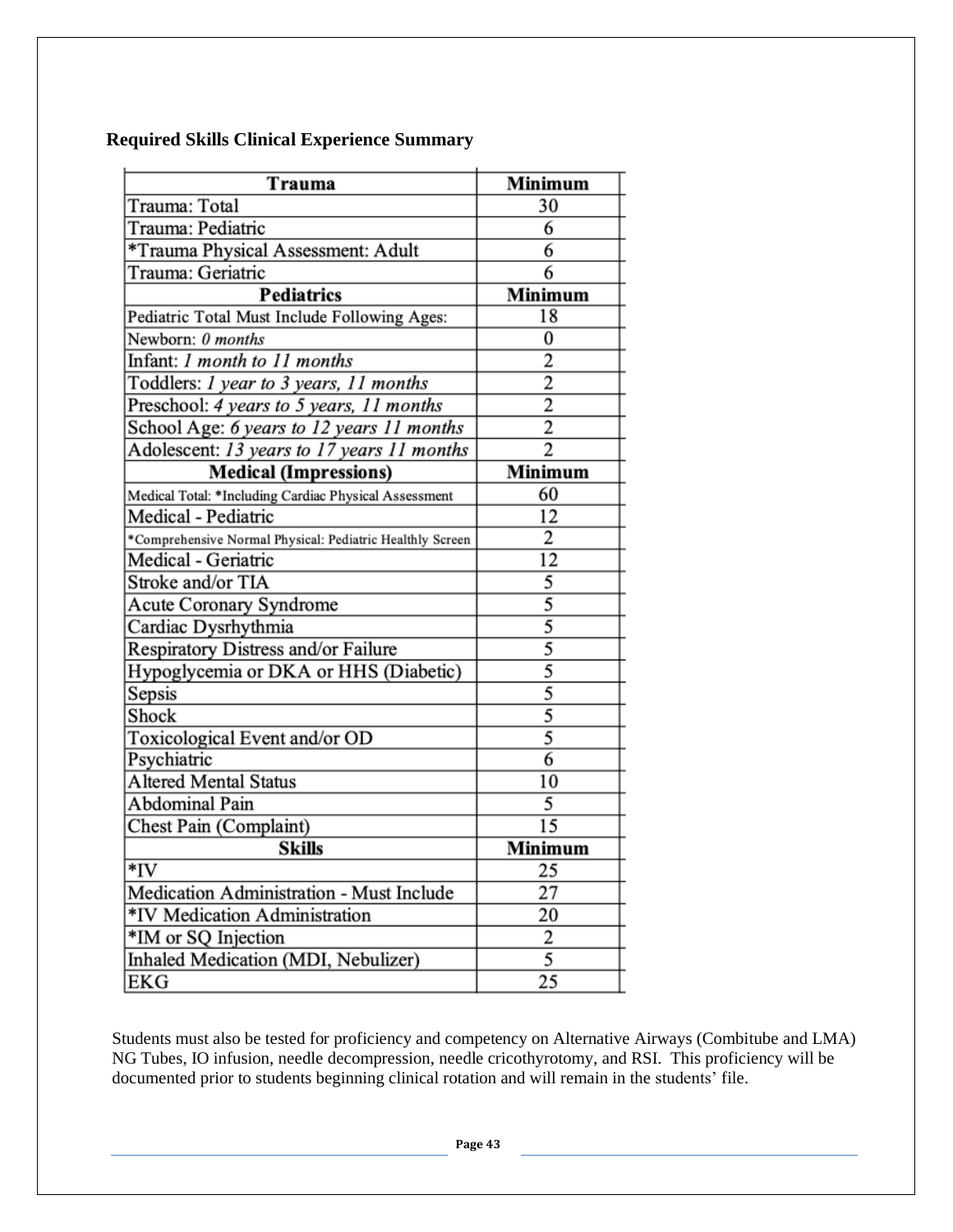## Required Skills Clinical Experience Summary

| Trauma | Minimum |
|---|---|
| Trauma: Total | 30 |
| Trauma: Pediatric | 6 |
| *Trauma Physical Assessment: Adult | 6 |
| Trauma: Geriatric | 6 |
| **Pediatrics** | **Minimum** |
| Pediatric Total Must Include Following Ages: | 18 |
| Newborn: *0 months* | 0 |
| Infant: *1 month to 11 months* | 2 |
| Toddlers: *1 year to 3 years, 11 months* | 2 |
| Preschool: *4 years to 5 years, 11 months* | 2 |
| School Age: *6 years to 12 years 11 months* | 2 |
| Adolescent: *13 years to 17 years 11 months* | 2 |
| **Medical (Impressions)** | **Minimum** |
| Medical Total: *Including Cardiac Physical Assessment | 60 |
| Medical - Pediatric | 12 |
| *Comprehensive Normal Physical: Pediatric Healthly Screen | 2 |
| Medical - Geriatric | 12 |
| Stroke and/or TIA | 5 |
| Acute Coronary Syndrome | 5 |
| Cardiac Dysrhythmia | 5 |
| Respiratory Distress and/or Failure | 5 |
| Hypoglycemia or DKA or HHS (Diabetic) | 5 |
| Sepsis | 5 |
| Shock | 5 |
| Toxicological Event and/or OD | 5 |
| Psychiatric | 6 |
| Altered Mental Status | 10 |
| Abdominal Pain | 5 |
| Chest Pain (Complaint) | 15 |
| **Skills** | **Minimum** |
| *IV | 25 |
| Medication Administration - Must Include | 27 |
| *IV Medication Administration | 20 |
| *IM or SQ Injection | 2 |
| Inhaled Medication (MDI, Nebulizer) | 5 |
| EKG | 25 |

Students must also be tested for proficiency and competency on Alternative Airways (Combitube and LMA) NG Tubes, IO infusion, needle decompression, needle cricothyrotomy, and RSI. This proficiency will be documented prior to students beginning clinical rotation and will remain in the students' file.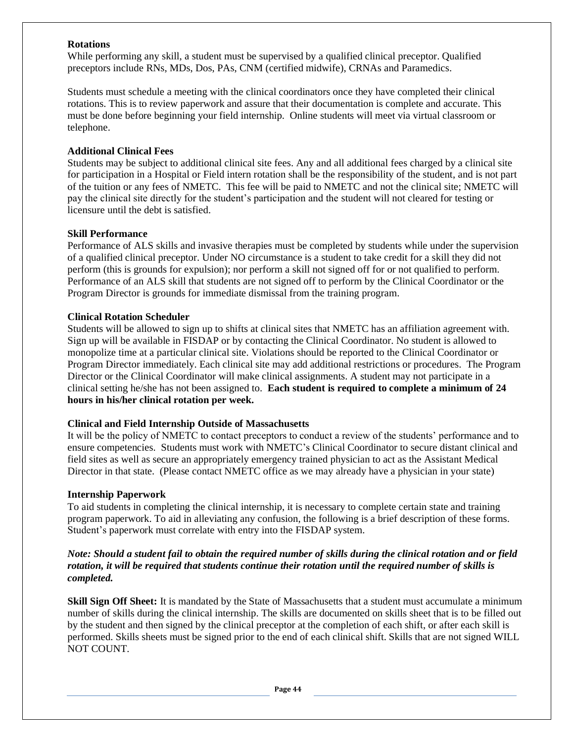**Rotations**

While performing any skill, a student must be supervised by a qualified clinical preceptor. Qualified preceptors include RNs, MDs, Dos, PAs, CNM (certified midwife), CRNAs and Paramedics.

Students must schedule a meeting with the clinical coordinators once they have completed their clinical rotations. This is to review paperwork and assure that their documentation is complete and accurate. This must be done before beginning your field internship. Online students will meet via virtual classroom or telephone.

**Additional Clinical Fees**

Students may be subject to additional clinical site fees. Any and all additional fees charged by a clinical site for participation in a Hospital or Field intern rotation shall be the responsibility of the student, and is not part of the tuition or any fees of NMETC. This fee will be paid to NMETC and not the clinical site; NMETC will pay the clinical site directly for the student's participation and the student will not cleared for testing or licensure until the debt is satisfied.

**Skill Performance**

Performance of ALS skills and invasive therapies must be completed by students while under the supervision of a qualified clinical preceptor. Under NO circumstance is a student to take credit for a skill they did not perform (this is grounds for expulsion); nor perform a skill not signed off for or not qualified to perform. Performance of an ALS skill that students are not signed off to perform by the Clinical Coordinator or the Program Director is grounds for immediate dismissal from the training program.

**Clinical Rotation Scheduler**

Students will be allowed to sign up to shifts at clinical sites that NMETC has an affiliation agreement with. Sign up will be available in FISDAP or by contacting the Clinical Coordinator. No student is allowed to monopolize time at a particular clinical site. Violations should be reported to the Clinical Coordinator or Program Director immediately. Each clinical site may add additional restrictions or procedures. The Program Director or the Clinical Coordinator will make clinical assignments. A student may not participate in a clinical setting he/she has not been assigned to. **Each student is required to complete a minimum of 24 hours in his/her clinical rotation per week.**

**Clinical and Field Internship Outside of Massachusetts**

It will be the policy of NMETC to contact preceptors to conduct a review of the students' performance and to ensure competencies. Students must work with NMETC's Clinical Coordinator to secure distant clinical and field sites as well as secure an appropriately emergency trained physician to act as the Assistant Medical Director in that state. (Please contact NMETC office as we may already have a physician in your state)

**Internship Paperwork**

To aid students in completing the clinical internship, it is necessary to complete certain state and training program paperwork. To aid in alleviating any confusion, the following is a brief description of these forms. Student's paperwork must correlate with entry into the FISDAP system.

***Note: Should a student fail to obtain the required number of skills during the clinical rotation and or field rotation, it will be required that students continue their rotation until the required number of skills is completed.***

**Skill Sign Off Sheet:** It is mandated by the State of Massachusetts that a student must accumulate a minimum number of skills during the clinical internship. The skills are documented on skills sheet that is to be filled out by the student and then signed by the clinical preceptor at the completion of each shift, or after each skill is performed. Skills sheets must be signed prior to the end of each clinical shift. Skills that are not signed WILL NOT COUNT.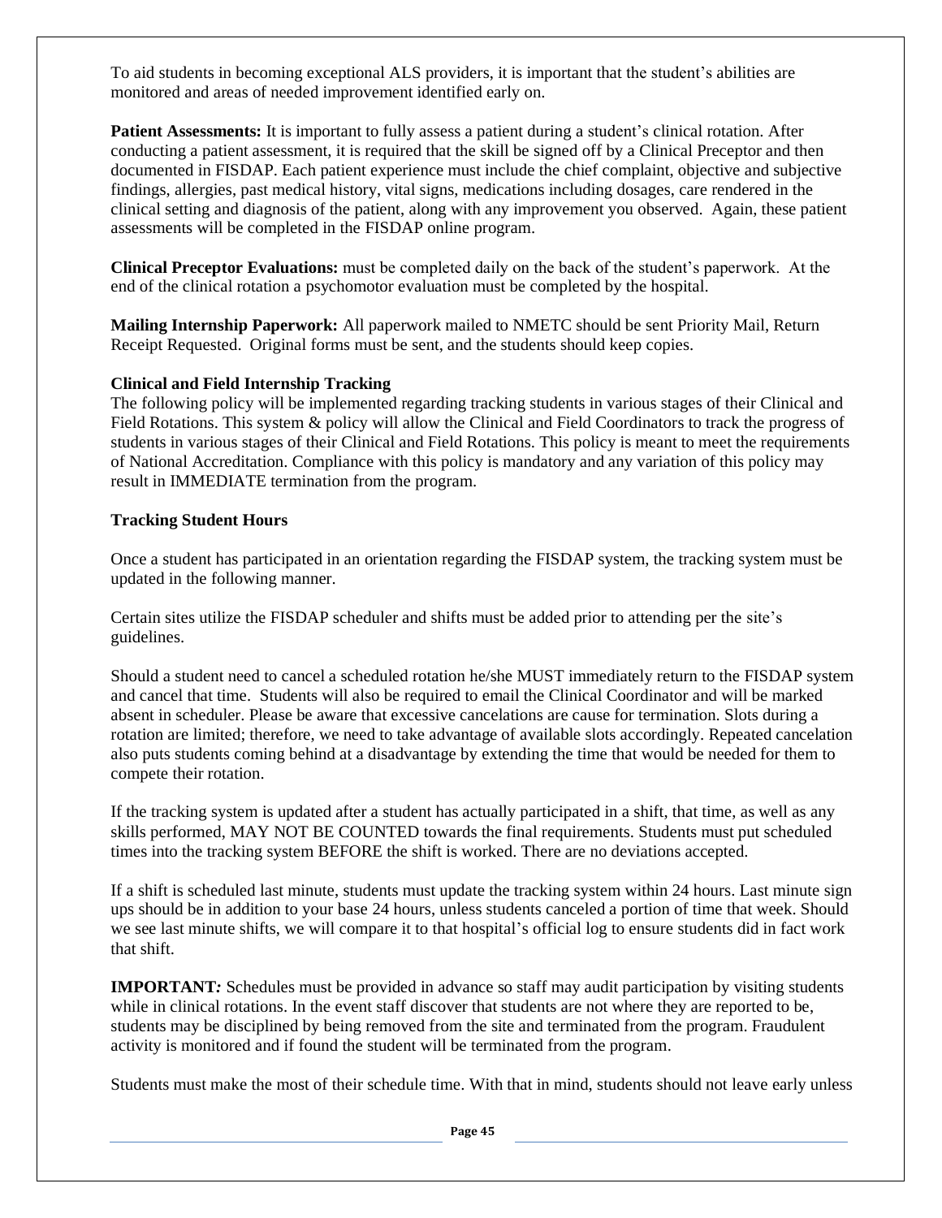To aid students in becoming exceptional ALS providers, it is important that the student's abilities are monitored and areas of needed improvement identified early on.

**Patient Assessments:** It is important to fully assess a patient during a student's clinical rotation. After conducting a patient assessment, it is required that the skill be signed off by a Clinical Preceptor and then documented in FISDAP. Each patient experience must include the chief complaint, objective and subjective findings, allergies, past medical history, vital signs, medications including dosages, care rendered in the clinical setting and diagnosis of the patient, along with any improvement you observed. Again, these patient assessments will be completed in the FISDAP online program.

**Clinical Preceptor Evaluations:** must be completed daily on the back of the student's paperwork. At the end of the clinical rotation a psychomotor evaluation must be completed by the hospital.

**Mailing Internship Paperwork:** All paperwork mailed to NMETC should be sent Priority Mail, Return Receipt Requested. Original forms must be sent, and the students should keep copies.

**Clinical and Field Internship Tracking**

The following policy will be implemented regarding tracking students in various stages of their Clinical and Field Rotations. This system & policy will allow the Clinical and Field Coordinators to track the progress of students in various stages of their Clinical and Field Rotations. This policy is meant to meet the requirements of National Accreditation. Compliance with this policy is mandatory and any variation of this policy may result in IMMEDIATE termination from the program.

**Tracking Student Hours**

Once a student has participated in an orientation regarding the FISDAP system, the tracking system must be updated in the following manner.

Certain sites utilize the FISDAP scheduler and shifts must be added prior to attending per the site's guidelines.

Should a student need to cancel a scheduled rotation he/she MUST immediately return to the FISDAP system and cancel that time. Students will also be required to email the Clinical Coordinator and will be marked absent in scheduler. Please be aware that excessive cancelations are cause for termination. Slots during a rotation are limited; therefore, we need to take advantage of available slots accordingly. Repeated cancelation also puts students coming behind at a disadvantage by extending the time that would be needed for them to compete their rotation.

If the tracking system is updated after a student has actually participated in a shift, that time, as well as any skills performed, MAY NOT BE COUNTED towards the final requirements. Students must put scheduled times into the tracking system BEFORE the shift is worked. There are no deviations accepted.

If a shift is scheduled last minute, students must update the tracking system within 24 hours. Last minute sign ups should be in addition to your base 24 hours, unless students canceled a portion of time that week. Should we see last minute shifts, we will compare it to that hospital's official log to ensure students did in fact work that shift.

**IMPORTANT***:* Schedules must be provided in advance so staff may audit participation by visiting students while in clinical rotations. In the event staff discover that students are not where they are reported to be, students may be disciplined by being removed from the site and terminated from the program. Fraudulent activity is monitored and if found the student will be terminated from the program.

Students must make the most of their schedule time. With that in mind, students should not leave early unless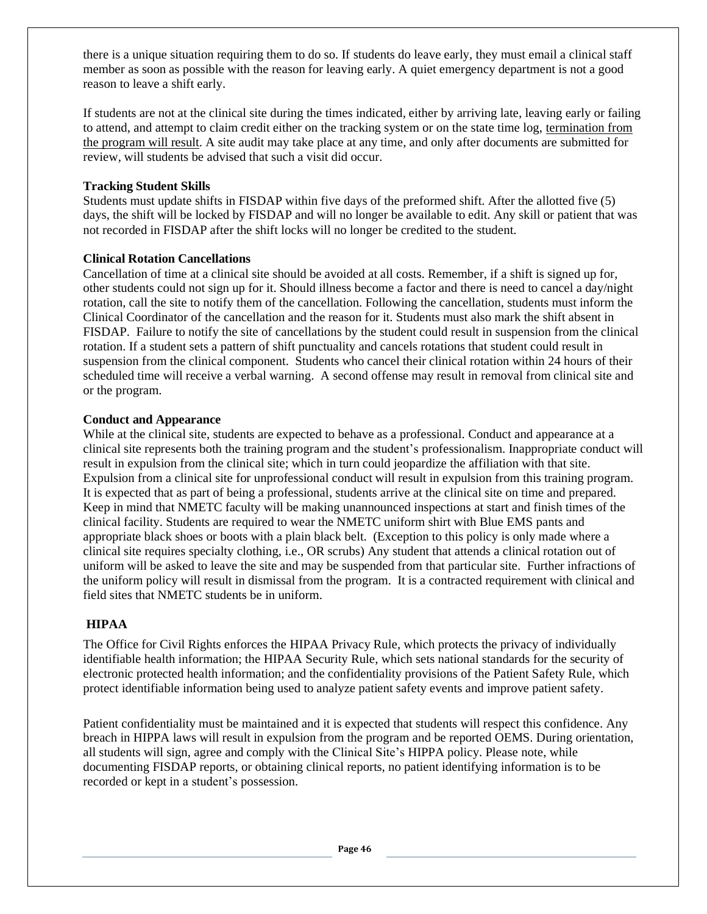there is a unique situation requiring them to do so. If students do leave early, they must email a clinical staff member as soon as possible with the reason for leaving early. A quiet emergency department is not a good reason to leave a shift early.

If students are not at the clinical site during the times indicated, either by arriving late, leaving early or failing to attend, and attempt to claim credit either on the tracking system or on the state time log, <u>termination from the program will result</u>. A site audit may take place at any time, and only after documents are submitted for review, will students be advised that such a visit did occur.

**Tracking Student Skills**

Students must update shifts in FISDAP within five days of the preformed shift. After the allotted five (5) days, the shift will be locked by FISDAP and will no longer be available to edit. Any skill or patient that was not recorded in FISDAP after the shift locks will no longer be credited to the student.

**Clinical Rotation Cancellations**

Cancellation of time at a clinical site should be avoided at all costs. Remember, if a shift is signed up for, other students could not sign up for it. Should illness become a factor and there is need to cancel a day/night rotation, call the site to notify them of the cancellation. Following the cancellation, students must inform the Clinical Coordinator of the cancellation and the reason for it. Students must also mark the shift absent in FISDAP. Failure to notify the site of cancellations by the student could result in suspension from the clinical rotation. If a student sets a pattern of shift punctuality and cancels rotations that student could result in suspension from the clinical component. Students who cancel their clinical rotation within 24 hours of their scheduled time will receive a verbal warning. A second offense may result in removal from clinical site and or the program.

**Conduct and Appearance**

While at the clinical site, students are expected to behave as a professional. Conduct and appearance at a clinical site represents both the training program and the student's professionalism. Inappropriate conduct will result in expulsion from the clinical site; which in turn could jeopardize the affiliation with that site. Expulsion from a clinical site for unprofessional conduct will result in expulsion from this training program. It is expected that as part of being a professional, students arrive at the clinical site on time and prepared. Keep in mind that NMETC faculty will be making unannounced inspections at start and finish times of the clinical facility. Students are required to wear the NMETC uniform shirt with Blue EMS pants and appropriate black shoes or boots with a plain black belt. (Exception to this policy is only made where a clinical site requires specialty clothing, i.e., OR scrubs) Any student that attends a clinical rotation out of uniform will be asked to leave the site and may be suspended from that particular site. Further infractions of the uniform policy will result in dismissal from the program. It is a contracted requirement with clinical and field sites that NMETC students be in uniform.

**HIPAA**

The Office for Civil Rights enforces the HIPAA Privacy Rule, which protects the privacy of individually identifiable health information; the HIPAA Security Rule, which sets national standards for the security of electronic protected health information; and the confidentiality provisions of the Patient Safety Rule, which protect identifiable information being used to analyze patient safety events and improve patient safety.

Patient confidentiality must be maintained and it is expected that students will respect this confidence. Any breach in HIPPA laws will result in expulsion from the program and be reported OEMS. During orientation, all students will sign, agree and comply with the Clinical Site's HIPPA policy. Please note, while documenting FISDAP reports, or obtaining clinical reports, no patient identifying information is to be recorded or kept in a student's possession.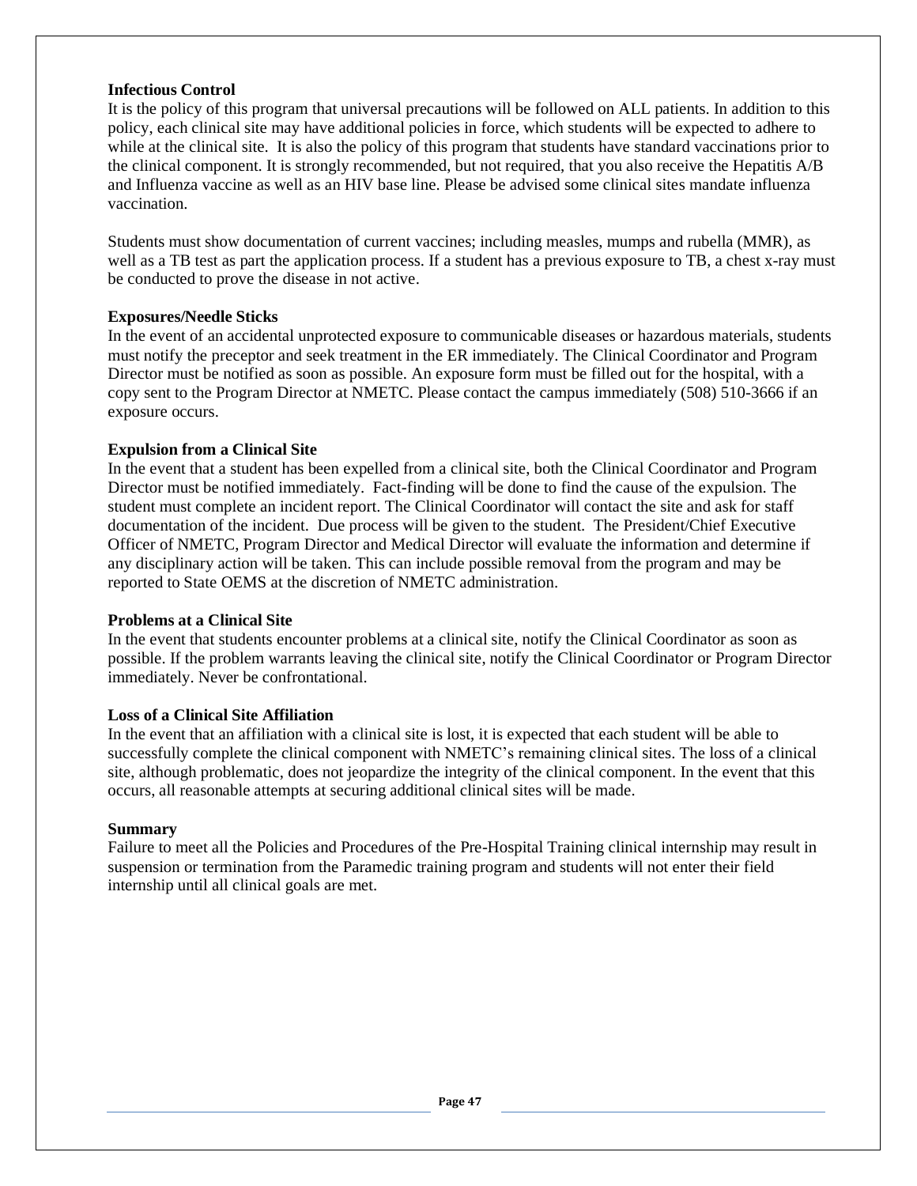**Infectious Control**

It is the policy of this program that universal precautions will be followed on ALL patients. In addition to this policy, each clinical site may have additional policies in force, which students will be expected to adhere to while at the clinical site. It is also the policy of this program that students have standard vaccinations prior to the clinical component. It is strongly recommended, but not required, that you also receive the Hepatitis A/B and Influenza vaccine as well as an HIV base line. Please be advised some clinical sites mandate influenza vaccination.

Students must show documentation of current vaccines; including measles, mumps and rubella (MMR), as well as a TB test as part the application process. If a student has a previous exposure to TB, a chest x-ray must be conducted to prove the disease in not active.

**Exposures/Needle Sticks**

In the event of an accidental unprotected exposure to communicable diseases or hazardous materials, students must notify the preceptor and seek treatment in the ER immediately. The Clinical Coordinator and Program Director must be notified as soon as possible. An exposure form must be filled out for the hospital, with a copy sent to the Program Director at NMETC. Please contact the campus immediately (508) 510-3666 if an exposure occurs.

**Expulsion from a Clinical Site**

In the event that a student has been expelled from a clinical site, both the Clinical Coordinator and Program Director must be notified immediately. Fact-finding will be done to find the cause of the expulsion. The student must complete an incident report. The Clinical Coordinator will contact the site and ask for staff documentation of the incident. Due process will be given to the student. The President/Chief Executive Officer of NMETC, Program Director and Medical Director will evaluate the information and determine if any disciplinary action will be taken. This can include possible removal from the program and may be reported to State OEMS at the discretion of NMETC administration.

**Problems at a Clinical Site**

In the event that students encounter problems at a clinical site, notify the Clinical Coordinator as soon as possible. If the problem warrants leaving the clinical site, notify the Clinical Coordinator or Program Director immediately. Never be confrontational.

**Loss of a Clinical Site Affiliation**

In the event that an affiliation with a clinical site is lost, it is expected that each student will be able to successfully complete the clinical component with NMETC's remaining clinical sites. The loss of a clinical site, although problematic, does not jeopardize the integrity of the clinical component. In the event that this occurs, all reasonable attempts at securing additional clinical sites will be made.

**Summary**

Failure to meet all the Policies and Procedures of the Pre-Hospital Training clinical internship may result in suspension or termination from the Paramedic training program and students will not enter their field internship until all clinical goals are met.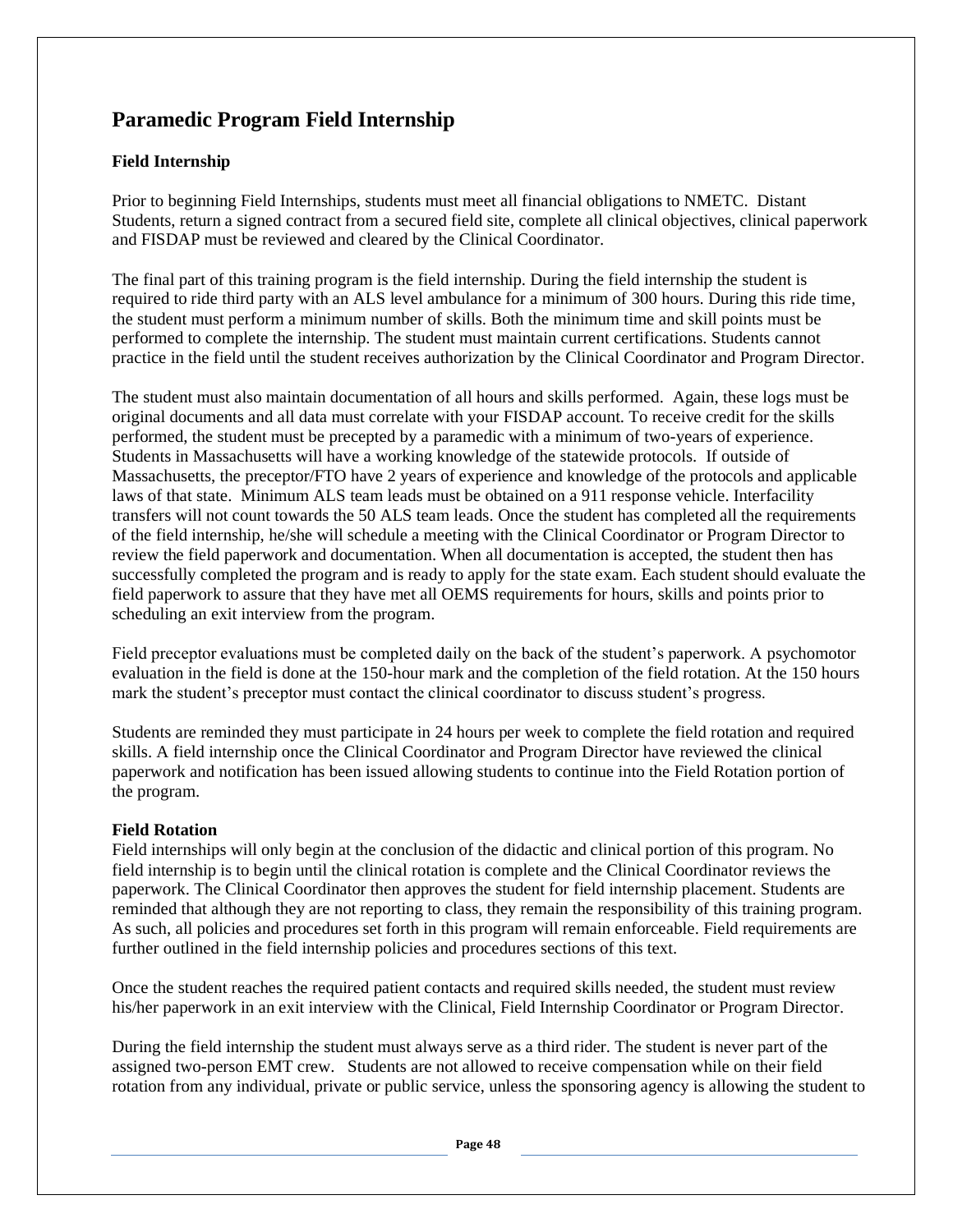## Paramedic Program Field Internship

### Field Internship

Prior to beginning Field Internships, students must meet all financial obligations to NMETC. Distant Students, return a signed contract from a secured field site, complete all clinical objectives, clinical paperwork and FISDAP must be reviewed and cleared by the Clinical Coordinator.

The final part of this training program is the field internship. During the field internship the student is required to ride third party with an ALS level ambulance for a minimum of 300 hours. During this ride time, the student must perform a minimum number of skills. Both the minimum time and skill points must be performed to complete the internship. The student must maintain current certifications. Students cannot practice in the field until the student receives authorization by the Clinical Coordinator and Program Director.

The student must also maintain documentation of all hours and skills performed. Again, these logs must be original documents and all data must correlate with your FISDAP account. To receive credit for the skills performed, the student must be precepted by a paramedic with a minimum of two-years of experience. Students in Massachusetts will have a working knowledge of the statewide protocols. If outside of Massachusetts, the preceptor/FTO have 2 years of experience and knowledge of the protocols and applicable laws of that state. Minimum ALS team leads must be obtained on a 911 response vehicle. Interfacility transfers will not count towards the 50 ALS team leads. Once the student has completed all the requirements of the field internship, he/she will schedule a meeting with the Clinical Coordinator or Program Director to review the field paperwork and documentation. When all documentation is accepted, the student then has successfully completed the program and is ready to apply for the state exam. Each student should evaluate the field paperwork to assure that they have met all OEMS requirements for hours, skills and points prior to scheduling an exit interview from the program.

Field preceptor evaluations must be completed daily on the back of the student's paperwork. A psychomotor evaluation in the field is done at the 150-hour mark and the completion of the field rotation. At the 150 hours mark the student's preceptor must contact the clinical coordinator to discuss student's progress.

Students are reminded they must participate in 24 hours per week to complete the field rotation and required skills. A field internship once the Clinical Coordinator and Program Director have reviewed the clinical paperwork and notification has been issued allowing students to continue into the Field Rotation portion of the program.

### Field Rotation

Field internships will only begin at the conclusion of the didactic and clinical portion of this program. No field internship is to begin until the clinical rotation is complete and the Clinical Coordinator reviews the paperwork. The Clinical Coordinator then approves the student for field internship placement. Students are reminded that although they are not reporting to class, they remain the responsibility of this training program. As such, all policies and procedures set forth in this program will remain enforceable. Field requirements are further outlined in the field internship policies and procedures sections of this text.

Once the student reaches the required patient contacts and required skills needed, the student must review his/her paperwork in an exit interview with the Clinical, Field Internship Coordinator or Program Director.

During the field internship the student must always serve as a third rider. The student is never part of the assigned two-person EMT crew. Students are not allowed to receive compensation while on their field rotation from any individual, private or public service, unless the sponsoring agency is allowing the student to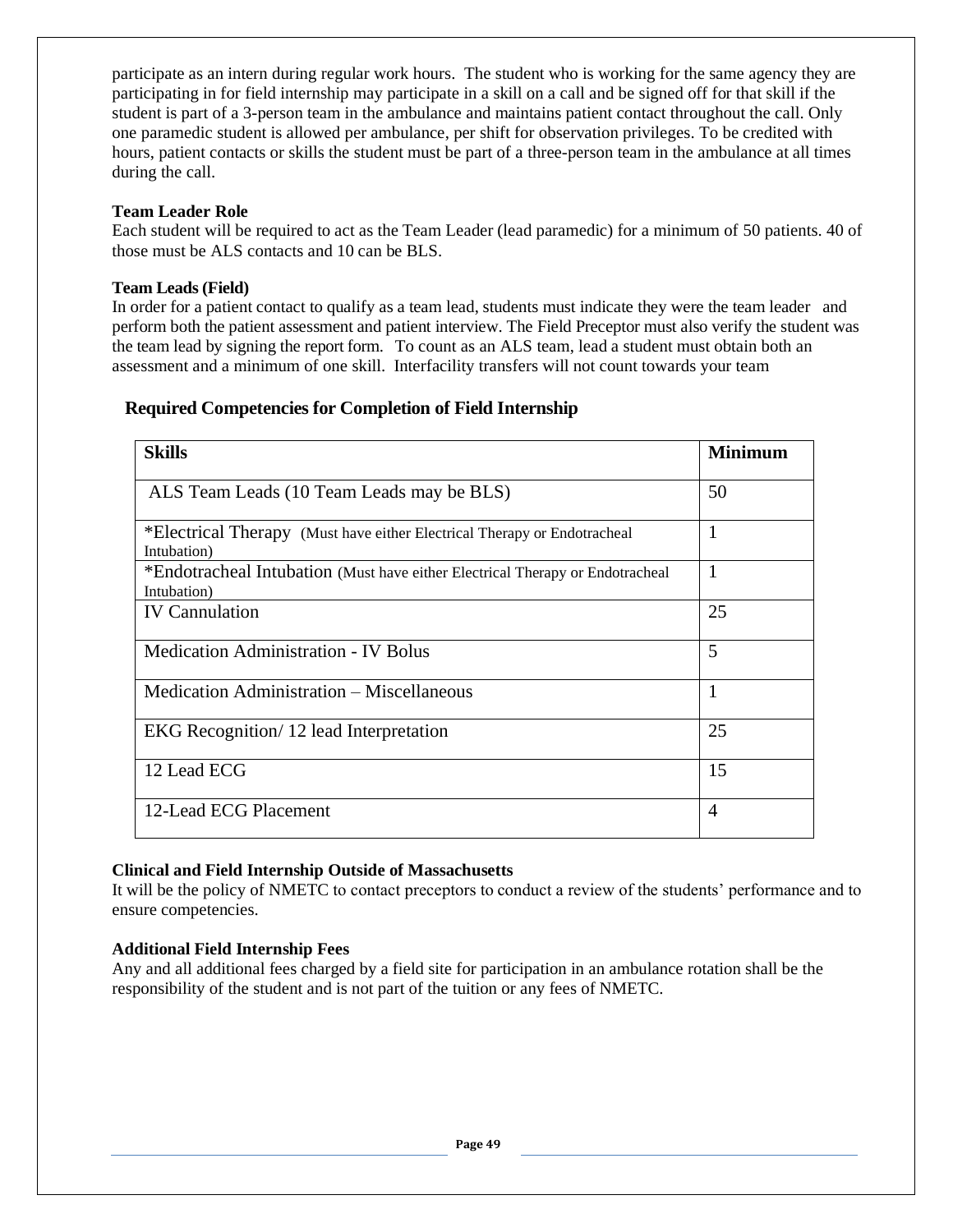participate as an intern during regular work hours. The student who is working for the same agency they are participating in for field internship may participate in a skill on a call and be signed off for that skill if the student is part of a 3-person team in the ambulance and maintains patient contact throughout the call. Only one paramedic student is allowed per ambulance, per shift for observation privileges. To be credited with hours, patient contacts or skills the student must be part of a three-person team in the ambulance at all times during the call.

**Team Leader Role**
Each student will be required to act as the Team Leader (lead paramedic) for a minimum of 50 patients. 40 of those must be ALS contacts and 10 can be BLS.

**Team Leads (Field)**
In order for a patient contact to qualify as a team lead, students must indicate they were the team leader and perform both the patient assessment and patient interview. The Field Preceptor must also verify the student was the team lead by signing the report form. To count as an ALS team, lead a student must obtain both an assessment and a minimum of one skill. Interfacility transfers will not count towards your team

## Required Competencies for Completion of Field Internship

| Skills | Minimum |
|---|---|
| ALS Team Leads (10 Team Leads may be BLS) | 50 |
| *Electrical Therapy (Must have either Electrical Therapy or Endotracheal Intubation) | 1 |
| *Endotracheal Intubation (Must have either Electrical Therapy or Endotracheal Intubation) | 1 |
| IV Cannulation | 25 |
| Medication Administration - IV Bolus | 5 |
| Medication Administration – Miscellaneous | 1 |
| EKG Recognition/ 12 lead Interpretation | 25 |
| 12 Lead ECG | 15 |
| 12-Lead ECG Placement | 4 |

**Clinical and Field Internship Outside of Massachusetts**
It will be the policy of NMETC to contact preceptors to conduct a review of the students' performance and to ensure competencies.

**Additional Field Internship Fees**
Any and all additional fees charged by a field site for participation in an ambulance rotation shall be the responsibility of the student and is not part of the tuition or any fees of NMETC.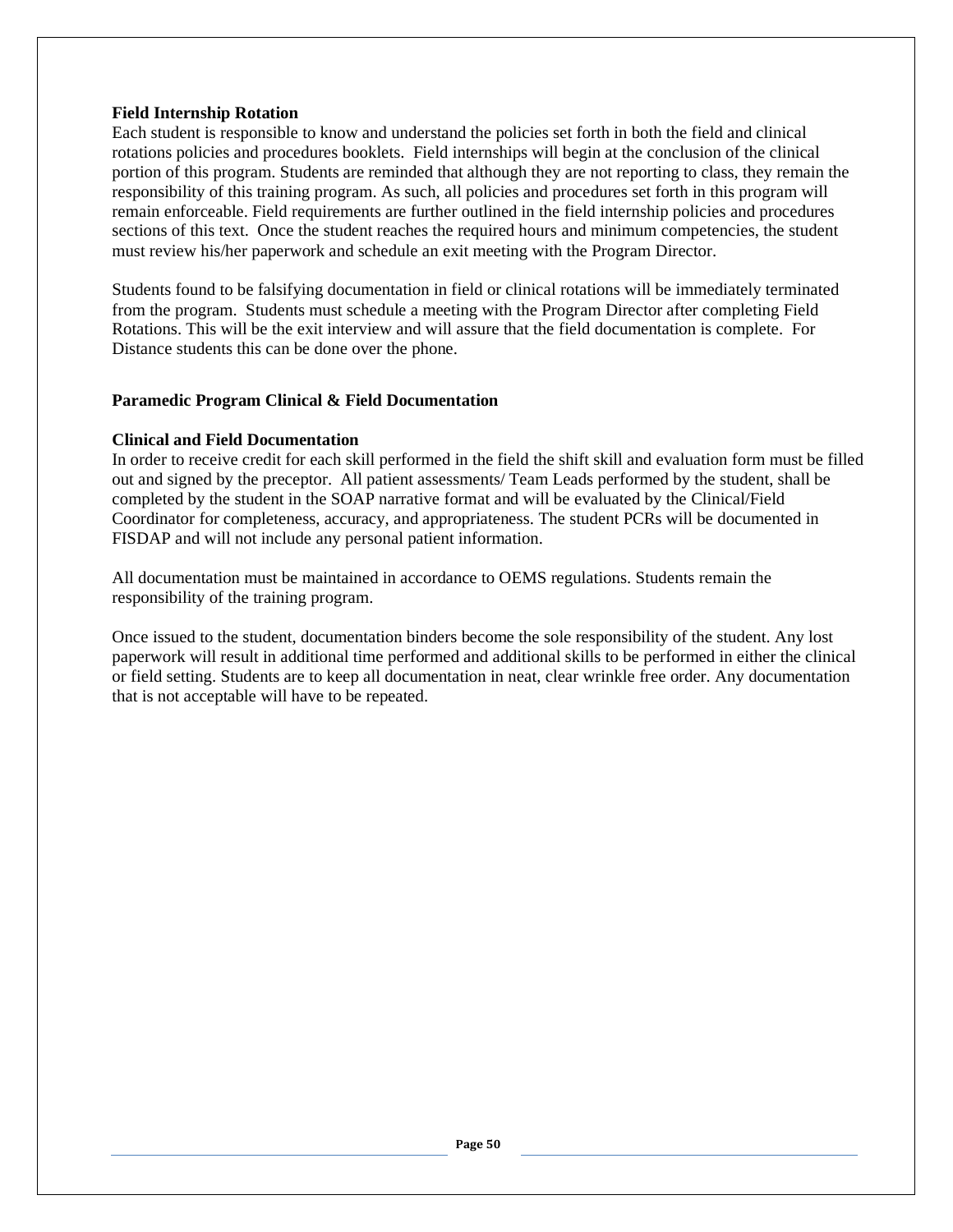### Field Internship Rotation

Each student is responsible to know and understand the policies set forth in both the field and clinical rotations policies and procedures booklets. Field internships will begin at the conclusion of the clinical portion of this program. Students are reminded that although they are not reporting to class, they remain the responsibility of this training program. As such, all policies and procedures set forth in this program will remain enforceable. Field requirements are further outlined in the field internship policies and procedures sections of this text. Once the student reaches the required hours and minimum competencies, the student must review his/her paperwork and schedule an exit meeting with the Program Director.

Students found to be falsifying documentation in field or clinical rotations will be immediately terminated from the program. Students must schedule a meeting with the Program Director after completing Field Rotations. This will be the exit interview and will assure that the field documentation is complete. For Distance students this can be done over the phone.

### Paramedic Program Clinical & Field Documentation

### Clinical and Field Documentation

In order to receive credit for each skill performed in the field the shift skill and evaluation form must be filled out and signed by the preceptor. All patient assessments/ Team Leads performed by the student, shall be completed by the student in the SOAP narrative format and will be evaluated by the Clinical/Field Coordinator for completeness, accuracy, and appropriateness. The student PCRs will be documented in FISDAP and will not include any personal patient information.

All documentation must be maintained in accordance to OEMS regulations. Students remain the responsibility of the training program.

Once issued to the student, documentation binders become the sole responsibility of the student. Any lost paperwork will result in additional time performed and additional skills to be performed in either the clinical or field setting. Students are to keep all documentation in neat, clear wrinkle free order. Any documentation that is not acceptable will have to be repeated.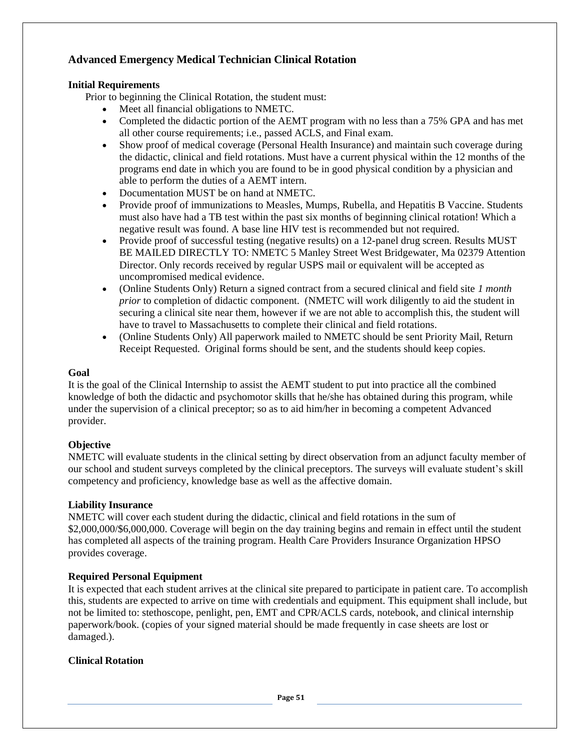## Advanced Emergency Medical Technician Clinical Rotation

### Initial Requirements

Prior to beginning the Clinical Rotation, the student must:

- Meet all financial obligations to NMETC.
- Completed the didactic portion of the AEMT program with no less than a 75% GPA and has met all other course requirements; i.e., passed ACLS, and Final exam.
- Show proof of medical coverage (Personal Health Insurance) and maintain such coverage during the didactic, clinical and field rotations. Must have a current physical within the 12 months of the programs end date in which you are found to be in good physical condition by a physician and able to perform the duties of a AEMT intern.
- Documentation MUST be on hand at NMETC.
- Provide proof of immunizations to Measles, Mumps, Rubella, and Hepatitis B Vaccine. Students must also have had a TB test within the past six months of beginning clinical rotation! Which a negative result was found. A base line HIV test is recommended but not required.
- Provide proof of successful testing (negative results) on a 12-panel drug screen. Results MUST BE MAILED DIRECTLY TO: NMETC 5 Manley Street West Bridgewater, Ma 02379 Attention Director. Only records received by regular USPS mail or equivalent will be accepted as uncompromised medical evidence.
- (Online Students Only) Return a signed contract from a secured clinical and field site *1 month prior* to completion of didactic component. (NMETC will work diligently to aid the student in securing a clinical site near them, however if we are not able to accomplish this, the student will have to travel to Massachusetts to complete their clinical and field rotations.
- (Online Students Only) All paperwork mailed to NMETC should be sent Priority Mail, Return Receipt Requested. Original forms should be sent, and the students should keep copies.

### Goal

It is the goal of the Clinical Internship to assist the AEMT student to put into practice all the combined knowledge of both the didactic and psychomotor skills that he/she has obtained during this program, while under the supervision of a clinical preceptor; so as to aid him/her in becoming a competent Advanced provider.

### Objective

NMETC will evaluate students in the clinical setting by direct observation from an adjunct faculty member of our school and student surveys completed by the clinical preceptors. The surveys will evaluate student's skill competency and proficiency, knowledge base as well as the affective domain.

### Liability Insurance

NMETC will cover each student during the didactic, clinical and field rotations in the sum of $2,000,000/$6,000,000. Coverage will begin on the day training begins and remain in effect until the student has completed all aspects of the training program. Health Care Providers Insurance Organization HPSO provides coverage.

### Required Personal Equipment

It is expected that each student arrives at the clinical site prepared to participate in patient care. To accomplish this, students are expected to arrive on time with credentials and equipment. This equipment shall include, but not be limited to: stethoscope, penlight, pen, EMT and CPR/ACLS cards, notebook, and clinical internship paperwork/book. (copies of your signed material should be made frequently in case sheets are lost or damaged.).

### Clinical Rotation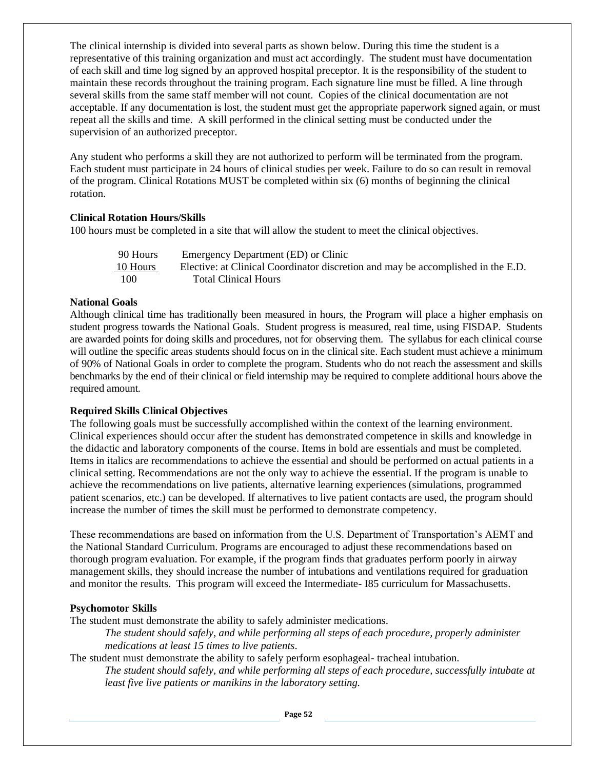The clinical internship is divided into several parts as shown below. During this time the student is a representative of this training organization and must act accordingly. The student must have documentation of each skill and time log signed by an approved hospital preceptor. It is the responsibility of the student to maintain these records throughout the training program. Each signature line must be filled. A line through several skills from the same staff member will not count. Copies of the clinical documentation are not acceptable. If any documentation is lost, the student must get the appropriate paperwork signed again, or must repeat all the skills and time. A skill performed in the clinical setting must be conducted under the supervision of an authorized preceptor.

Any student who performs a skill they are not authorized to perform will be terminated from the program. Each student must participate in 24 hours of clinical studies per week. Failure to do so can result in removal of the program. Clinical Rotations MUST be completed within six (6) months of beginning the clinical rotation.

**Clinical Rotation Hours/Skills**

100 hours must be completed in a site that will allow the student to meet the clinical objectives.

| | |
|---|---|
| 90 Hours | Emergency Department (ED) or Clinic |
| 10 Hours | Elective: at Clinical Coordinator discretion and may be accomplished in the E.D. |
| 100 | Total Clinical Hours |

**National Goals**

Although clinical time has traditionally been measured in hours, the Program will place a higher emphasis on student progress towards the National Goals. Student progress is measured, real time, using FISDAP. Students are awarded points for doing skills and procedures, not for observing them. The syllabus for each clinical course will outline the specific areas students should focus on in the clinical site. Each student must achieve a minimum of 90% of National Goals in order to complete the program. Students who do not reach the assessment and skills benchmarks by the end of their clinical or field internship may be required to complete additional hours above the required amount.

**Required Skills Clinical Objectives**

The following goals must be successfully accomplished within the context of the learning environment. Clinical experiences should occur after the student has demonstrated competence in skills and knowledge in the didactic and laboratory components of the course. Items in bold are essentials and must be completed. Items in italics are recommendations to achieve the essential and should be performed on actual patients in a clinical setting. Recommendations are not the only way to achieve the essential. If the program is unable to achieve the recommendations on live patients, alternative learning experiences (simulations, programmed patient scenarios, etc.) can be developed. If alternatives to live patient contacts are used, the program should increase the number of times the skill must be performed to demonstrate competency.

These recommendations are based on information from the U.S. Department of Transportation's AEMT and the National Standard Curriculum. Programs are encouraged to adjust these recommendations based on thorough program evaluation. For example, if the program finds that graduates perform poorly in airway management skills, they should increase the number of intubations and ventilations required for graduation and monitor the results. This program will exceed the Intermediate- I85 curriculum for Massachusetts.

**Psychomotor Skills**

The student must demonstrate the ability to safely administer medications.

> *The student should safely, and while performing all steps of each procedure, properly administer medications at least 15 times to live patients.*

The student must demonstrate the ability to safely perform esophageal- tracheal intubation.

> *The student should safely, and while performing all steps of each procedure, successfully intubate at least five live patients or manikins in the laboratory setting.*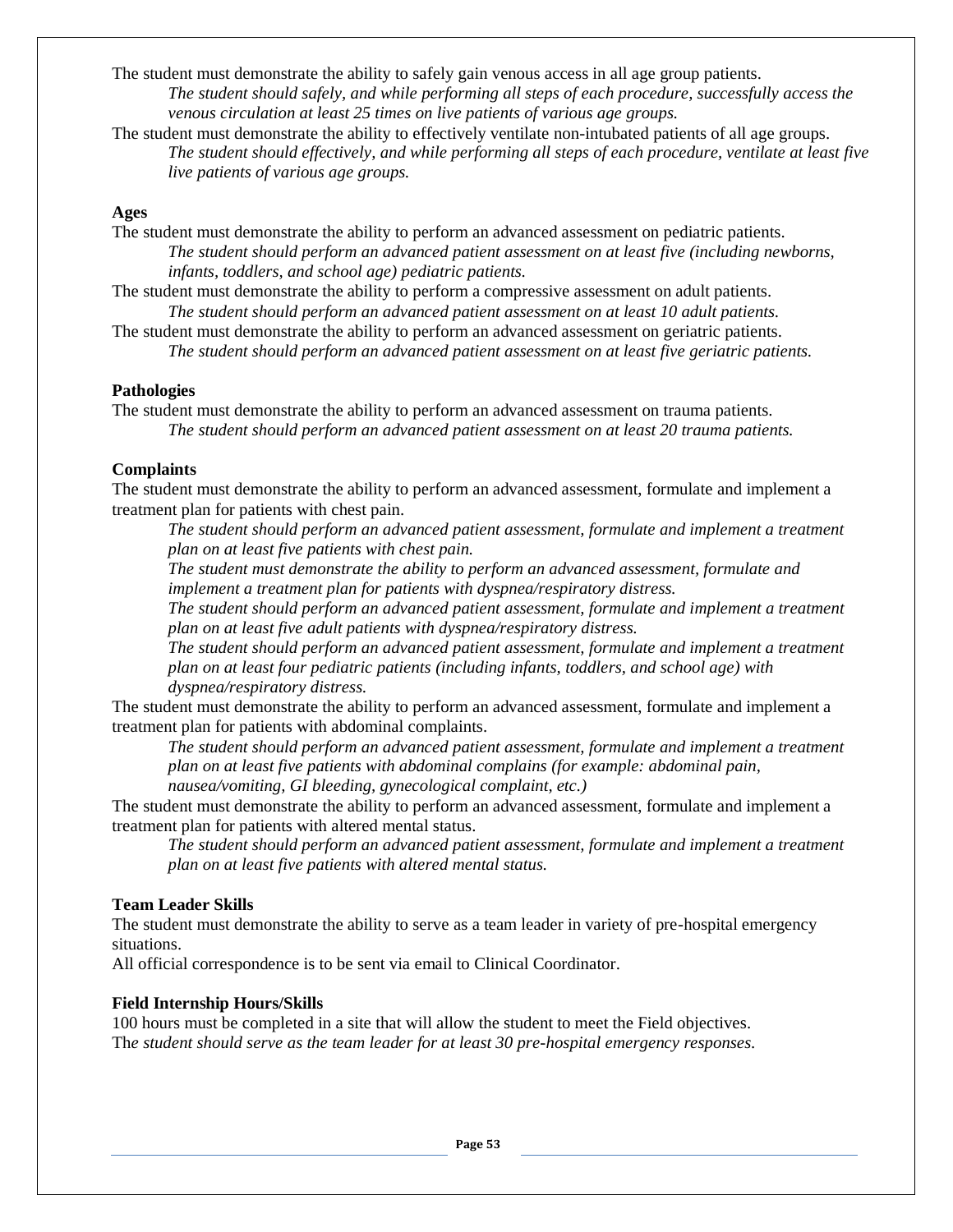The student must demonstrate the ability to safely gain venous access in all age group patients.

*The student should safely, and while performing all steps of each procedure, successfully access the venous circulation at least 25 times on live patients of various age groups.*

The student must demonstrate the ability to effectively ventilate non-intubated patients of all age groups.

*The student should effectively, and while performing all steps of each procedure, ventilate at least five live patients of various age groups.*

**Ages**

The student must demonstrate the ability to perform an advanced assessment on pediatric patients.

*The student should perform an advanced patient assessment on at least five (including newborns, infants, toddlers, and school age) pediatric patients.*

The student must demonstrate the ability to perform a compressive assessment on adult patients.

*The student should perform an advanced patient assessment on at least 10 adult patients.*

The student must demonstrate the ability to perform an advanced assessment on geriatric patients.

*The student should perform an advanced patient assessment on at least five geriatric patients.*

**Pathologies**

The student must demonstrate the ability to perform an advanced assessment on trauma patients.

*The student should perform an advanced patient assessment on at least 20 trauma patients.*

**Complaints**

The student must demonstrate the ability to perform an advanced assessment, formulate and implement a treatment plan for patients with chest pain.

*The student should perform an advanced patient assessment, formulate and implement a treatment plan on at least five patients with chest pain.*

*The student must demonstrate the ability to perform an advanced assessment, formulate and implement a treatment plan for patients with dyspnea/respiratory distress.*

*The student should perform an advanced patient assessment, formulate and implement a treatment plan on at least five adult patients with dyspnea/respiratory distress.*

*The student should perform an advanced patient assessment, formulate and implement a treatment plan on at least four pediatric patients (including infants, toddlers, and school age) with dyspnea/respiratory distress.*

The student must demonstrate the ability to perform an advanced assessment, formulate and implement a treatment plan for patients with abdominal complaints.

*The student should perform an advanced patient assessment, formulate and implement a treatment plan on at least five patients with abdominal complains (for example: abdominal pain, nausea/vomiting, GI bleeding, gynecological complaint, etc.)*

The student must demonstrate the ability to perform an advanced assessment, formulate and implement a treatment plan for patients with altered mental status.

*The student should perform an advanced patient assessment, formulate and implement a treatment plan on at least five patients with altered mental status.*

**Team Leader Skills**

The student must demonstrate the ability to serve as a team leader in variety of pre-hospital emergency situations.

All official correspondence is to be sent via email to Clinical Coordinator.

**Field Internship Hours/Skills**

100 hours must be completed in a site that will allow the student to meet the Field objectives.

Th*e student should serve as the team leader for at least 30 pre-hospital emergency responses.*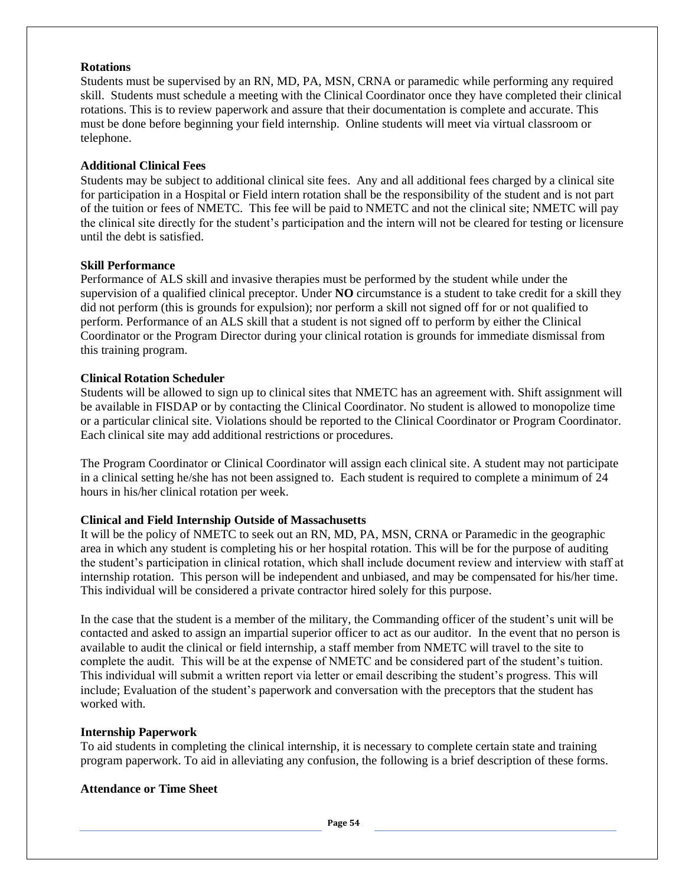**Rotations**

Students must be supervised by an RN, MD, PA, MSN, CRNA or paramedic while performing any required skill. Students must schedule a meeting with the Clinical Coordinator once they have completed their clinical rotations. This is to review paperwork and assure that their documentation is complete and accurate. This must be done before beginning your field internship. Online students will meet via virtual classroom or telephone.

**Additional Clinical Fees**

Students may be subject to additional clinical site fees. Any and all additional fees charged by a clinical site for participation in a Hospital or Field intern rotation shall be the responsibility of the student and is not part of the tuition or fees of NMETC. This fee will be paid to NMETC and not the clinical site; NMETC will pay the clinical site directly for the student's participation and the intern will not be cleared for testing or licensure until the debt is satisfied.

**Skill Performance**

Performance of ALS skill and invasive therapies must be performed by the student while under the supervision of a qualified clinical preceptor. Under **NO** circumstance is a student to take credit for a skill they did not perform (this is grounds for expulsion); nor perform a skill not signed off for or not qualified to perform. Performance of an ALS skill that a student is not signed off to perform by either the Clinical Coordinator or the Program Director during your clinical rotation is grounds for immediate dismissal from this training program.

**Clinical Rotation Scheduler**

Students will be allowed to sign up to clinical sites that NMETC has an agreement with. Shift assignment will be available in FISDAP or by contacting the Clinical Coordinator. No student is allowed to monopolize time or a particular clinical site. Violations should be reported to the Clinical Coordinator or Program Coordinator. Each clinical site may add additional restrictions or procedures.

The Program Coordinator or Clinical Coordinator will assign each clinical site. A student may not participate in a clinical setting he/she has not been assigned to. Each student is required to complete a minimum of 24 hours in his/her clinical rotation per week.

**Clinical and Field Internship Outside of Massachusetts**

It will be the policy of NMETC to seek out an RN, MD, PA, MSN, CRNA or Paramedic in the geographic area in which any student is completing his or her hospital rotation. This will be for the purpose of auditing the student's participation in clinical rotation, which shall include document review and interview with staff at internship rotation. This person will be independent and unbiased, and may be compensated for his/her time. This individual will be considered a private contractor hired solely for this purpose.

In the case that the student is a member of the military, the Commanding officer of the student's unit will be contacted and asked to assign an impartial superior officer to act as our auditor. In the event that no person is available to audit the clinical or field internship, a staff member from NMETC will travel to the site to complete the audit. This will be at the expense of NMETC and be considered part of the student's tuition. This individual will submit a written report via letter or email describing the student's progress. This will include; Evaluation of the student's paperwork and conversation with the preceptors that the student has worked with.

**Internship Paperwork**

To aid students in completing the clinical internship, it is necessary to complete certain state and training program paperwork. To aid in alleviating any confusion, the following is a brief description of these forms.

**Attendance or Time Sheet**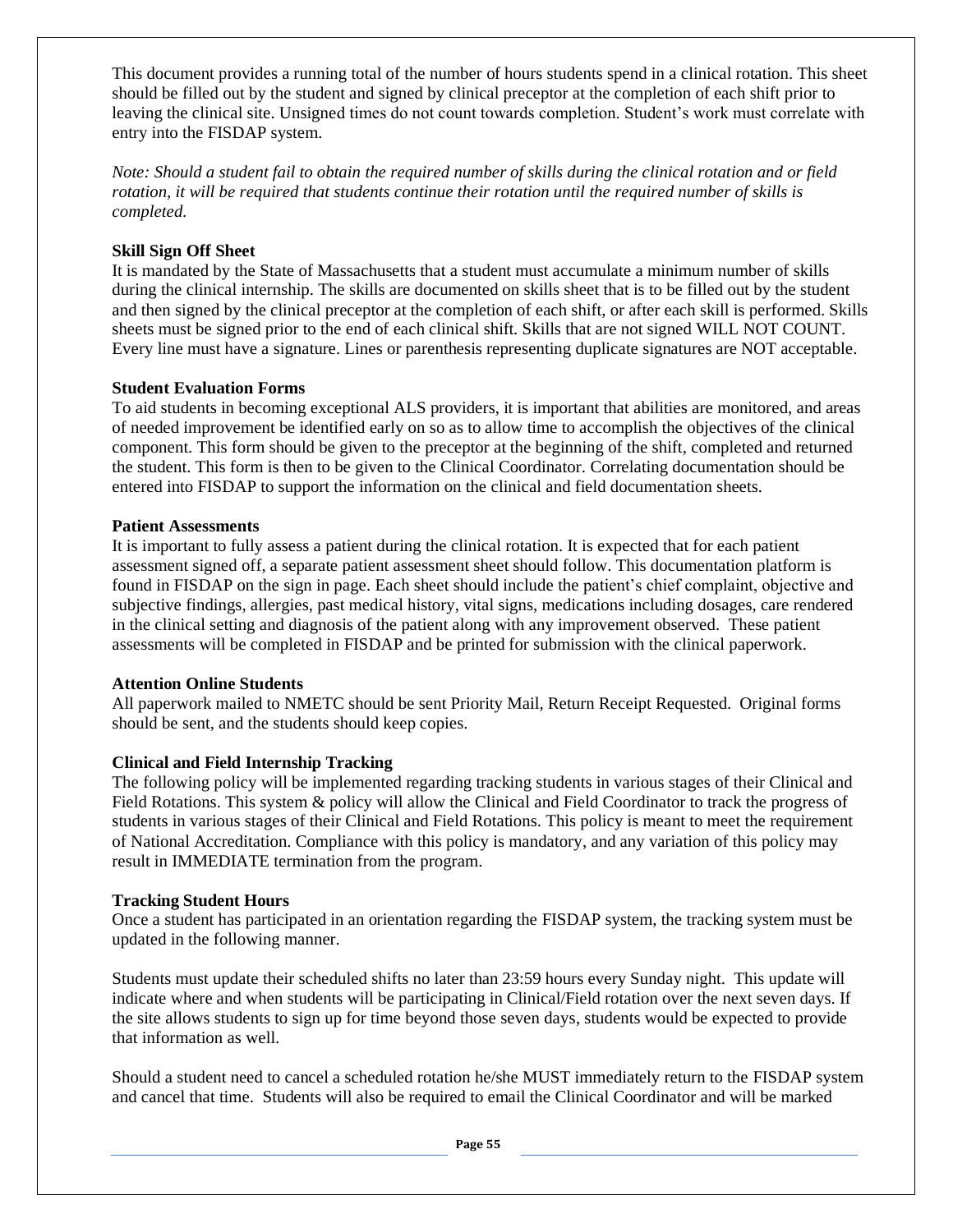This document provides a running total of the number of hours students spend in a clinical rotation. This sheet should be filled out by the student and signed by clinical preceptor at the completion of each shift prior to leaving the clinical site. Unsigned times do not count towards completion. Student's work must correlate with entry into the FISDAP system.

*Note: Should a student fail to obtain the required number of skills during the clinical rotation and or field rotation, it will be required that students continue their rotation until the required number of skills is completed.*

**Skill Sign Off Sheet**

It is mandated by the State of Massachusetts that a student must accumulate a minimum number of skills during the clinical internship. The skills are documented on skills sheet that is to be filled out by the student and then signed by the clinical preceptor at the completion of each shift, or after each skill is performed. Skills sheets must be signed prior to the end of each clinical shift. Skills that are not signed WILL NOT COUNT. Every line must have a signature. Lines or parenthesis representing duplicate signatures are NOT acceptable.

**Student Evaluation Forms**

To aid students in becoming exceptional ALS providers, it is important that abilities are monitored, and areas of needed improvement be identified early on so as to allow time to accomplish the objectives of the clinical component. This form should be given to the preceptor at the beginning of the shift, completed and returned the student. This form is then to be given to the Clinical Coordinator. Correlating documentation should be entered into FISDAP to support the information on the clinical and field documentation sheets.

**Patient Assessments**

It is important to fully assess a patient during the clinical rotation. It is expected that for each patient assessment signed off, a separate patient assessment sheet should follow. This documentation platform is found in FISDAP on the sign in page. Each sheet should include the patient's chief complaint, objective and subjective findings, allergies, past medical history, vital signs, medications including dosages, care rendered in the clinical setting and diagnosis of the patient along with any improvement observed. These patient assessments will be completed in FISDAP and be printed for submission with the clinical paperwork.

**Attention Online Students**

All paperwork mailed to NMETC should be sent Priority Mail, Return Receipt Requested. Original forms should be sent, and the students should keep copies.

**Clinical and Field Internship Tracking**

The following policy will be implemented regarding tracking students in various stages of their Clinical and Field Rotations. This system & policy will allow the Clinical and Field Coordinator to track the progress of students in various stages of their Clinical and Field Rotations. This policy is meant to meet the requirement of National Accreditation. Compliance with this policy is mandatory, and any variation of this policy may result in IMMEDIATE termination from the program.

**Tracking Student Hours**

Once a student has participated in an orientation regarding the FISDAP system, the tracking system must be updated in the following manner.

Students must update their scheduled shifts no later than 23:59 hours every Sunday night. This update will indicate where and when students will be participating in Clinical/Field rotation over the next seven days. If the site allows students to sign up for time beyond those seven days, students would be expected to provide that information as well.

Should a student need to cancel a scheduled rotation he/she MUST immediately return to the FISDAP system and cancel that time. Students will also be required to email the Clinical Coordinator and will be marked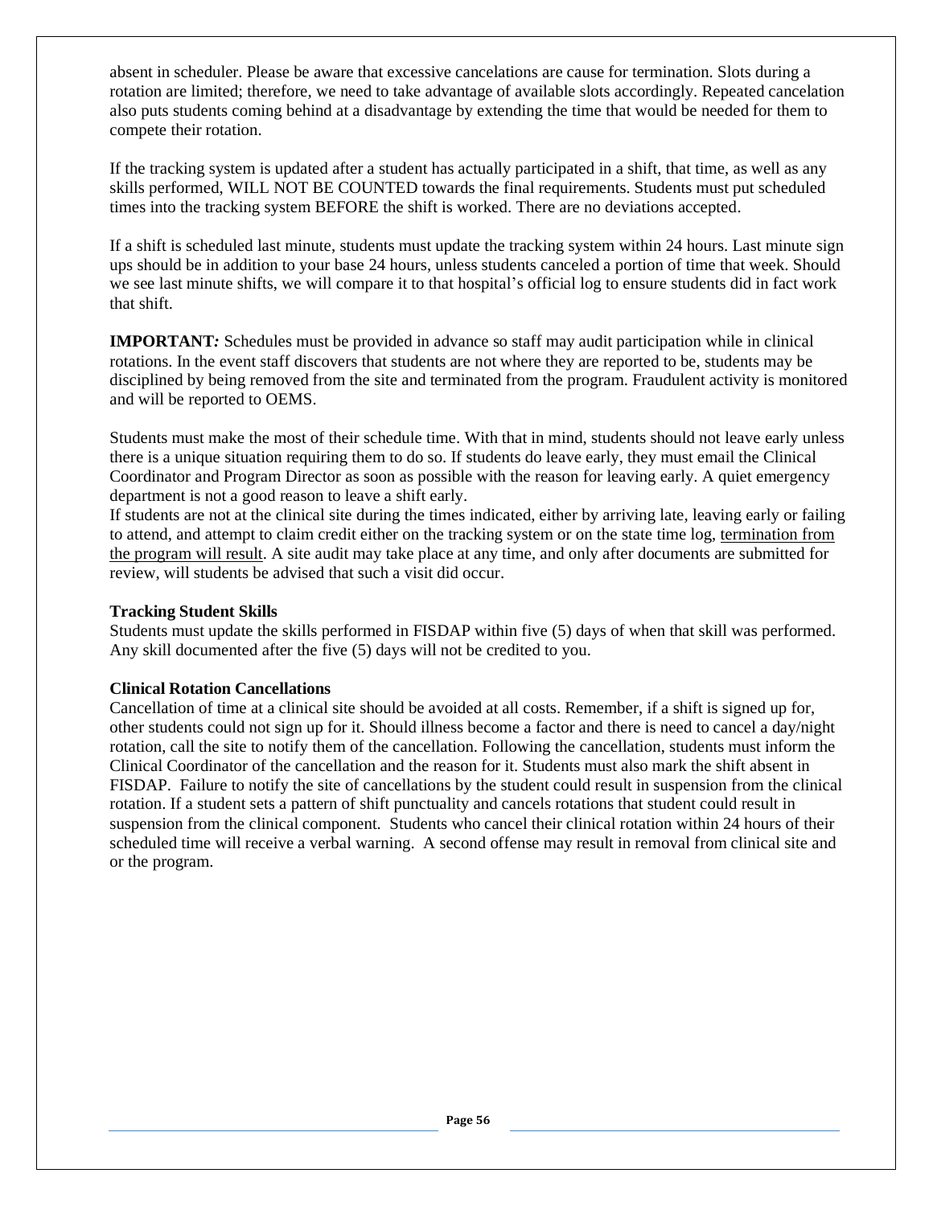absent in scheduler. Please be aware that excessive cancelations are cause for termination. Slots during a rotation are limited; therefore, we need to take advantage of available slots accordingly. Repeated cancelation also puts students coming behind at a disadvantage by extending the time that would be needed for them to compete their rotation.

If the tracking system is updated after a student has actually participated in a shift, that time, as well as any skills performed, WILL NOT BE COUNTED towards the final requirements. Students must put scheduled times into the tracking system BEFORE the shift is worked. There are no deviations accepted.

If a shift is scheduled last minute, students must update the tracking system within 24 hours. Last minute sign ups should be in addition to your base 24 hours, unless students canceled a portion of time that week. Should we see last minute shifts, we will compare it to that hospital's official log to ensure students did in fact work that shift.

**IMPORTANT*:*** Schedules must be provided in advance so staff may audit participation while in clinical rotations. In the event staff discovers that students are not where they are reported to be, students may be disciplined by being removed from the site and terminated from the program. Fraudulent activity is monitored and will be reported to OEMS.

Students must make the most of their schedule time. With that in mind, students should not leave early unless there is a unique situation requiring them to do so. If students do leave early, they must email the Clinical Coordinator and Program Director as soon as possible with the reason for leaving early. A quiet emergency department is not a good reason to leave a shift early.
If students are not at the clinical site during the times indicated, either by arriving late, leaving early or failing to attend, and attempt to claim credit either on the tracking system or on the state time log, <u>termination from the program will result</u>. A site audit may take place at any time, and only after documents are submitted for review, will students be advised that such a visit did occur.

**Tracking Student Skills**
Students must update the skills performed in FISDAP within five (5) days of when that skill was performed. Any skill documented after the five (5) days will not be credited to you.

**Clinical Rotation Cancellations**
Cancellation of time at a clinical site should be avoided at all costs. Remember, if a shift is signed up for, other students could not sign up for it. Should illness become a factor and there is need to cancel a day/night rotation, call the site to notify them of the cancellation. Following the cancellation, students must inform the Clinical Coordinator of the cancellation and the reason for it. Students must also mark the shift absent in FISDAP. Failure to notify the site of cancellations by the student could result in suspension from the clinical rotation. If a student sets a pattern of shift punctuality and cancels rotations that student could result in suspension from the clinical component. Students who cancel their clinical rotation within 24 hours of their scheduled time will receive a verbal warning. A second offense may result in removal from clinical site and or the program.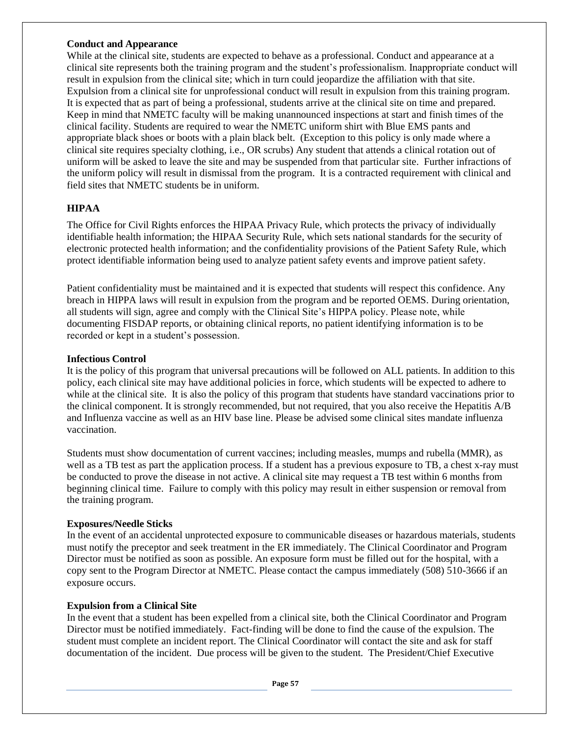**Conduct and Appearance**

While at the clinical site, students are expected to behave as a professional. Conduct and appearance at a clinical site represents both the training program and the student's professionalism. Inappropriate conduct will result in expulsion from the clinical site; which in turn could jeopardize the affiliation with that site. Expulsion from a clinical site for unprofessional conduct will result in expulsion from this training program. It is expected that as part of being a professional, students arrive at the clinical site on time and prepared. Keep in mind that NMETC faculty will be making unannounced inspections at start and finish times of the clinical facility. Students are required to wear the NMETC uniform shirt with Blue EMS pants and appropriate black shoes or boots with a plain black belt. (Exception to this policy is only made where a clinical site requires specialty clothing, i.e., OR scrubs) Any student that attends a clinical rotation out of uniform will be asked to leave the site and may be suspended from that particular site. Further infractions of the uniform policy will result in dismissal from the program. It is a contracted requirement with clinical and field sites that NMETC students be in uniform.

**HIPAA**

The Office for Civil Rights enforces the HIPAA Privacy Rule, which protects the privacy of individually identifiable health information; the HIPAA Security Rule, which sets national standards for the security of electronic protected health information; and the confidentiality provisions of the Patient Safety Rule, which protect identifiable information being used to analyze patient safety events and improve patient safety.

Patient confidentiality must be maintained and it is expected that students will respect this confidence. Any breach in HIPPA laws will result in expulsion from the program and be reported OEMS. During orientation, all students will sign, agree and comply with the Clinical Site's HIPPA policy. Please note, while documenting FISDAP reports, or obtaining clinical reports, no patient identifying information is to be recorded or kept in a student's possession.

**Infectious Control**

It is the policy of this program that universal precautions will be followed on ALL patients. In addition to this policy, each clinical site may have additional policies in force, which students will be expected to adhere to while at the clinical site. It is also the policy of this program that students have standard vaccinations prior to the clinical component. It is strongly recommended, but not required, that you also receive the Hepatitis A/B and Influenza vaccine as well as an HIV base line. Please be advised some clinical sites mandate influenza vaccination.

Students must show documentation of current vaccines; including measles, mumps and rubella (MMR), as well as a TB test as part the application process. If a student has a previous exposure to TB, a chest x-ray must be conducted to prove the disease in not active. A clinical site may request a TB test within 6 months from beginning clinical time. Failure to comply with this policy may result in either suspension or removal from the training program.

**Exposures/Needle Sticks**

In the event of an accidental unprotected exposure to communicable diseases or hazardous materials, students must notify the preceptor and seek treatment in the ER immediately. The Clinical Coordinator and Program Director must be notified as soon as possible. An exposure form must be filled out for the hospital, with a copy sent to the Program Director at NMETC. Please contact the campus immediately (508) 510-3666 if an exposure occurs.

**Expulsion from a Clinical Site**

In the event that a student has been expelled from a clinical site, both the Clinical Coordinator and Program Director must be notified immediately. Fact-finding will be done to find the cause of the expulsion. The student must complete an incident report. The Clinical Coordinator will contact the site and ask for staff documentation of the incident. Due process will be given to the student. The President/Chief Executive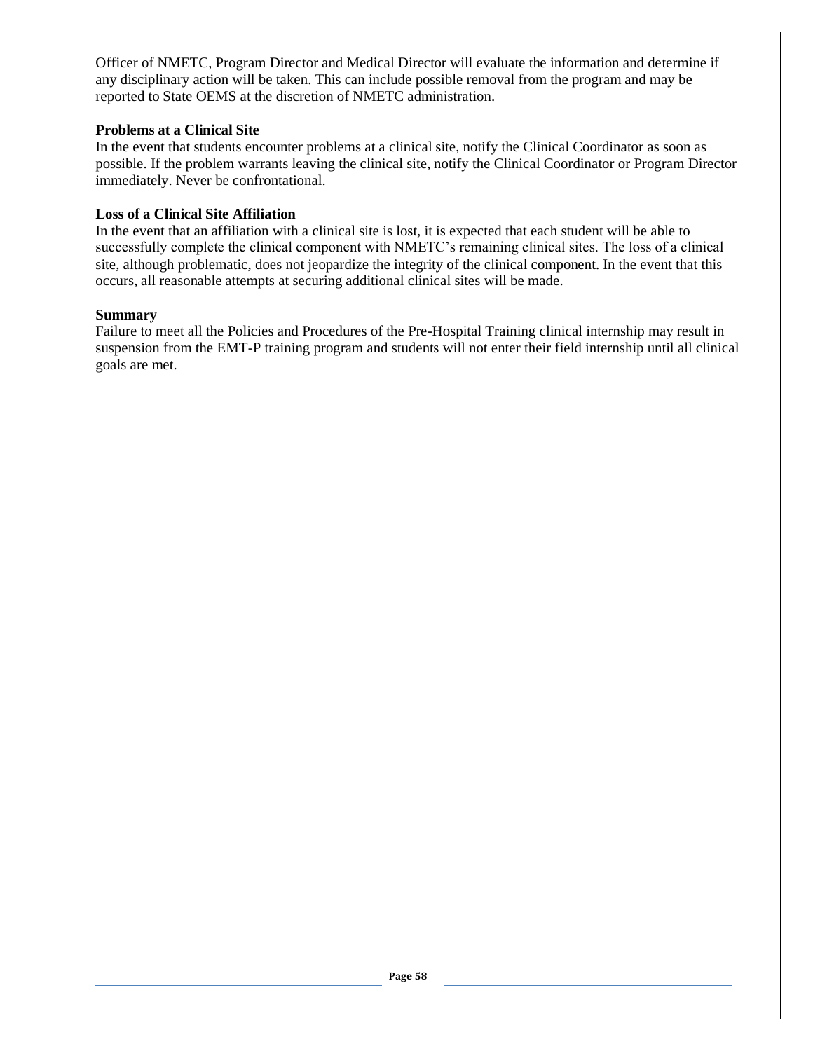Officer of NMETC, Program Director and Medical Director will evaluate the information and determine if any disciplinary action will be taken. This can include possible removal from the program and may be reported to State OEMS at the discretion of NMETC administration.

**Problems at a Clinical Site**

In the event that students encounter problems at a clinical site, notify the Clinical Coordinator as soon as possible. If the problem warrants leaving the clinical site, notify the Clinical Coordinator or Program Director immediately. Never be confrontational.

**Loss of a Clinical Site Affiliation**

In the event that an affiliation with a clinical site is lost, it is expected that each student will be able to successfully complete the clinical component with NMETC's remaining clinical sites. The loss of a clinical site, although problematic, does not jeopardize the integrity of the clinical component. In the event that this occurs, all reasonable attempts at securing additional clinical sites will be made.

**Summary**

Failure to meet all the Policies and Procedures of the Pre-Hospital Training clinical internship may result in suspension from the EMT-P training program and students will not enter their field internship until all clinical goals are met.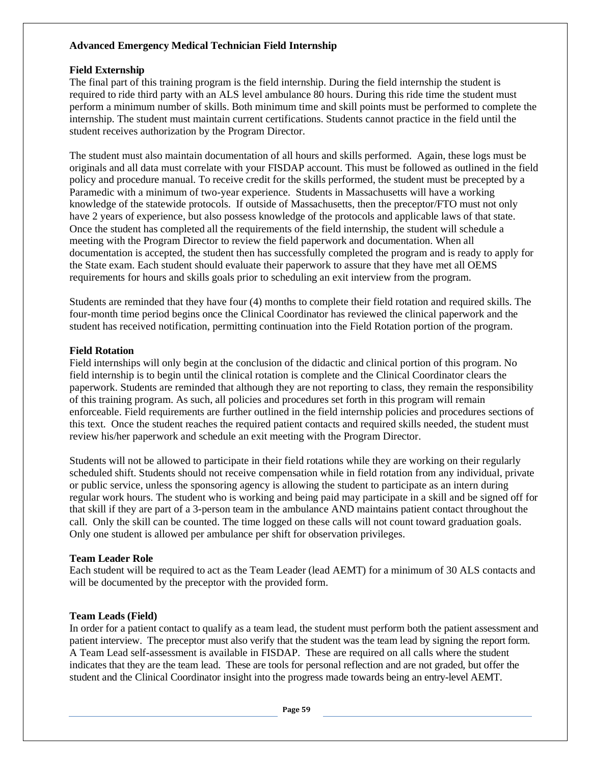**Advanced Emergency Medical Technician Field Internship**

**Field Externship**

The final part of this training program is the field internship. During the field internship the student is required to ride third party with an ALS level ambulance 80 hours. During this ride time the student must perform a minimum number of skills. Both minimum time and skill points must be performed to complete the internship. The student must maintain current certifications. Students cannot practice in the field until the student receives authorization by the Program Director.

The student must also maintain documentation of all hours and skills performed. Again, these logs must be originals and all data must correlate with your FISDAP account. This must be followed as outlined in the field policy and procedure manual. To receive credit for the skills performed, the student must be precepted by a Paramedic with a minimum of two-year experience. Students in Massachusetts will have a working knowledge of the statewide protocols. If outside of Massachusetts, then the preceptor/FTO must not only have 2 years of experience, but also possess knowledge of the protocols and applicable laws of that state. Once the student has completed all the requirements of the field internship, the student will schedule a meeting with the Program Director to review the field paperwork and documentation. When all documentation is accepted, the student then has successfully completed the program and is ready to apply for the State exam. Each student should evaluate their paperwork to assure that they have met all OEMS requirements for hours and skills goals prior to scheduling an exit interview from the program.

Students are reminded that they have four (4) months to complete their field rotation and required skills. The four-month time period begins once the Clinical Coordinator has reviewed the clinical paperwork and the student has received notification, permitting continuation into the Field Rotation portion of the program.

**Field Rotation**

Field internships will only begin at the conclusion of the didactic and clinical portion of this program. No field internship is to begin until the clinical rotation is complete and the Clinical Coordinator clears the paperwork. Students are reminded that although they are not reporting to class, they remain the responsibility of this training program. As such, all policies and procedures set forth in this program will remain enforceable. Field requirements are further outlined in the field internship policies and procedures sections of this text. Once the student reaches the required patient contacts and required skills needed, the student must review his/her paperwork and schedule an exit meeting with the Program Director.

Students will not be allowed to participate in their field rotations while they are working on their regularly scheduled shift. Students should not receive compensation while in field rotation from any individual, private or public service, unless the sponsoring agency is allowing the student to participate as an intern during regular work hours. The student who is working and being paid may participate in a skill and be signed off for that skill if they are part of a 3-person team in the ambulance AND maintains patient contact throughout the call. Only the skill can be counted. The time logged on these calls will not count toward graduation goals. Only one student is allowed per ambulance per shift for observation privileges.

**Team Leader Role**

Each student will be required to act as the Team Leader (lead AEMT) for a minimum of 30 ALS contacts and will be documented by the preceptor with the provided form.

**Team Leads (Field)**

In order for a patient contact to qualify as a team lead, the student must perform both the patient assessment and patient interview. The preceptor must also verify that the student was the team lead by signing the report form. A Team Lead self-assessment is available in FISDAP. These are required on all calls where the student indicates that they are the team lead. These are tools for personal reflection and are not graded, but offer the student and the Clinical Coordinator insight into the progress made towards being an entry-level AEMT.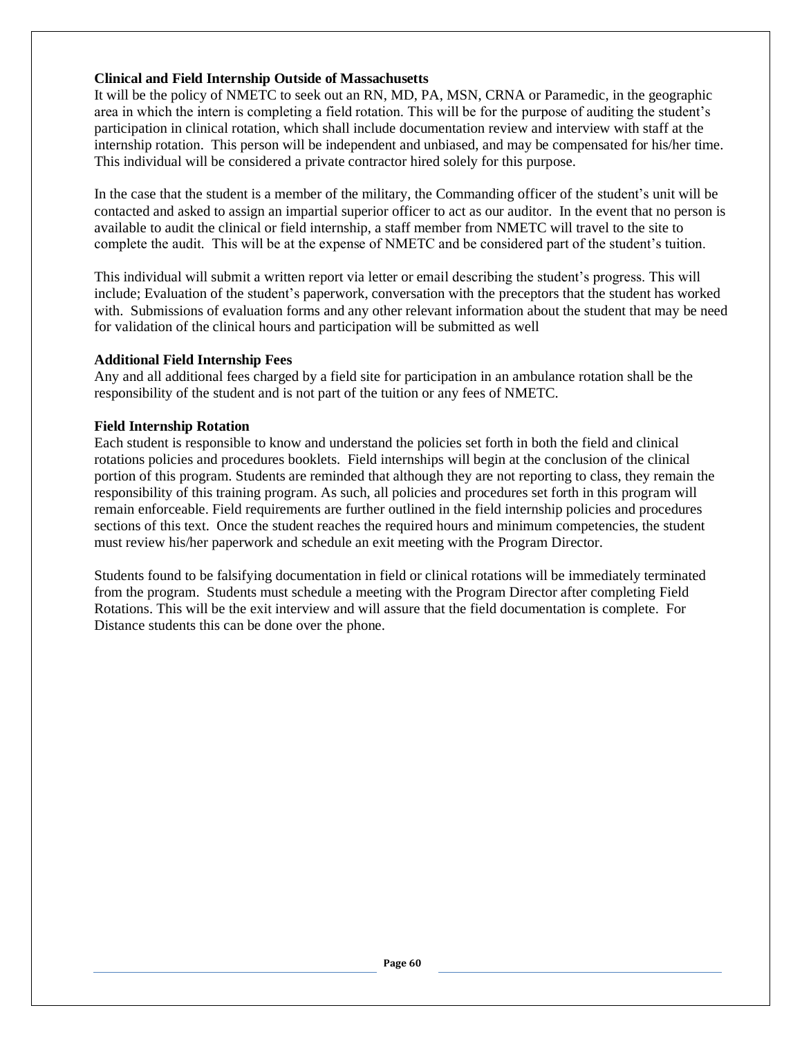**Clinical and Field Internship Outside of Massachusetts**

It will be the policy of NMETC to seek out an RN, MD, PA, MSN, CRNA or Paramedic, in the geographic area in which the intern is completing a field rotation. This will be for the purpose of auditing the student's participation in clinical rotation, which shall include documentation review and interview with staff at the internship rotation. This person will be independent and unbiased, and may be compensated for his/her time. This individual will be considered a private contractor hired solely for this purpose.

In the case that the student is a member of the military, the Commanding officer of the student's unit will be contacted and asked to assign an impartial superior officer to act as our auditor. In the event that no person is available to audit the clinical or field internship, a staff member from NMETC will travel to the site to complete the audit. This will be at the expense of NMETC and be considered part of the student's tuition.

This individual will submit a written report via letter or email describing the student's progress. This will include; Evaluation of the student's paperwork, conversation with the preceptors that the student has worked with. Submissions of evaluation forms and any other relevant information about the student that may be need for validation of the clinical hours and participation will be submitted as well

**Additional Field Internship Fees**

Any and all additional fees charged by a field site for participation in an ambulance rotation shall be the responsibility of the student and is not part of the tuition or any fees of NMETC.

**Field Internship Rotation**

Each student is responsible to know and understand the policies set forth in both the field and clinical rotations policies and procedures booklets. Field internships will begin at the conclusion of the clinical portion of this program. Students are reminded that although they are not reporting to class, they remain the responsibility of this training program. As such, all policies and procedures set forth in this program will remain enforceable. Field requirements are further outlined in the field internship policies and procedures sections of this text. Once the student reaches the required hours and minimum competencies, the student must review his/her paperwork and schedule an exit meeting with the Program Director.

Students found to be falsifying documentation in field or clinical rotations will be immediately terminated from the program. Students must schedule a meeting with the Program Director after completing Field Rotations. This will be the exit interview and will assure that the field documentation is complete. For Distance students this can be done over the phone.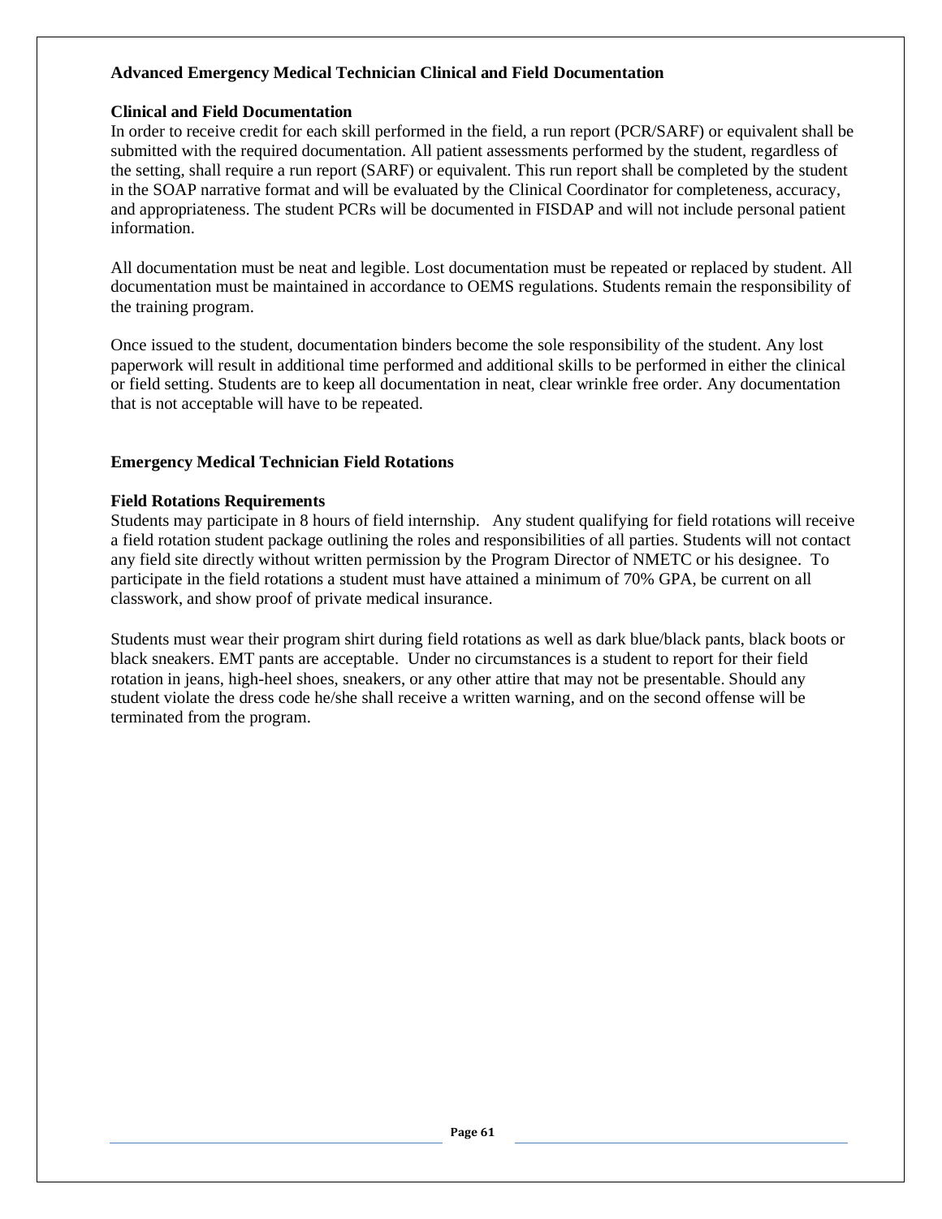## Advanced Emergency Medical Technician Clinical and Field Documentation

### Clinical and Field Documentation

In order to receive credit for each skill performed in the field, a run report (PCR/SARF) or equivalent shall be submitted with the required documentation. All patient assessments performed by the student, regardless of the setting, shall require a run report (SARF) or equivalent. This run report shall be completed by the student in the SOAP narrative format and will be evaluated by the Clinical Coordinator for completeness, accuracy, and appropriateness. The student PCRs will be documented in FISDAP and will not include personal patient information.

All documentation must be neat and legible. Lost documentation must be repeated or replaced by student. All documentation must be maintained in accordance to OEMS regulations. Students remain the responsibility of the training program.

Once issued to the student, documentation binders become the sole responsibility of the student. Any lost paperwork will result in additional time performed and additional skills to be performed in either the clinical or field setting. Students are to keep all documentation in neat, clear wrinkle free order. Any documentation that is not acceptable will have to be repeated.

## Emergency Medical Technician Field Rotations

### Field Rotations Requirements

Students may participate in 8 hours of field internship. Any student qualifying for field rotations will receive a field rotation student package outlining the roles and responsibilities of all parties. Students will not contact any field site directly without written permission by the Program Director of NMETC or his designee. To participate in the field rotations a student must have attained a minimum of 70% GPA, be current on all classwork, and show proof of private medical insurance.

Students must wear their program shirt during field rotations as well as dark blue/black pants, black boots or black sneakers. EMT pants are acceptable. Under no circumstances is a student to report for their field rotation in jeans, high-heel shoes, sneakers, or any other attire that may not be presentable. Should any student violate the dress code he/she shall receive a written warning, and on the second offense will be terminated from the program.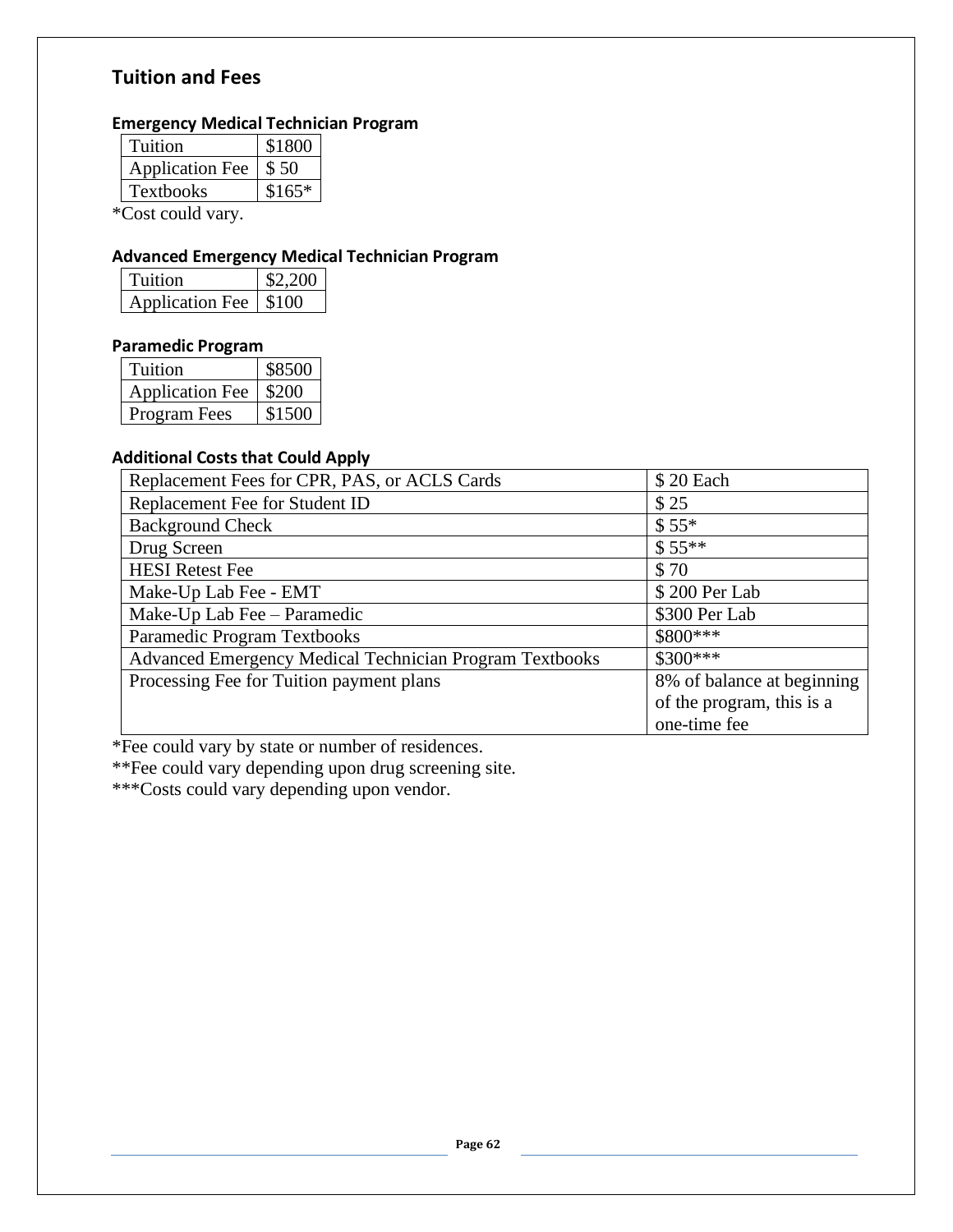## Tuition and Fees

### Emergency Medical Technician Program

| | |
|---|---|
| Tuition | $1800 |
| Application Fee | $ 50 |
| Textbooks | $165* |

*Cost could vary.

### Advanced Emergency Medical Technician Program

| | |
|---|---|
| Tuition | $2,200 |
| Application Fee | $100 |

### Paramedic Program

| | |
|---|---|
| Tuition | $8500 |
| Application Fee | $200 |
| Program Fees | $1500 |

### Additional Costs that Could Apply

| | |
|---|---|
| Replacement Fees for CPR, PAS, or ACLS Cards | $ 20 Each |
| Replacement Fee for Student ID | $ 25 |
| Background Check | $ 55* |
| Drug Screen | $ 55** |
| HESI Retest Fee | $ 70 |
| Make-Up Lab Fee - EMT | $ 200 Per Lab |
| Make-Up Lab Fee – Paramedic | $300 Per Lab |
| Paramedic Program Textbooks | $800*** |
| Advanced Emergency Medical Technician Program Textbooks | $300*** |
| Processing Fee for Tuition payment plans | 8% of balance at beginning of the program, this is a one-time fee |

*Fee could vary by state or number of residences.

**Fee could vary depending upon drug screening site.

***Costs could vary depending upon vendor.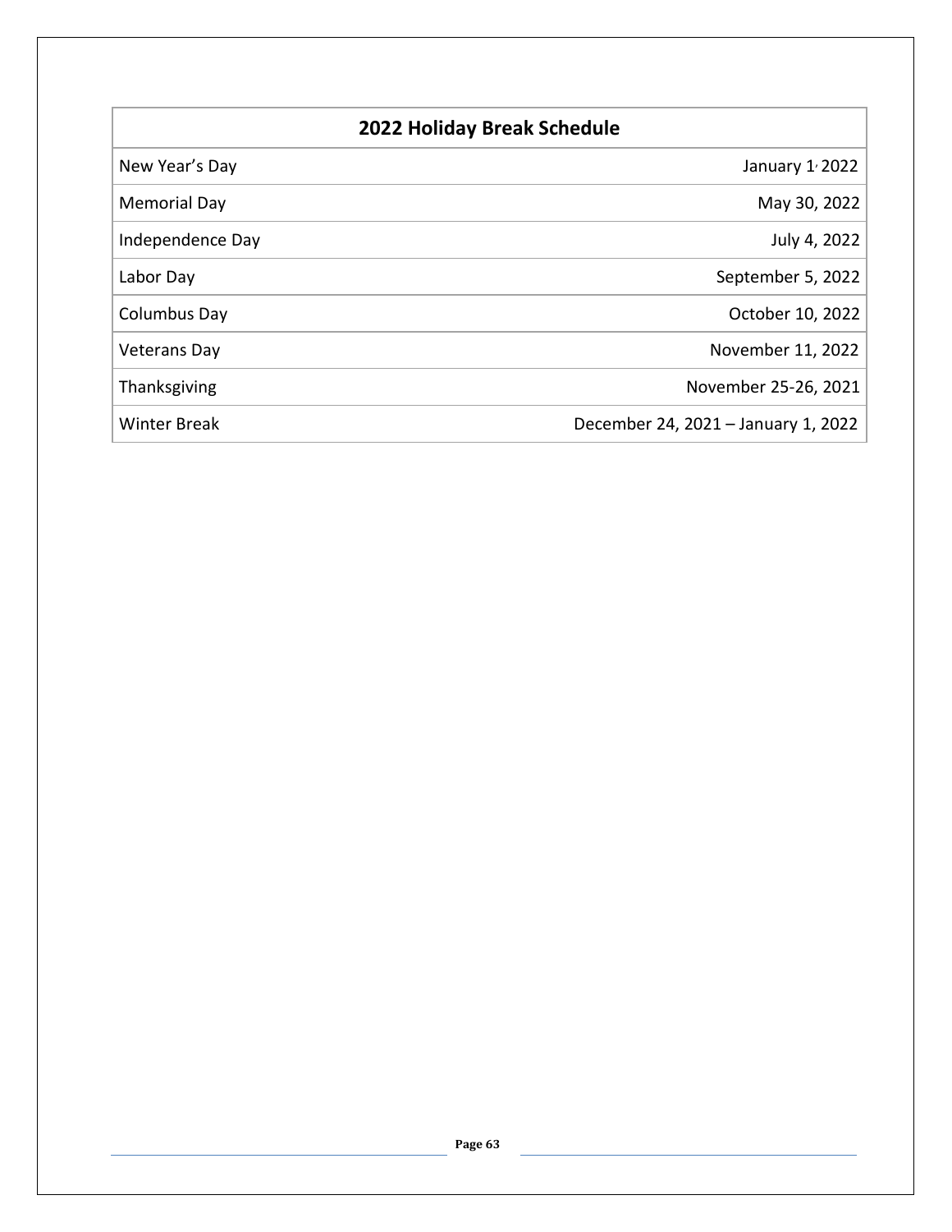| 2022 Holiday Break Schedule | |
|---|---|
| New Year's Day | January 1, 2022 |
| Memorial Day | May 30, 2022 |
| Independence Day | July 4, 2022 |
| Labor Day | September 5, 2022 |
| Columbus Day | October 10, 2022 |
| Veterans Day | November 11, 2022 |
| Thanksgiving | November 25-26, 2021 |
| Winter Break | December 24, 2021 – January 1, 2022 |